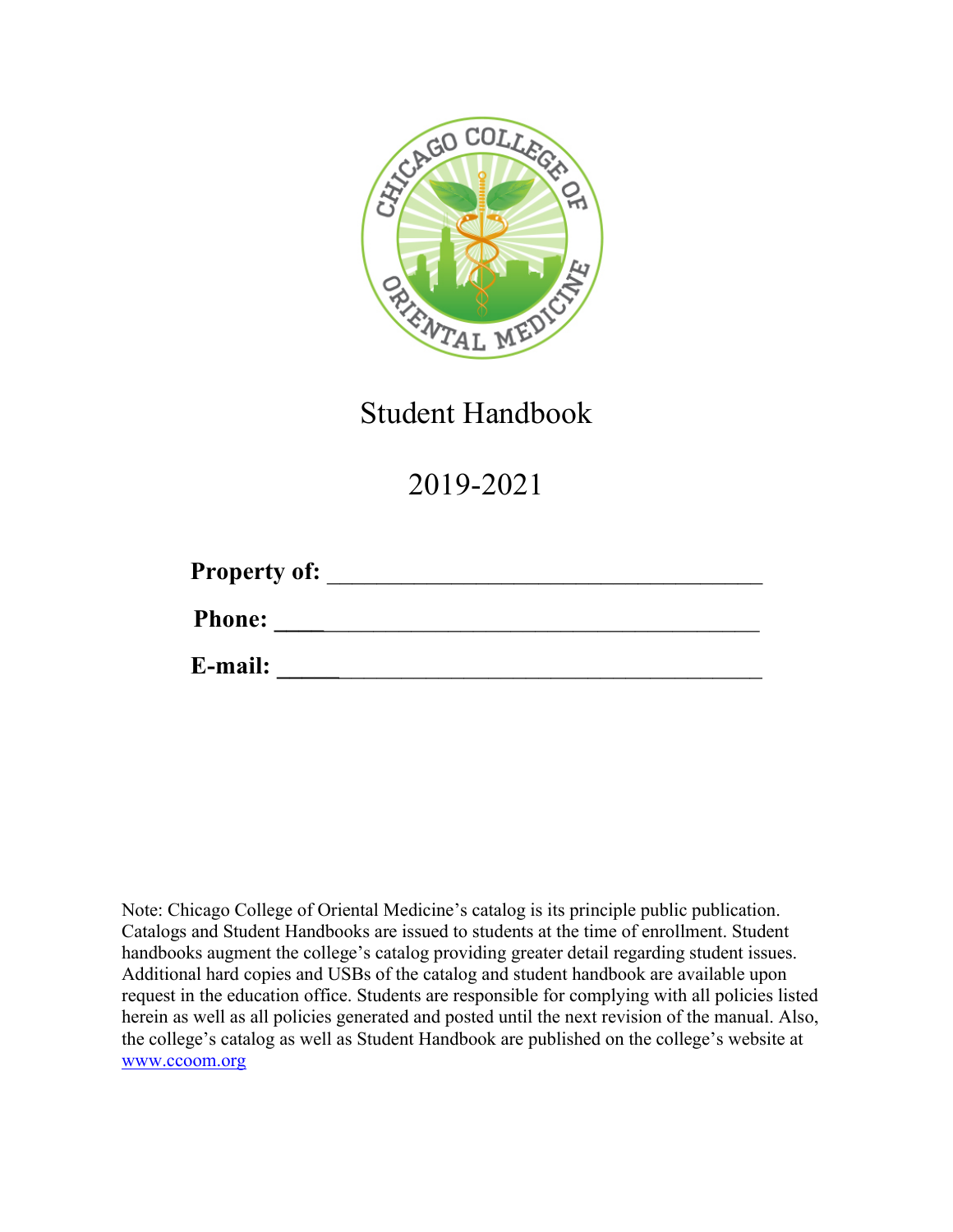# Student Handbook

## 2019-2021

**Property of:** ____________________________________

**Phone:** ____________________________________

**E-mail:** ____________________________________

Note: Chicago College of Oriental Medicine's catalog is its principle public publication. Catalogs and Student Handbooks are issued to students at the time of enrollment. Student handbooks augment the college's catalog providing greater detail regarding student issues. Additional hard copies and USBs of the catalog and student handbook are available upon request in the education office. Students are responsible for complying with all policies listed herein as well as all policies generated and posted until the next revision of the manual. Also, the college's catalog as well as Student Handbook are published on the college's website at www.ccoom.org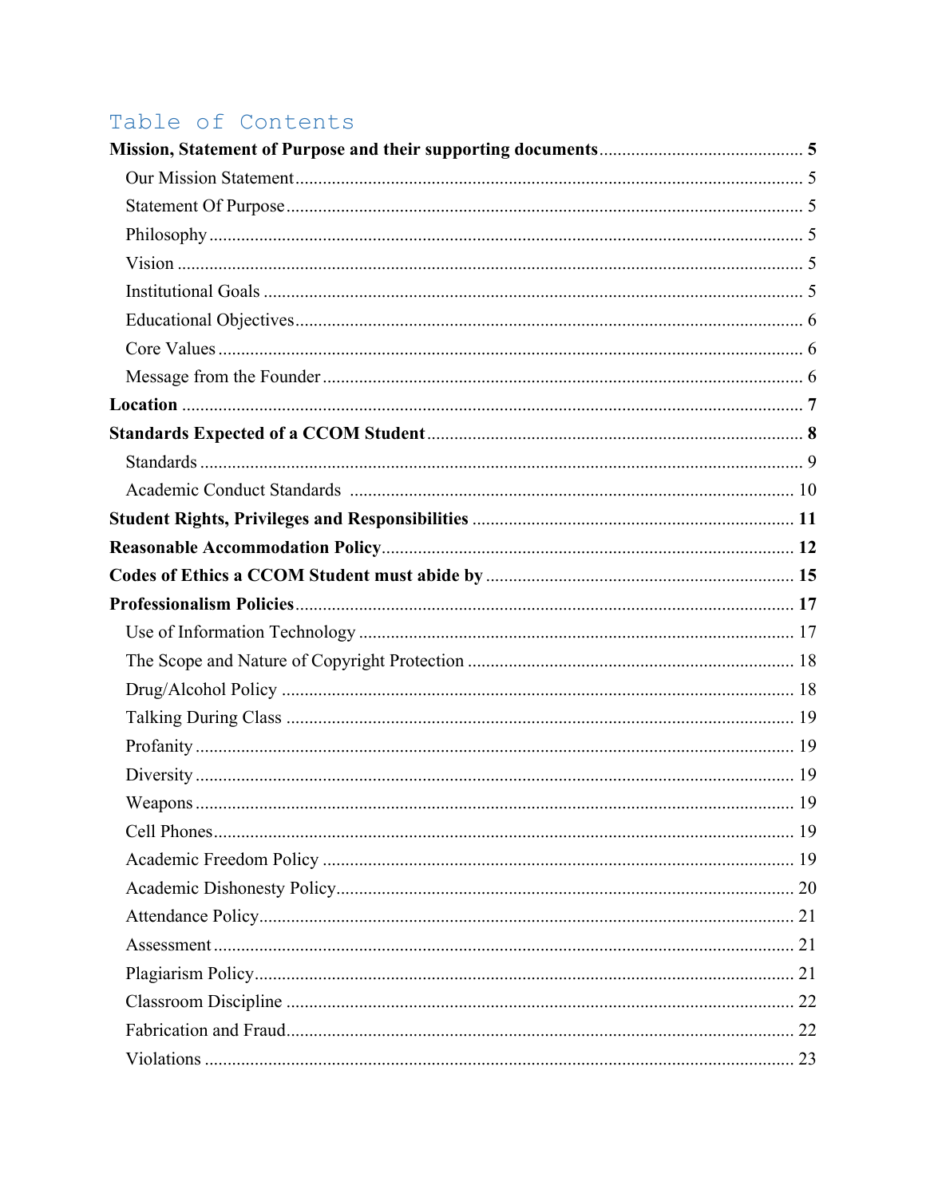# Table of Contents

**Mission, Statement of Purpose and their supporting documents** ............ 5
- Our Mission Statement ............ 5
- Statement Of Purpose ............ 5
- Philosophy ............ 5
- Vision ............ 5
- Institutional Goals ............ 5
- Educational Objectives ............ 6
- Core Values ............ 6
- Message from the Founder ............ 6

**Location** ............ 7

**Standards Expected of a CCOM Student** ............ 8
- Standards ............ 9
- Academic Conduct Standards ............ 10

**Student Rights, Privileges and Responsibilities** ............ 11

**Reasonable Accommodation Policy** ............ 12

**Codes of Ethics a CCOM Student must abide by** ............ 15

**Professionalism Policies** ............ 17
- Use of Information Technology ............ 17
- The Scope and Nature of Copyright Protection ............ 18
- Drug/Alcohol Policy ............ 18
- Talking During Class ............ 19
- Profanity ............ 19
- Diversity ............ 19
- Weapons ............ 19
- Cell Phones ............ 19
- Academic Freedom Policy ............ 19
- Academic Dishonesty Policy ............ 20
- Attendance Policy ............ 21
- Assessment ............ 21
- Plagiarism Policy ............ 21
- Classroom Discipline ............ 22
- Fabrication and Fraud ............ 22
- Violations ............ 23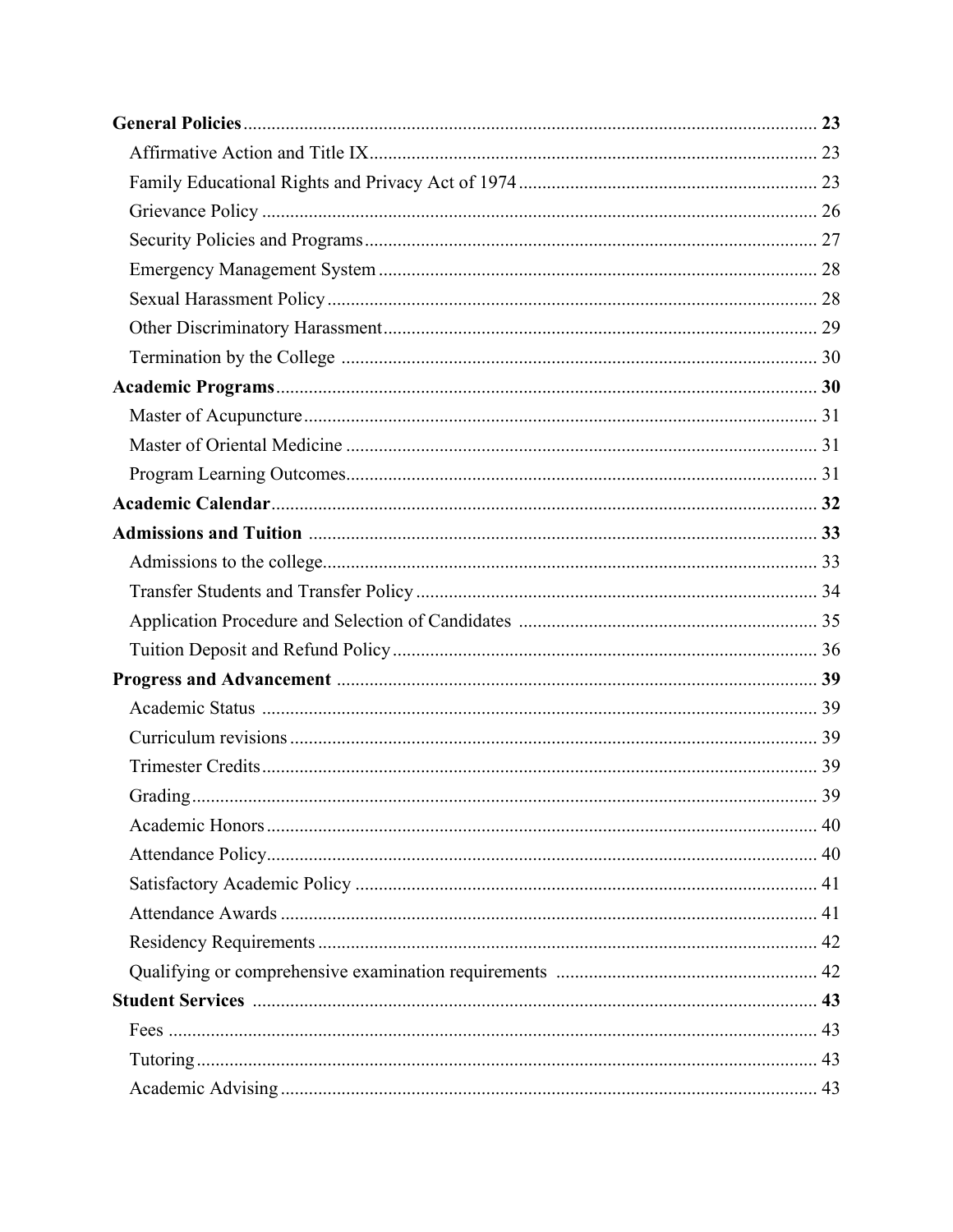**General Policies** ........................................................................ **23**

- Affirmative Action and Title IX ........................................................................ 23
- Family Educational Rights and Privacy Act of 1974 ........................................................................ 23
- Grievance Policy ........................................................................ 26
- Security Policies and Programs ........................................................................ 27
- Emergency Management System ........................................................................ 28
- Sexual Harassment Policy ........................................................................ 28
- Other Discriminatory Harassment ........................................................................ 29
- Termination by the College ........................................................................ 30

**Academic Programs** ........................................................................ **30**

- Master of Acupuncture ........................................................................ 31
- Master of Oriental Medicine ........................................................................ 31
- Program Learning Outcomes ........................................................................ 31

**Academic Calendar** ........................................................................ **32**

**Admissions and Tuition** ........................................................................ **33**

- Admissions to the college ........................................................................ 33
- Transfer Students and Transfer Policy ........................................................................ 34
- Application Procedure and Selection of Candidates ........................................................................ 35
- Tuition Deposit and Refund Policy ........................................................................ 36

**Progress and Advancement** ........................................................................ **39**

- Academic Status ........................................................................ 39
- Curriculum revisions ........................................................................ 39
- Trimester Credits ........................................................................ 39
- Grading ........................................................................ 39
- Academic Honors ........................................................................ 40
- Attendance Policy ........................................................................ 40
- Satisfactory Academic Policy ........................................................................ 41
- Attendance Awards ........................................................................ 41
- Residency Requirements ........................................................................ 42
- Qualifying or comprehensive examination requirements ........................................................................ 42

**Student Services** ........................................................................ **43**

- Fees ........................................................................ 43
- Tutoring ........................................................................ 43
- Academic Advising ........................................................................ 43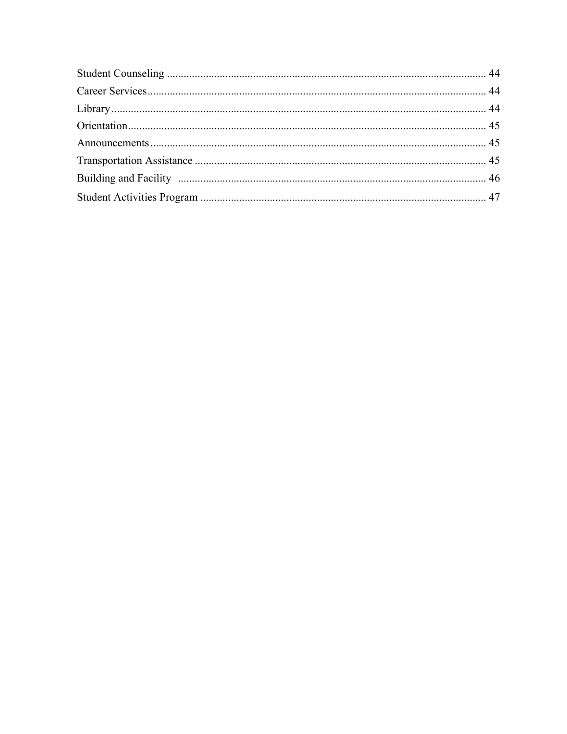Student Counseling .................................................................................................................. 44
Career Services......................................................................................................................... 44
Library...................................................................................................................................... 44
Orientation................................................................................................................................ 45
Announcements........................................................................................................................ 45
Transportation Assistance ........................................................................................................ 45
Building and Facility .............................................................................................................. 46
Student Activities Program ...................................................................................................... 47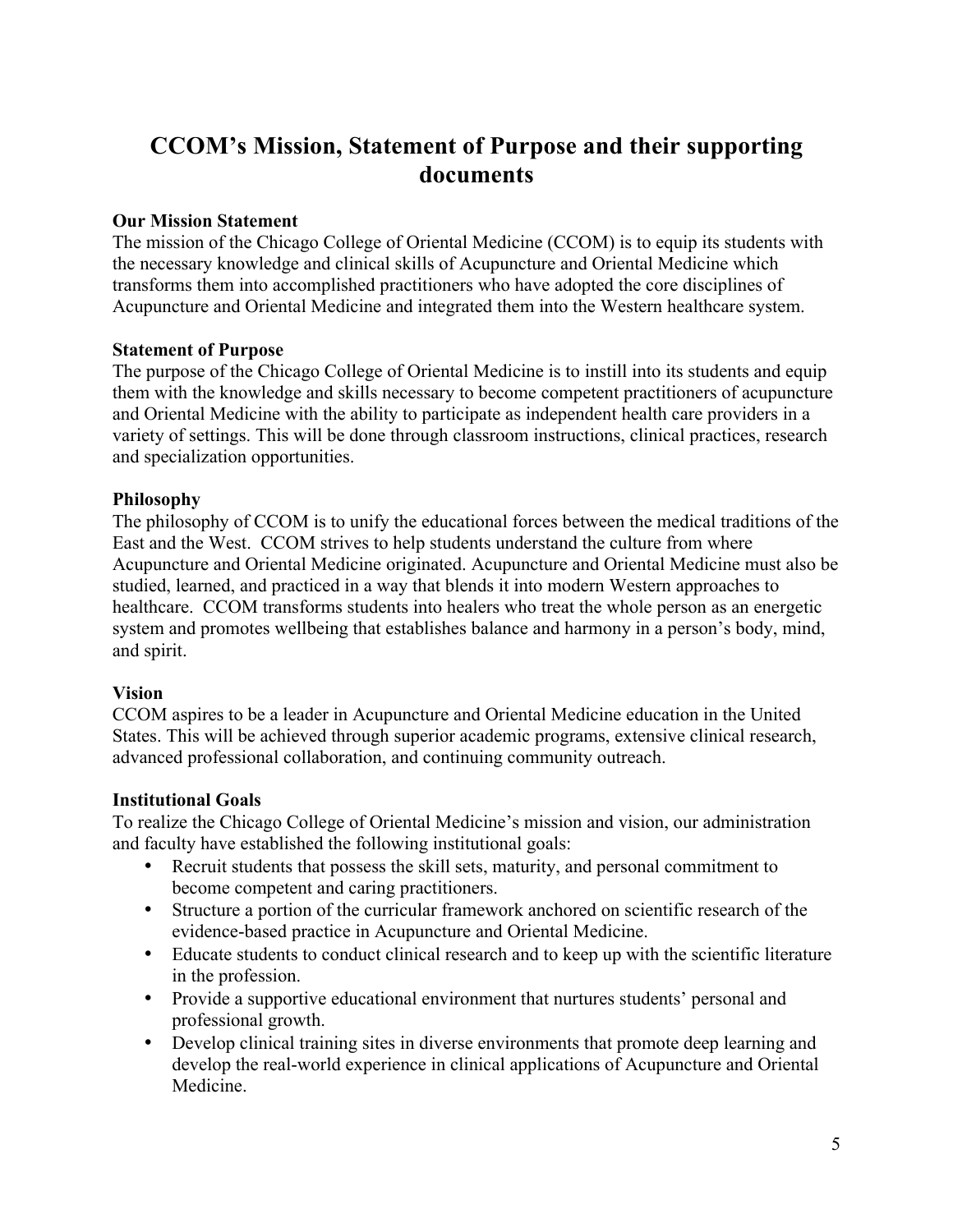# CCOM's Mission, Statement of Purpose and their supporting documents

**Our Mission Statement**

The mission of the Chicago College of Oriental Medicine (CCOM) is to equip its students with the necessary knowledge and clinical skills of Acupuncture and Oriental Medicine which transforms them into accomplished practitioners who have adopted the core disciplines of Acupuncture and Oriental Medicine and integrated them into the Western healthcare system.

**Statement of Purpose**

The purpose of the Chicago College of Oriental Medicine is to instill into its students and equip them with the knowledge and skills necessary to become competent practitioners of acupuncture and Oriental Medicine with the ability to participate as independent health care providers in a variety of settings. This will be done through classroom instructions, clinical practices, research and specialization opportunities.

**Philosophy**

The philosophy of CCOM is to unify the educational forces between the medical traditions of the East and the West. CCOM strives to help students understand the culture from where Acupuncture and Oriental Medicine originated. Acupuncture and Oriental Medicine must also be studied, learned, and practiced in a way that blends it into modern Western approaches to healthcare. CCOM transforms students into healers who treat the whole person as an energetic system and promotes wellbeing that establishes balance and harmony in a person's body, mind, and spirit.

**Vision**

CCOM aspires to be a leader in Acupuncture and Oriental Medicine education in the United States. This will be achieved through superior academic programs, extensive clinical research, advanced professional collaboration, and continuing community outreach.

**Institutional Goals**

To realize the Chicago College of Oriental Medicine's mission and vision, our administration and faculty have established the following institutional goals:

- Recruit students that possess the skill sets, maturity, and personal commitment to become competent and caring practitioners.
- Structure a portion of the curricular framework anchored on scientific research of the evidence-based practice in Acupuncture and Oriental Medicine.
- Educate students to conduct clinical research and to keep up with the scientific literature in the profession.
- Provide a supportive educational environment that nurtures students' personal and professional growth.
- Develop clinical training sites in diverse environments that promote deep learning and develop the real-world experience in clinical applications of Acupuncture and Oriental Medicine.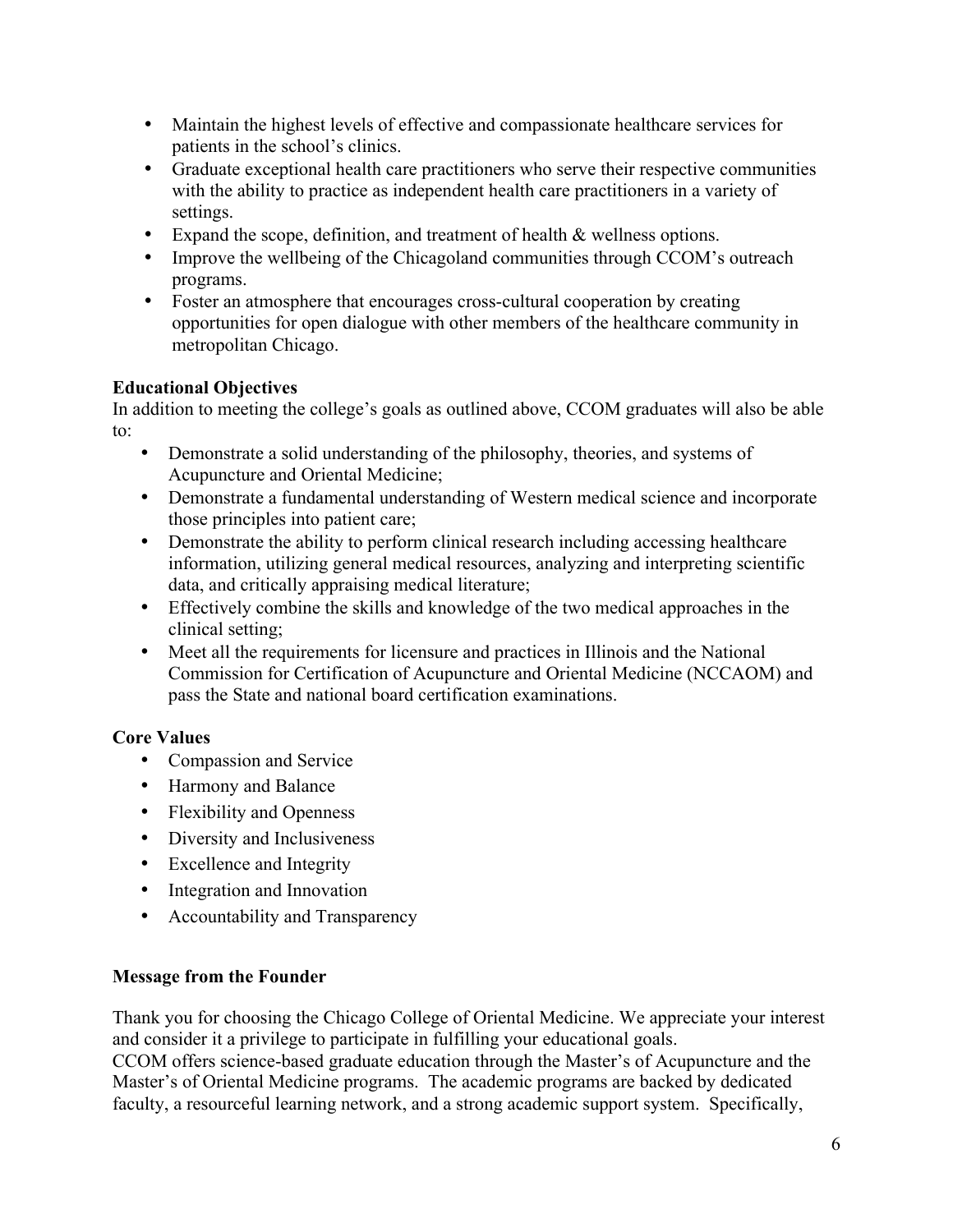- Maintain the highest levels of effective and compassionate healthcare services for patients in the school's clinics.
- Graduate exceptional health care practitioners who serve their respective communities with the ability to practice as independent health care practitioners in a variety of settings.
- Expand the scope, definition, and treatment of health & wellness options.
- Improve the wellbeing of the Chicagoland communities through CCOM's outreach programs.
- Foster an atmosphere that encourages cross-cultural cooperation by creating opportunities for open dialogue with other members of the healthcare community in metropolitan Chicago.

**Educational Objectives**

In addition to meeting the college's goals as outlined above, CCOM graduates will also be able to:

- Demonstrate a solid understanding of the philosophy, theories, and systems of Acupuncture and Oriental Medicine;
- Demonstrate a fundamental understanding of Western medical science and incorporate those principles into patient care;
- Demonstrate the ability to perform clinical research including accessing healthcare information, utilizing general medical resources, analyzing and interpreting scientific data, and critically appraising medical literature;
- Effectively combine the skills and knowledge of the two medical approaches in the clinical setting;
- Meet all the requirements for licensure and practices in Illinois and the National Commission for Certification of Acupuncture and Oriental Medicine (NCCAOM) and pass the State and national board certification examinations.

**Core Values**

- Compassion and Service
- Harmony and Balance
- Flexibility and Openness
- Diversity and Inclusiveness
- Excellence and Integrity
- Integration and Innovation
- Accountability and Transparency

**Message from the Founder**

Thank you for choosing the Chicago College of Oriental Medicine. We appreciate your interest and consider it a privilege to participate in fulfilling your educational goals.
CCOM offers science-based graduate education through the Master's of Acupuncture and the Master's of Oriental Medicine programs. The academic programs are backed by dedicated faculty, a resourceful learning network, and a strong academic support system. Specifically,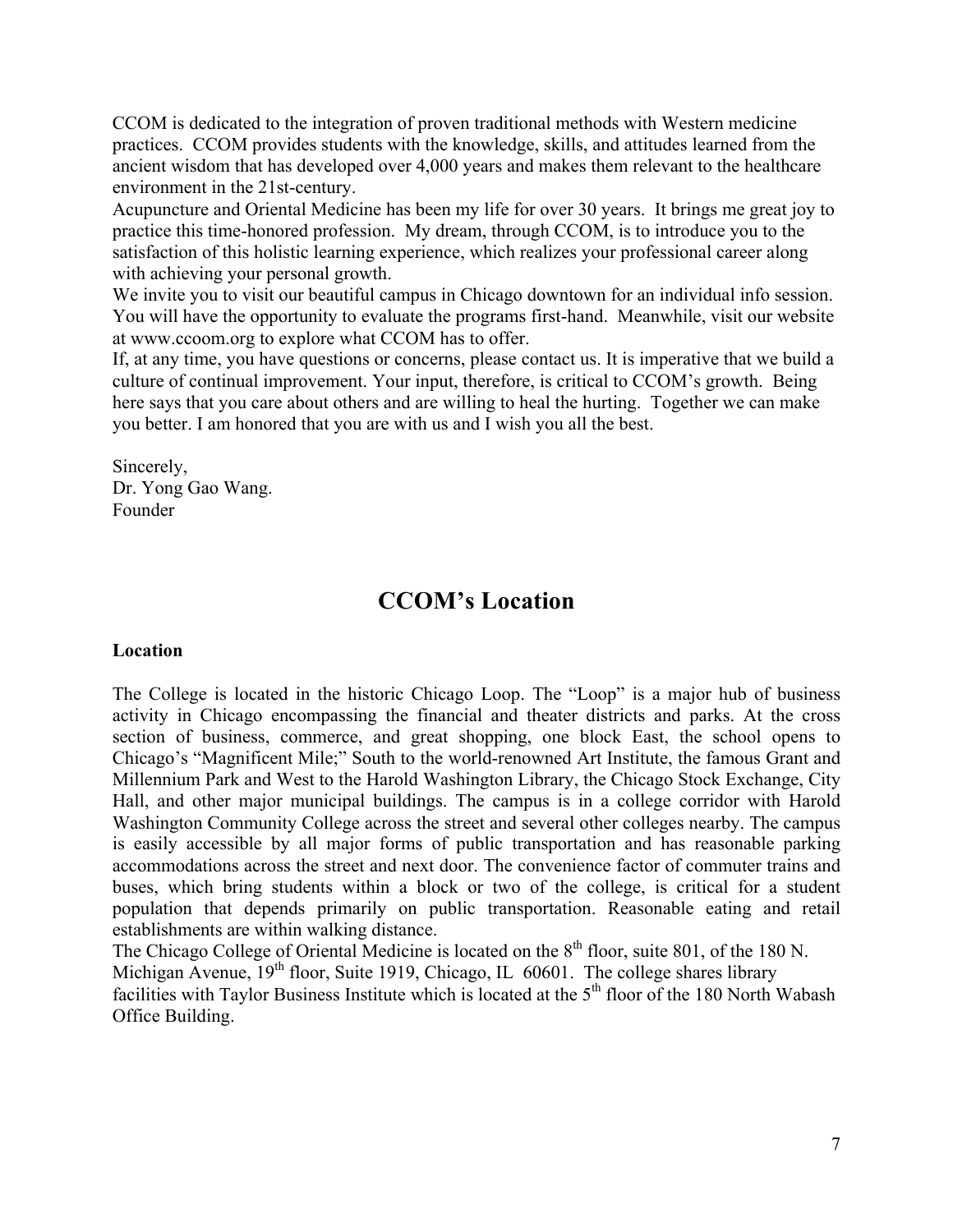CCOM is dedicated to the integration of proven traditional methods with Western medicine practices. CCOM provides students with the knowledge, skills, and attitudes learned from the ancient wisdom that has developed over 4,000 years and makes them relevant to the healthcare environment in the 21st-century.

Acupuncture and Oriental Medicine has been my life for over 30 years. It brings me great joy to practice this time-honored profession. My dream, through CCOM, is to introduce you to the satisfaction of this holistic learning experience, which realizes your professional career along with achieving your personal growth.

We invite you to visit our beautiful campus in Chicago downtown for an individual info session. You will have the opportunity to evaluate the programs first-hand. Meanwhile, visit our website at www.ccoom.org to explore what CCOM has to offer.

If, at any time, you have questions or concerns, please contact us. It is imperative that we build a culture of continual improvement. Your input, therefore, is critical to CCOM's growth. Being here says that you care about others and are willing to heal the hurting. Together we can make you better. I am honored that you are with us and I wish you all the best.

Sincerely,
Dr. Yong Gao Wang.
Founder

# CCOM's Location

**Location**

The College is located in the historic Chicago Loop. The "Loop" is a major hub of business activity in Chicago encompassing the financial and theater districts and parks. At the cross section of business, commerce, and great shopping, one block East, the school opens to Chicago's "Magnificent Mile;" South to the world-renowned Art Institute, the famous Grant and Millennium Park and West to the Harold Washington Library, the Chicago Stock Exchange, City Hall, and other major municipal buildings. The campus is in a college corridor with Harold Washington Community College across the street and several other colleges nearby. The campus is easily accessible by all major forms of public transportation and has reasonable parking accommodations across the street and next door. The convenience factor of commuter trains and buses, which bring students within a block or two of the college, is critical for a student population that depends primarily on public transportation. Reasonable eating and retail establishments are within walking distance.

The Chicago College of Oriental Medicine is located on the 8th floor, suite 801, of the 180 N. Michigan Avenue, 19th floor, Suite 1919, Chicago, IL 60601. The college shares library facilities with Taylor Business Institute which is located at the 5th floor of the 180 North Wabash Office Building.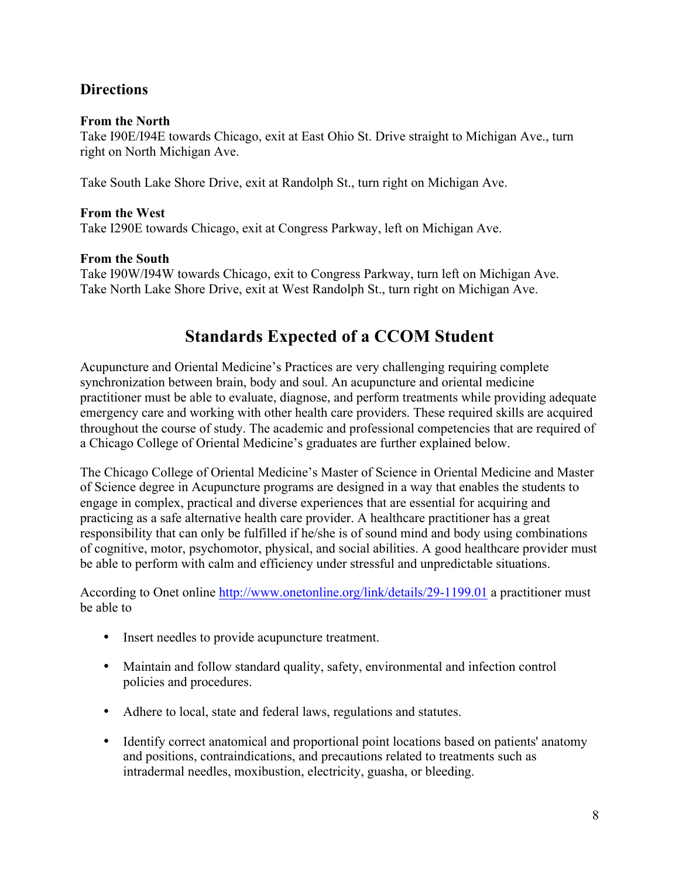## Directions

**From the North**
Take I90E/I94E towards Chicago, exit at East Ohio St. Drive straight to Michigan Ave., turn right on North Michigan Ave.

Take South Lake Shore Drive, exit at Randolph St., turn right on Michigan Ave.

**From the West**
Take I290E towards Chicago, exit at Congress Parkway, left on Michigan Ave.

**From the South**
Take I90W/I94W towards Chicago, exit to Congress Parkway, turn left on Michigan Ave.
Take North Lake Shore Drive, exit at West Randolph St., turn right on Michigan Ave.

# Standards Expected of a CCOM Student

Acupuncture and Oriental Medicine's Practices are very challenging requiring complete synchronization between brain, body and soul. An acupuncture and oriental medicine practitioner must be able to evaluate, diagnose, and perform treatments while providing adequate emergency care and working with other health care providers. These required skills are acquired throughout the course of study. The academic and professional competencies that are required of a Chicago College of Oriental Medicine's graduates are further explained below.

The Chicago College of Oriental Medicine's Master of Science in Oriental Medicine and Master of Science degree in Acupuncture programs are designed in a way that enables the students to engage in complex, practical and diverse experiences that are essential for acquiring and practicing as a safe alternative health care provider. A healthcare practitioner has a great responsibility that can only be fulfilled if he/she is of sound mind and body using combinations of cognitive, motor, psychomotor, physical, and social abilities. A good healthcare provider must be able to perform with calm and efficiency under stressful and unpredictable situations.

According to Onet online http://www.onetonline.org/link/details/29-1199.01 a practitioner must be able to

- Insert needles to provide acupuncture treatment.
- Maintain and follow standard quality, safety, environmental and infection control policies and procedures.
- Adhere to local, state and federal laws, regulations and statutes.
- Identify correct anatomical and proportional point locations based on patients' anatomy and positions, contraindications, and precautions related to treatments such as intradermal needles, moxibustion, electricity, guasha, or bleeding.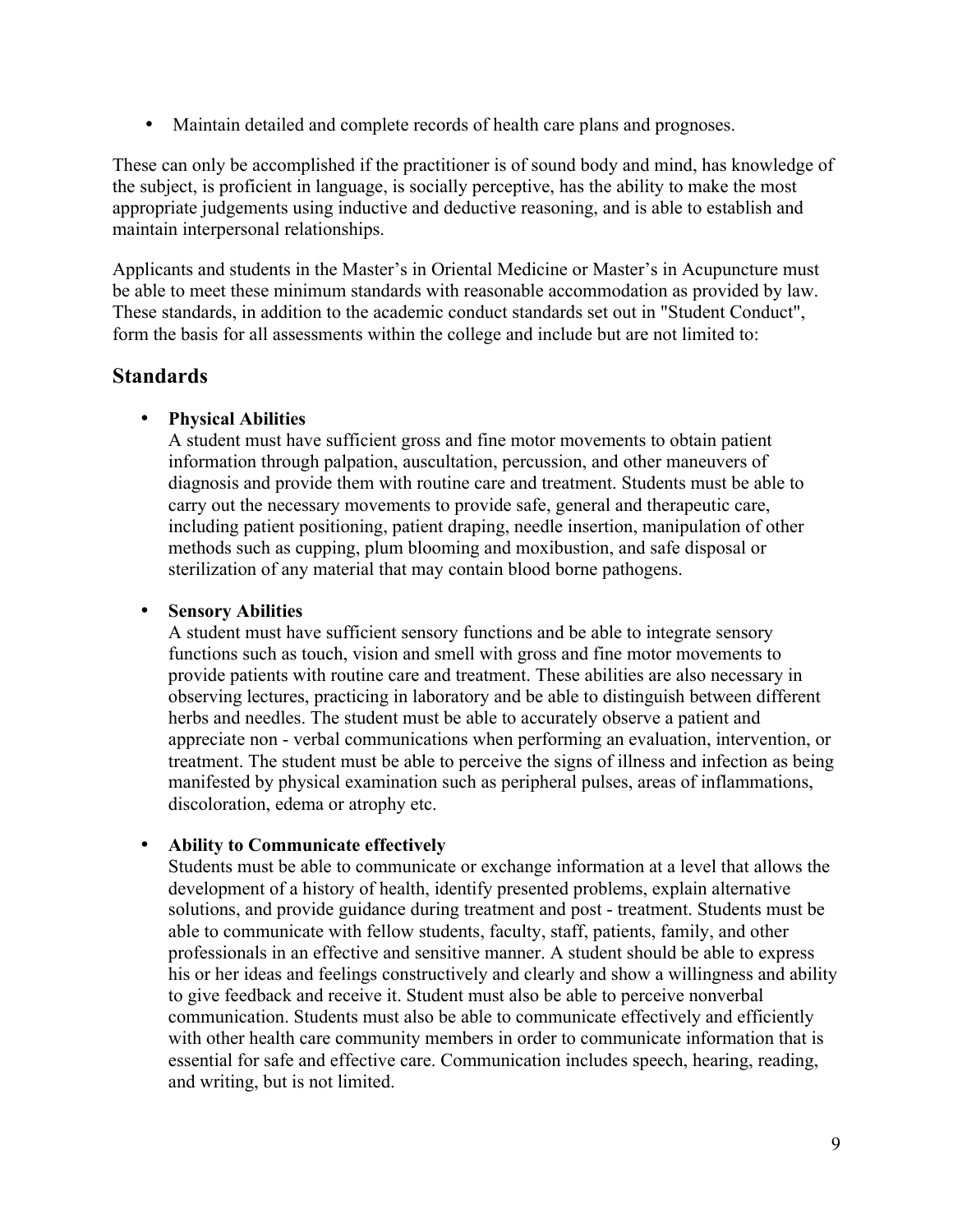- Maintain detailed and complete records of health care plans and prognoses.

These can only be accomplished if the practitioner is of sound body and mind, has knowledge of the subject, is proficient in language, is socially perceptive, has the ability to make the most appropriate judgements using inductive and deductive reasoning, and is able to establish and maintain interpersonal relationships.

Applicants and students in the Master's in Oriental Medicine or Master's in Acupuncture must be able to meet these minimum standards with reasonable accommodation as provided by law. These standards, in addition to the academic conduct standards set out in "Student Conduct", form the basis for all assessments within the college and include but are not limited to:

## Standards

- **Physical Abilities**
  A student must have sufficient gross and fine motor movements to obtain patient information through palpation, auscultation, percussion, and other maneuvers of diagnosis and provide them with routine care and treatment. Students must be able to carry out the necessary movements to provide safe, general and therapeutic care, including patient positioning, patient draping, needle insertion, manipulation of other methods such as cupping, plum blooming and moxibustion, and safe disposal or sterilization of any material that may contain blood borne pathogens.

- **Sensory Abilities**
  A student must have sufficient sensory functions and be able to integrate sensory functions such as touch, vision and smell with gross and fine motor movements to provide patients with routine care and treatment. These abilities are also necessary in observing lectures, practicing in laboratory and be able to distinguish between different herbs and needles. The student must be able to accurately observe a patient and appreciate non - verbal communications when performing an evaluation, intervention, or treatment. The student must be able to perceive the signs of illness and infection as being manifested by physical examination such as peripheral pulses, areas of inflammations, discoloration, edema or atrophy etc.

- **Ability to Communicate effectively**
  Students must be able to communicate or exchange information at a level that allows the development of a history of health, identify presented problems, explain alternative solutions, and provide guidance during treatment and post - treatment. Students must be able to communicate with fellow students, faculty, staff, patients, family, and other professionals in an effective and sensitive manner. A student should be able to express his or her ideas and feelings constructively and clearly and show a willingness and ability to give feedback and receive it. Student must also be able to perceive nonverbal communication. Students must also be able to communicate effectively and efficiently with other health care community members in order to communicate information that is essential for safe and effective care. Communication includes speech, hearing, reading, and writing, but is not limited.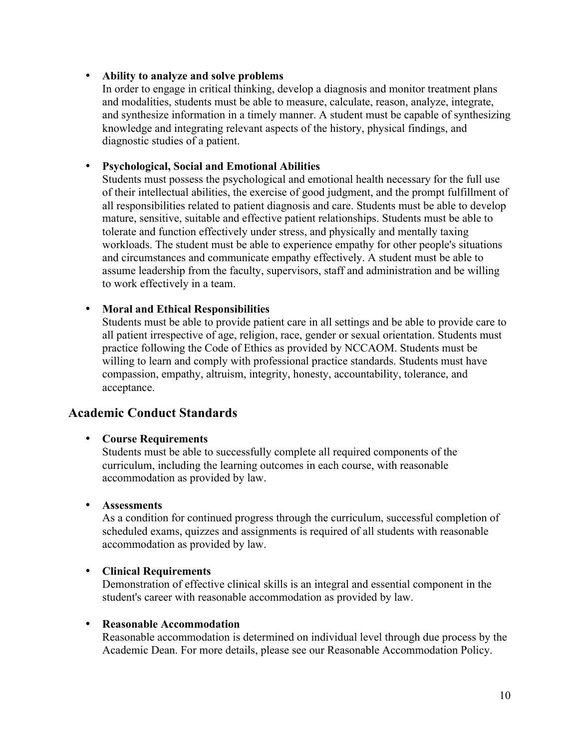- **Ability to analyze and solve problems**
  In order to engage in critical thinking, develop a diagnosis and monitor treatment plans and modalities, students must be able to measure, calculate, reason, analyze, integrate, and synthesize information in a timely manner. A student must be capable of synthesizing knowledge and integrating relevant aspects of the history, physical findings, and diagnostic studies of a patient.

- **Psychological, Social and Emotional Abilities**
  Students must possess the psychological and emotional health necessary for the full use of their intellectual abilities, the exercise of good judgment, and the prompt fulfillment of all responsibilities related to patient diagnosis and care. Students must be able to develop mature, sensitive, suitable and effective patient relationships. Students must be able to tolerate and function effectively under stress, and physically and mentally taxing workloads. The student must be able to experience empathy for other people's situations and circumstances and communicate empathy effectively. A student must be able to assume leadership from the faculty, supervisors, staff and administration and be willing to work effectively in a team.

- **Moral and Ethical Responsibilities**
  Students must be able to provide patient care in all settings and be able to provide care to all patient irrespective of age, religion, race, gender or sexual orientation. Students must practice following the Code of Ethics as provided by NCCAOM. Students must be willing to learn and comply with professional practice standards. Students must have compassion, empathy, altruism, integrity, honesty, accountability, tolerance, and acceptance.

## Academic Conduct Standards

- **Course Requirements**
  Students must be able to successfully complete all required components of the curriculum, including the learning outcomes in each course, with reasonable accommodation as provided by law.

- **Assessments**
  As a condition for continued progress through the curriculum, successful completion of scheduled exams, quizzes and assignments is required of all students with reasonable accommodation as provided by law.

- **Clinical Requirements**
  Demonstration of effective clinical skills is an integral and essential component in the student's career with reasonable accommodation as provided by law.

- **Reasonable Accommodation**
  Reasonable accommodation is determined on individual level through due process by the Academic Dean. For more details, please see our Reasonable Accommodation Policy.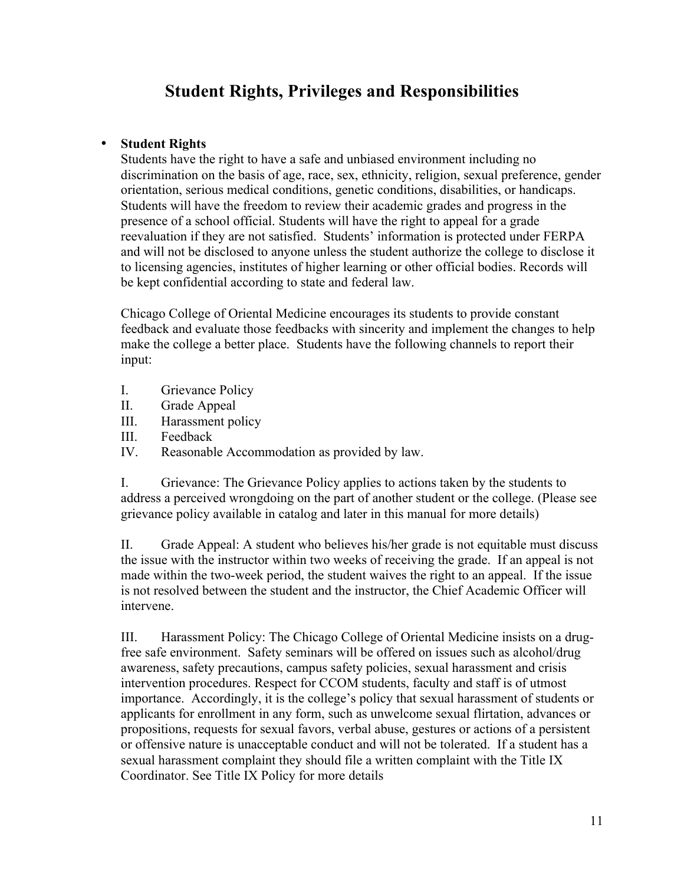# Student Rights, Privileges and Responsibilities

- **Student Rights**

  Students have the right to have a safe and unbiased environment including no discrimination on the basis of age, race, sex, ethnicity, religion, sexual preference, gender orientation, serious medical conditions, genetic conditions, disabilities, or handicaps. Students will have the freedom to review their academic grades and progress in the presence of a school official. Students will have the right to appeal for a grade reevaluation if they are not satisfied. Students' information is protected under FERPA and will not be disclosed to anyone unless the student authorize the college to disclose it to licensing agencies, institutes of higher learning or other official bodies. Records will be kept confidential according to state and federal law.

  Chicago College of Oriental Medicine encourages its students to provide constant feedback and evaluate those feedbacks with sincerity and implement the changes to help make the college a better place. Students have the following channels to report their input:

  I. Grievance Policy
  II. Grade Appeal
  III. Harassment policy
  III. Feedback
  IV. Reasonable Accommodation as provided by law.

  I. Grievance: The Grievance Policy applies to actions taken by the students to address a perceived wrongdoing on the part of another student or the college. (Please see grievance policy available in catalog and later in this manual for more details)

  II. Grade Appeal: A student who believes his/her grade is not equitable must discuss the issue with the instructor within two weeks of receiving the grade. If an appeal is not made within the two-week period, the student waives the right to an appeal. If the issue is not resolved between the student and the instructor, the Chief Academic Officer will intervene.

  III. Harassment Policy: The Chicago College of Oriental Medicine insists on a drug-free safe environment. Safety seminars will be offered on issues such as alcohol/drug awareness, safety precautions, campus safety policies, sexual harassment and crisis intervention procedures. Respect for CCOM students, faculty and staff is of utmost importance. Accordingly, it is the college's policy that sexual harassment of students or applicants for enrollment in any form, such as unwelcome sexual flirtation, advances or propositions, requests for sexual favors, verbal abuse, gestures or actions of a persistent or offensive nature is unacceptable conduct and will not be tolerated. If a student has a sexual harassment complaint they should file a written complaint with the Title IX Coordinator. See Title IX Policy for more details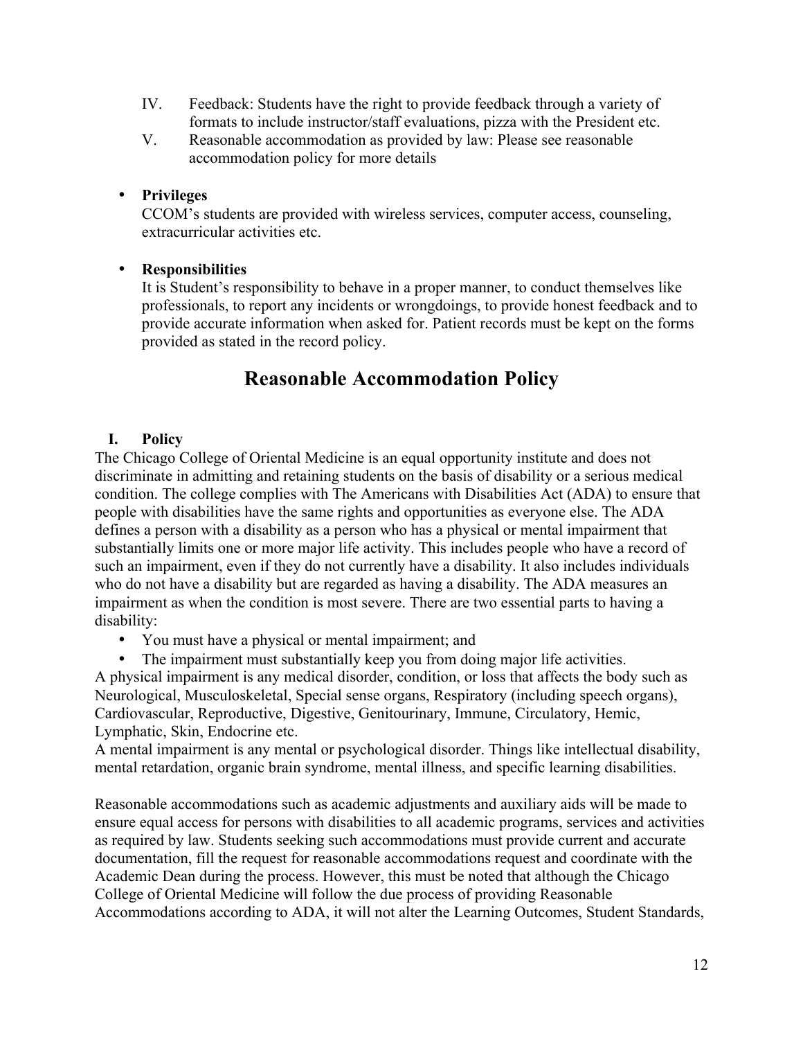IV. Feedback: Students have the right to provide feedback through a variety of formats to include instructor/staff evaluations, pizza with the President etc.

V. Reasonable accommodation as provided by law: Please see reasonable accommodation policy for more details

- **Privileges**
  CCOM's students are provided with wireless services, computer access, counseling, extracurricular activities etc.

- **Responsibilities**
  It is Student's responsibility to behave in a proper manner, to conduct themselves like professionals, to report any incidents or wrongdoings, to provide honest feedback and to provide accurate information when asked for. Patient records must be kept on the forms provided as stated in the record policy.

# Reasonable Accommodation Policy

## I. Policy

The Chicago College of Oriental Medicine is an equal opportunity institute and does not discriminate in admitting and retaining students on the basis of disability or a serious medical condition. The college complies with The Americans with Disabilities Act (ADA) to ensure that people with disabilities have the same rights and opportunities as everyone else. The ADA defines a person with a disability as a person who has a physical or mental impairment that substantially limits one or more major life activity. This includes people who have a record of such an impairment, even if they do not currently have a disability. It also includes individuals who do not have a disability but are regarded as having a disability. The ADA measures an impairment as when the condition is most severe. There are two essential parts to having a disability:

- You must have a physical or mental impairment; and
- The impairment must substantially keep you from doing major life activities.

A physical impairment is any medical disorder, condition, or loss that affects the body such as Neurological, Musculoskeletal, Special sense organs, Respiratory (including speech organs), Cardiovascular, Reproductive, Digestive, Genitourinary, Immune, Circulatory, Hemic, Lymphatic, Skin, Endocrine etc.

A mental impairment is any mental or psychological disorder. Things like intellectual disability, mental retardation, organic brain syndrome, mental illness, and specific learning disabilities.

Reasonable accommodations such as academic adjustments and auxiliary aids will be made to ensure equal access for persons with disabilities to all academic programs, services and activities as required by law. Students seeking such accommodations must provide current and accurate documentation, fill the request for reasonable accommodations request and coordinate with the Academic Dean during the process. However, this must be noted that although the Chicago College of Oriental Medicine will follow the due process of providing Reasonable Accommodations according to ADA, it will not alter the Learning Outcomes, Student Standards,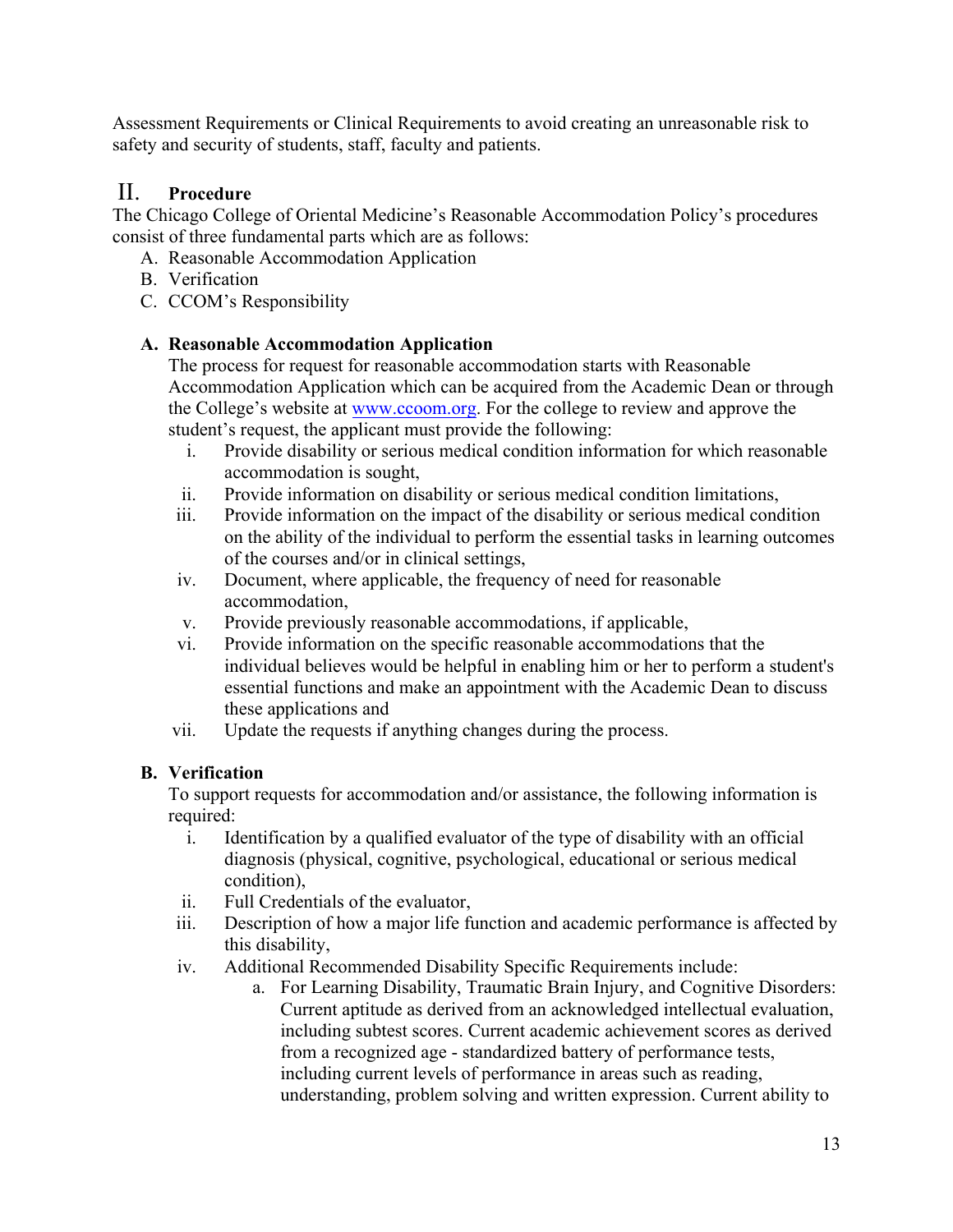Assessment Requirements or Clinical Requirements to avoid creating an unreasonable risk to safety and security of students, staff, faculty and patients.

## II. Procedure

The Chicago College of Oriental Medicine's Reasonable Accommodation Policy's procedures consist of three fundamental parts which are as follows:

A. Reasonable Accommodation Application
B. Verification
C. CCOM's Responsibility

### A. Reasonable Accommodation Application

The process for request for reasonable accommodation starts with Reasonable Accommodation Application which can be acquired from the Academic Dean or through the College's website at [www.ccoom.org](http://www.ccoom.org). For the college to review and approve the student's request, the applicant must provide the following:

i. Provide disability or serious medical condition information for which reasonable accommodation is sought,
ii. Provide information on disability or serious medical condition limitations,
iii. Provide information on the impact of the disability or serious medical condition on the ability of the individual to perform the essential tasks in learning outcomes of the courses and/or in clinical settings,
iv. Document, where applicable, the frequency of need for reasonable accommodation,
v. Provide previously reasonable accommodations, if applicable,
vi. Provide information on the specific reasonable accommodations that the individual believes would be helpful in enabling him or her to perform a student's essential functions and make an appointment with the Academic Dean to discuss these applications and
vii. Update the requests if anything changes during the process.

### B. Verification

To support requests for accommodation and/or assistance, the following information is required:

i. Identification by a qualified evaluator of the type of disability with an official diagnosis (physical, cognitive, psychological, educational or serious medical condition),
ii. Full Credentials of the evaluator,
iii. Description of how a major life function and academic performance is affected by this disability,
iv. Additional Recommended Disability Specific Requirements include:
   a. For Learning Disability, Traumatic Brain Injury, and Cognitive Disorders: Current aptitude as derived from an acknowledged intellectual evaluation, including subtest scores. Current academic achievement scores as derived from a recognized age - standardized battery of performance tests, including current levels of performance in areas such as reading, understanding, problem solving and written expression. Current ability to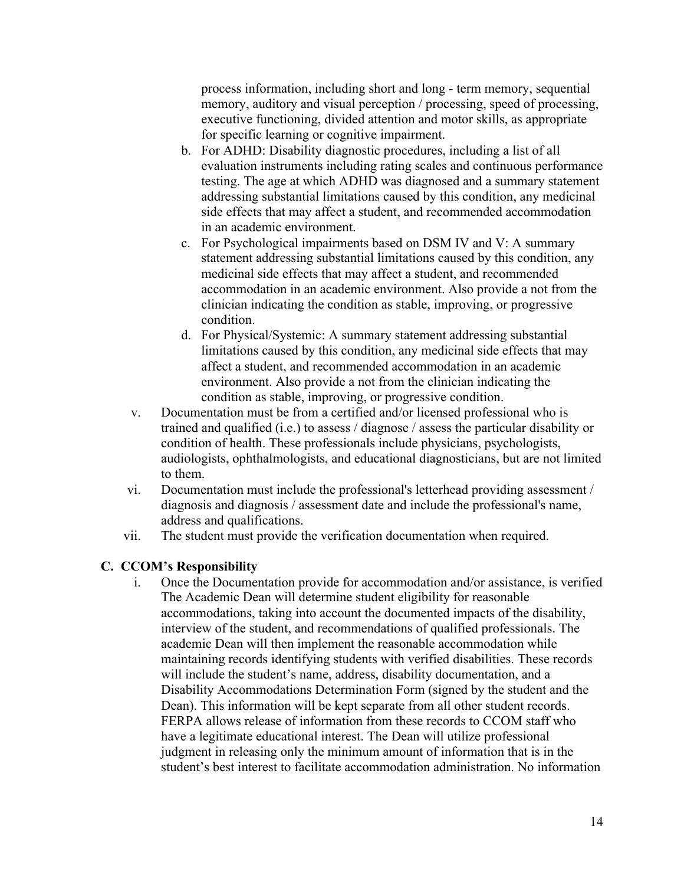process information, including short and long - term memory, sequential memory, auditory and visual perception / processing, speed of processing, executive functioning, divided attention and motor skills, as appropriate for specific learning or cognitive impairment.

   b. For ADHD: Disability diagnostic procedures, including a list of all evaluation instruments including rating scales and continuous performance testing. The age at which ADHD was diagnosed and a summary statement addressing substantial limitations caused by this condition, any medicinal side effects that may affect a student, and recommended accommodation in an academic environment.
   c. For Psychological impairments based on DSM IV and V: A summary statement addressing substantial limitations caused by this condition, any medicinal side effects that may affect a student, and recommended accommodation in an academic environment. Also provide a not from the clinician indicating the condition as stable, improving, or progressive condition.
   d. For Physical/Systemic: A summary statement addressing substantial limitations caused by this condition, any medicinal side effects that may affect a student, and recommended accommodation in an academic environment. Also provide a not from the clinician indicating the condition as stable, improving, or progressive condition.

v. Documentation must be from a certified and/or licensed professional who is trained and qualified (i.e.) to assess / diagnose / assess the particular disability or condition of health. These professionals include physicians, psychologists, audiologists, ophthalmologists, and educational diagnosticians, but are not limited to them.

vi. Documentation must include the professional's letterhead providing assessment / diagnosis and diagnosis / assessment date and include the professional's name, address and qualifications.

vii. The student must provide the verification documentation when required.

### C. CCOM's Responsibility

i. Once the Documentation provide for accommodation and/or assistance, is verified The Academic Dean will determine student eligibility for reasonable accommodations, taking into account the documented impacts of the disability, interview of the student, and recommendations of qualified professionals. The academic Dean will then implement the reasonable accommodation while maintaining records identifying students with verified disabilities. These records will include the student's name, address, disability documentation, and a Disability Accommodations Determination Form (signed by the student and the Dean). This information will be kept separate from all other student records. FERPA allows release of information from these records to CCOM staff who have a legitimate educational interest. The Dean will utilize professional judgment in releasing only the minimum amount of information that is in the student's best interest to facilitate accommodation administration. No information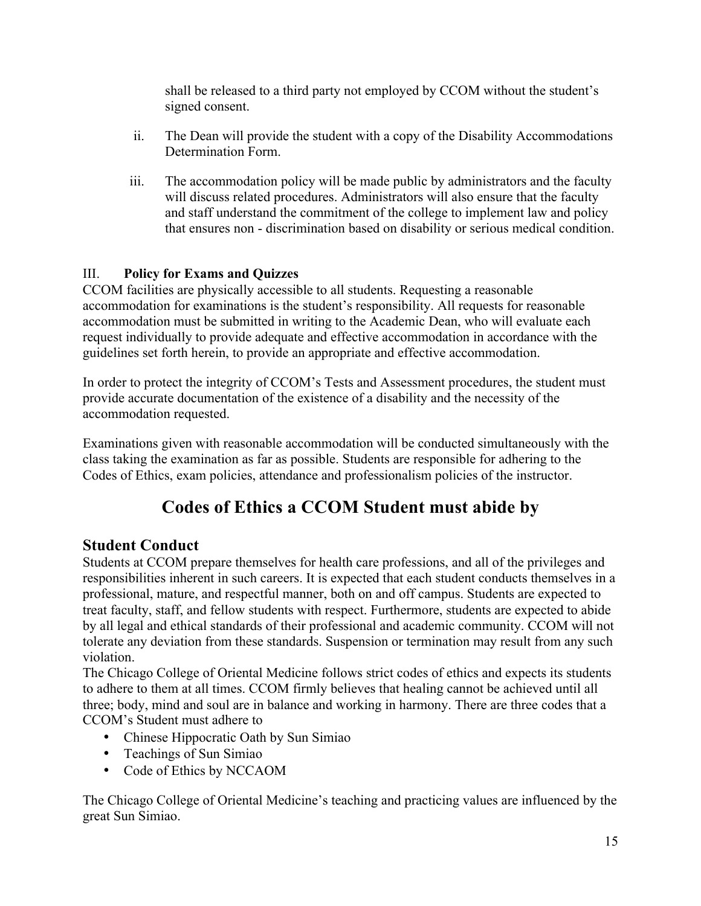shall be released to a third party not employed by CCOM without the student's signed consent.

ii. The Dean will provide the student with a copy of the Disability Accommodations Determination Form.

iii. The accommodation policy will be made public by administrators and the faculty will discuss related procedures. Administrators will also ensure that the faculty and staff understand the commitment of the college to implement law and policy that ensures non - discrimination based on disability or serious medical condition.

III. **Policy for Exams and Quizzes**

CCOM facilities are physically accessible to all students. Requesting a reasonable accommodation for examinations is the student's responsibility. All requests for reasonable accommodation must be submitted in writing to the Academic Dean, who will evaluate each request individually to provide adequate and effective accommodation in accordance with the guidelines set forth herein, to provide an appropriate and effective accommodation.

In order to protect the integrity of CCOM's Tests and Assessment procedures, the student must provide accurate documentation of the existence of a disability and the necessity of the accommodation requested.

Examinations given with reasonable accommodation will be conducted simultaneously with the class taking the examination as far as possible. Students are responsible for adhering to the Codes of Ethics, exam policies, attendance and professionalism policies of the instructor.

# Codes of Ethics a CCOM Student must abide by

## Student Conduct

Students at CCOM prepare themselves for health care professions, and all of the privileges and responsibilities inherent in such careers. It is expected that each student conducts themselves in a professional, mature, and respectful manner, both on and off campus. Students are expected to treat faculty, staff, and fellow students with respect. Furthermore, students are expected to abide by all legal and ethical standards of their professional and academic community. CCOM will not tolerate any deviation from these standards. Suspension or termination may result from any such violation.

The Chicago College of Oriental Medicine follows strict codes of ethics and expects its students to adhere to them at all times. CCOM firmly believes that healing cannot be achieved until all three; body, mind and soul are in balance and working in harmony. There are three codes that a CCOM's Student must adhere to

- Chinese Hippocratic Oath by Sun Simiao
- Teachings of Sun Simiao
- Code of Ethics by NCCAOM

The Chicago College of Oriental Medicine's teaching and practicing values are influenced by the great Sun Simiao.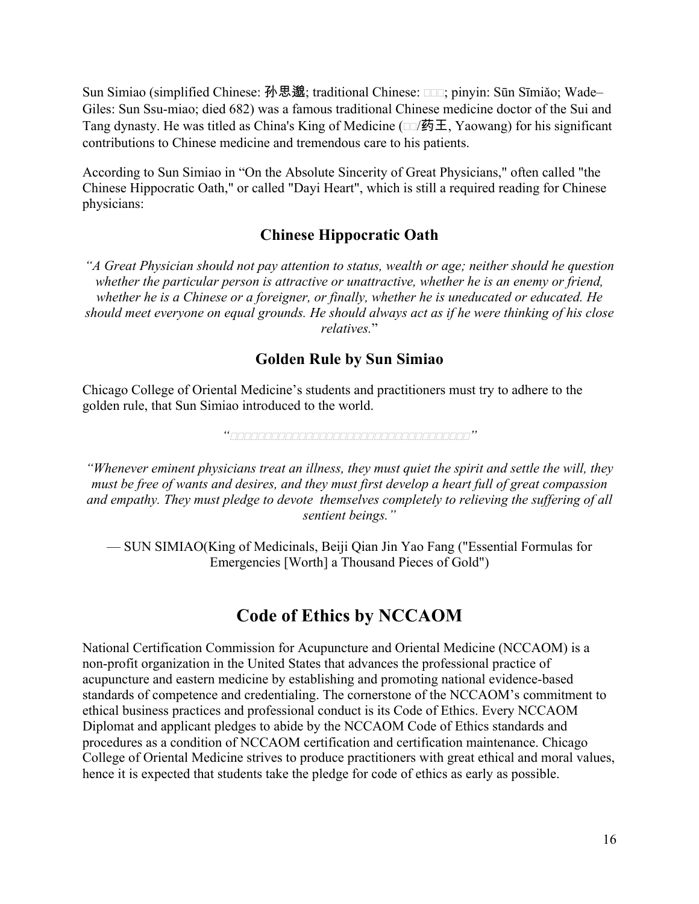Sun Simiao (simplified Chinese: 孙思邈; traditional Chinese: □□□; pinyin: Sūn Sīmiǎo; Wade–Giles: Sun Ssu-miao; died 682) was a famous traditional Chinese medicine doctor of the Sui and Tang dynasty. He was titled as China's King of Medicine (□□/药王, Yaowang) for his significant contributions to Chinese medicine and tremendous care to his patients.

According to Sun Simiao in "On the Absolute Sincerity of Great Physicians," often called "the Chinese Hippocratic Oath," or called "Dayi Heart", which is still a required reading for Chinese physicians:

## Chinese Hippocratic Oath

*"A Great Physician should not pay attention to status, wealth or age; neither should he question whether the particular person is attractive or unattractive, whether he is an enemy or friend, whether he is a Chinese or a foreigner, or finally, whether he is uneducated or educated. He should meet everyone on equal grounds. He should always act as if he were thinking of his close relatives.*"

## Golden Rule by Sun Simiao

Chicago College of Oriental Medicine's students and practitioners must try to adhere to the golden rule, that Sun Simiao introduced to the world.

*"□□□□□□□□□□□□□□□□□□□□□□□□□□□□□□□□□□□□"*

*"Whenever eminent physicians treat an illness, they must quiet the spirit and settle the will, they must be free of wants and desires, and they must first develop a heart full of great compassion and empathy. They must pledge to devote themselves completely to relieving the suffering of all sentient beings."*

— SUN SIMIAO(King of Medicinals, Beiji Qian Jin Yao Fang ("Essential Formulas for Emergencies [Worth] a Thousand Pieces of Gold")

# Code of Ethics by NCCAOM

National Certification Commission for Acupuncture and Oriental Medicine (NCCAOM) is a non-profit organization in the United States that advances the professional practice of acupuncture and eastern medicine by establishing and promoting national evidence-based standards of competence and credentialing. The cornerstone of the NCCAOM's commitment to ethical business practices and professional conduct is its Code of Ethics. Every NCCAOM Diplomat and applicant pledges to abide by the NCCAOM Code of Ethics standards and procedures as a condition of NCCAOM certification and certification maintenance. Chicago College of Oriental Medicine strives to produce practitioners with great ethical and moral values, hence it is expected that students take the pledge for code of ethics as early as possible.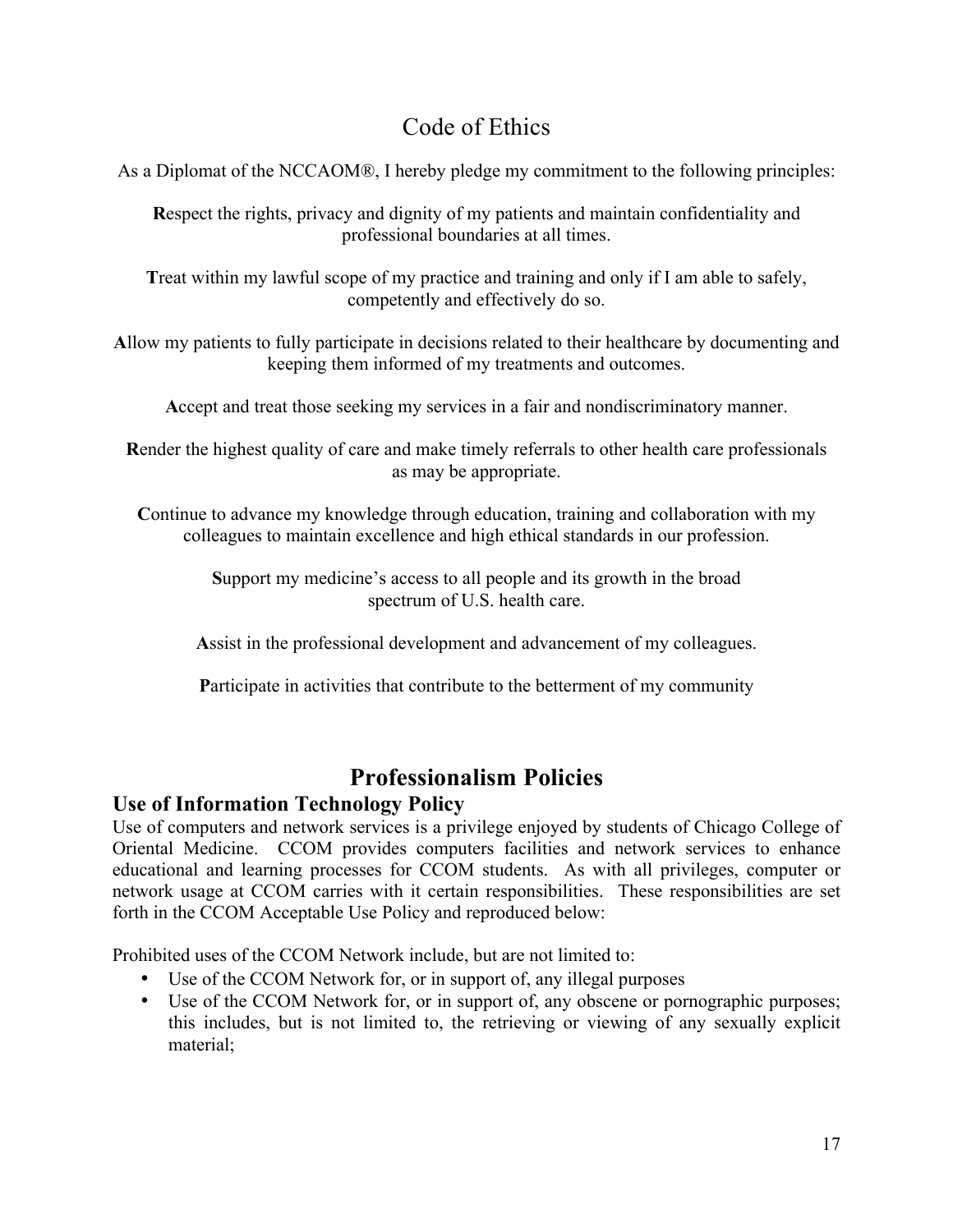## Code of Ethics

As a Diplomat of the NCCAOM®, I hereby pledge my commitment to the following principles:

**R**espect the rights, privacy and dignity of my patients and maintain confidentiality and professional boundaries at all times.

**T**reat within my lawful scope of my practice and training and only if I am able to safely, competently and effectively do so.

**A**llow my patients to fully participate in decisions related to their healthcare by documenting and keeping them informed of my treatments and outcomes.

**A**ccept and treat those seeking my services in a fair and nondiscriminatory manner.

**R**ender the highest quality of care and make timely referrals to other health care professionals as may be appropriate.

**C**ontinue to advance my knowledge through education, training and collaboration with my colleagues to maintain excellence and high ethical standards in our profession.

**S**upport my medicine's access to all people and its growth in the broad spectrum of U.S. health care.

**A**ssist in the professional development and advancement of my colleagues.

**P**articipate in activities that contribute to the betterment of my community

# Professionalism Policies

### Use of Information Technology Policy

Use of computers and network services is a privilege enjoyed by students of Chicago College of Oriental Medicine. CCOM provides computers facilities and network services to enhance educational and learning processes for CCOM students. As with all privileges, computer or network usage at CCOM carries with it certain responsibilities. These responsibilities are set forth in the CCOM Acceptable Use Policy and reproduced below:

Prohibited uses of the CCOM Network include, but are not limited to:

- Use of the CCOM Network for, or in support of, any illegal purposes
- Use of the CCOM Network for, or in support of, any obscene or pornographic purposes; this includes, but is not limited to, the retrieving or viewing of any sexually explicit material;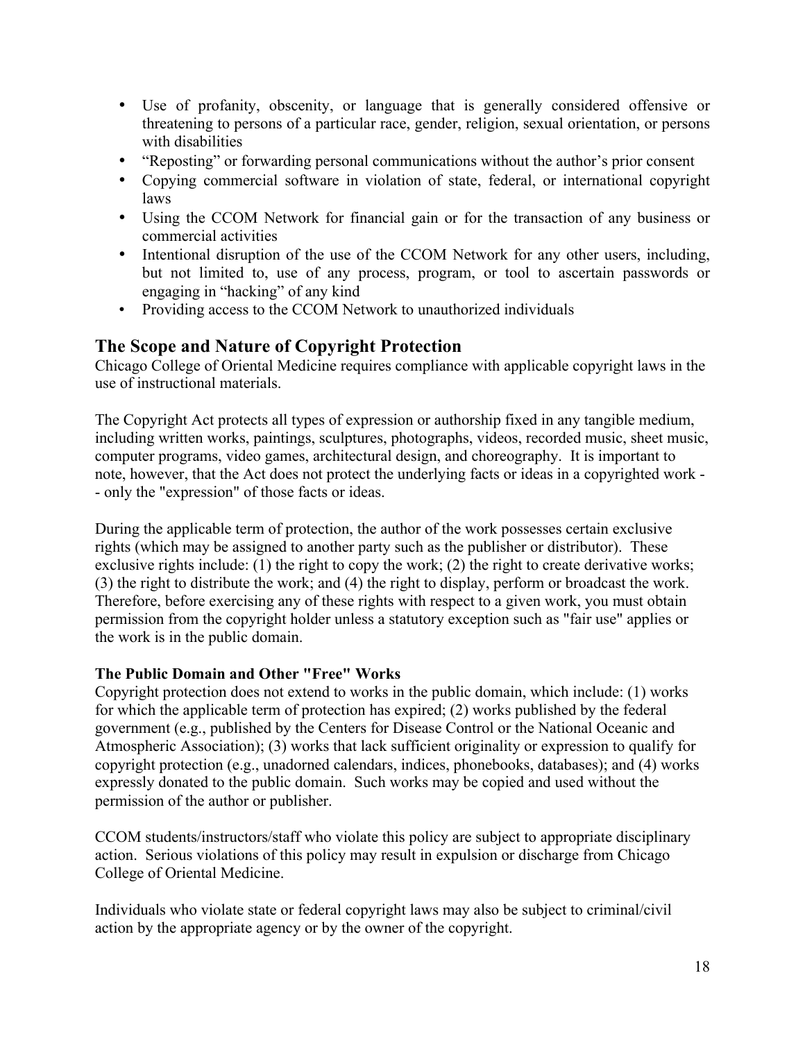- Use of profanity, obscenity, or language that is generally considered offensive or threatening to persons of a particular race, gender, religion, sexual orientation, or persons with disabilities
- "Reposting" or forwarding personal communications without the author's prior consent
- Copying commercial software in violation of state, federal, or international copyright laws
- Using the CCOM Network for financial gain or for the transaction of any business or commercial activities
- Intentional disruption of the use of the CCOM Network for any other users, including, but not limited to, use of any process, program, or tool to ascertain passwords or engaging in "hacking" of any kind
- Providing access to the CCOM Network to unauthorized individuals

## The Scope and Nature of Copyright Protection

Chicago College of Oriental Medicine requires compliance with applicable copyright laws in the use of instructional materials.

The Copyright Act protects all types of expression or authorship fixed in any tangible medium, including written works, paintings, sculptures, photographs, videos, recorded music, sheet music, computer programs, video games, architectural design, and choreography. It is important to note, however, that the Act does not protect the underlying facts or ideas in a copyrighted work -- only the "expression" of those facts or ideas.

During the applicable term of protection, the author of the work possesses certain exclusive rights (which may be assigned to another party such as the publisher or distributor). These exclusive rights include: (1) the right to copy the work; (2) the right to create derivative works; (3) the right to distribute the work; and (4) the right to display, perform or broadcast the work. Therefore, before exercising any of these rights with respect to a given work, you must obtain permission from the copyright holder unless a statutory exception such as "fair use" applies or the work is in the public domain.

**The Public Domain and Other "Free" Works**

Copyright protection does not extend to works in the public domain, which include: (1) works for which the applicable term of protection has expired; (2) works published by the federal government (e.g., published by the Centers for Disease Control or the National Oceanic and Atmospheric Association); (3) works that lack sufficient originality or expression to qualify for copyright protection (e.g., unadorned calendars, indices, phonebooks, databases); and (4) works expressly donated to the public domain. Such works may be copied and used without the permission of the author or publisher.

CCOM students/instructors/staff who violate this policy are subject to appropriate disciplinary action. Serious violations of this policy may result in expulsion or discharge from Chicago College of Oriental Medicine.

Individuals who violate state or federal copyright laws may also be subject to criminal/civil action by the appropriate agency or by the owner of the copyright.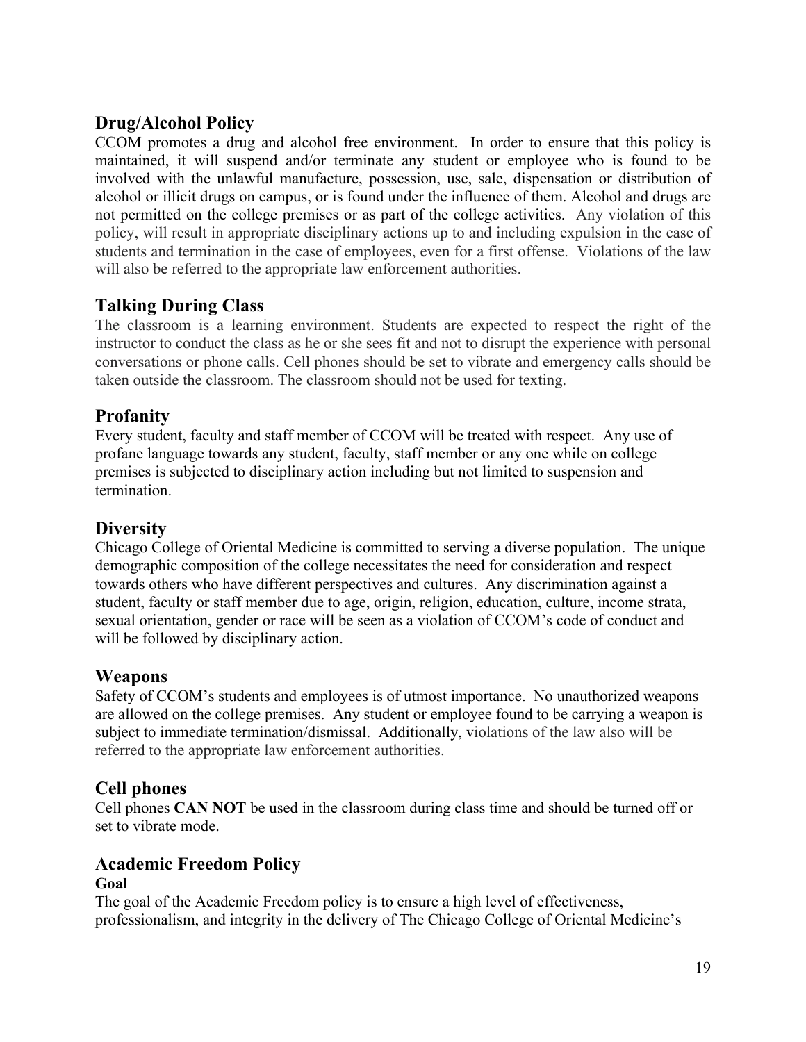## Drug/Alcohol Policy

CCOM promotes a drug and alcohol free environment. In order to ensure that this policy is maintained, it will suspend and/or terminate any student or employee who is found to be involved with the unlawful manufacture, possession, use, sale, dispensation or distribution of alcohol or illicit drugs on campus, or is found under the influence of them. Alcohol and drugs are not permitted on the college premises or as part of the college activities. Any violation of this policy, will result in appropriate disciplinary actions up to and including expulsion in the case of students and termination in the case of employees, even for a first offense. Violations of the law will also be referred to the appropriate law enforcement authorities.

## Talking During Class

The classroom is a learning environment. Students are expected to respect the right of the instructor to conduct the class as he or she sees fit and not to disrupt the experience with personal conversations or phone calls. Cell phones should be set to vibrate and emergency calls should be taken outside the classroom. The classroom should not be used for texting.

## Profanity

Every student, faculty and staff member of CCOM will be treated with respect. Any use of profane language towards any student, faculty, staff member or any one while on college premises is subjected to disciplinary action including but not limited to suspension and termination.

## Diversity

Chicago College of Oriental Medicine is committed to serving a diverse population. The unique demographic composition of the college necessitates the need for consideration and respect towards others who have different perspectives and cultures. Any discrimination against a student, faculty or staff member due to age, origin, religion, education, culture, income strata, sexual orientation, gender or race will be seen as a violation of CCOM's code of conduct and will be followed by disciplinary action.

## Weapons

Safety of CCOM's students and employees is of utmost importance. No unauthorized weapons are allowed on the college premises. Any student or employee found to be carrying a weapon is subject to immediate termination/dismissal. Additionally, violations of the law also will be referred to the appropriate law enforcement authorities.

## Cell phones

Cell phones **CAN NOT** be used in the classroom during class time and should be turned off or set to vibrate mode.

## Academic Freedom Policy

**Goal**

The goal of the Academic Freedom policy is to ensure a high level of effectiveness, professionalism, and integrity in the delivery of The Chicago College of Oriental Medicine's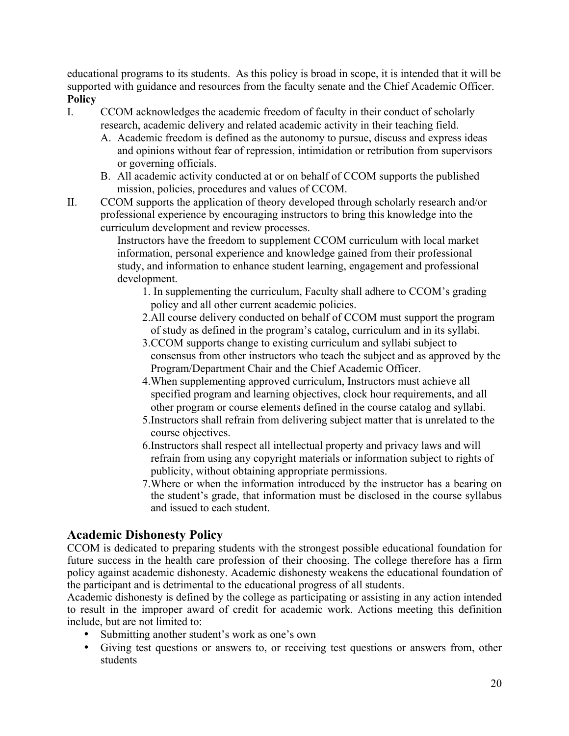educational programs to its students. As this policy is broad in scope, it is intended that it will be supported with guidance and resources from the faculty senate and the Chief Academic Officer.

**Policy**

I. CCOM acknowledges the academic freedom of faculty in their conduct of scholarly research, academic delivery and related academic activity in their teaching field.
   - A. Academic freedom is defined as the autonomy to pursue, discuss and express ideas and opinions without fear of repression, intimidation or retribution from supervisors or governing officials.
   - B. All academic activity conducted at or on behalf of CCOM supports the published mission, policies, procedures and values of CCOM.

II. CCOM supports the application of theory developed through scholarly research and/or professional experience by encouraging instructors to bring this knowledge into the curriculum development and review processes.

   Instructors have the freedom to supplement CCOM curriculum with local market information, personal experience and knowledge gained from their professional study, and information to enhance student learning, engagement and professional development.

   1. In supplementing the curriculum, Faculty shall adhere to CCOM's grading policy and all other current academic policies.
   2. All course delivery conducted on behalf of CCOM must support the program of study as defined in the program's catalog, curriculum and in its syllabi.
   3. CCOM supports change to existing curriculum and syllabi subject to consensus from other instructors who teach the subject and as approved by the Program/Department Chair and the Chief Academic Officer.
   4. When supplementing approved curriculum, Instructors must achieve all specified program and learning objectives, clock hour requirements, and all other program or course elements defined in the course catalog and syllabi.
   5. Instructors shall refrain from delivering subject matter that is unrelated to the course objectives.
   6. Instructors shall respect all intellectual property and privacy laws and will refrain from using any copyright materials or information subject to rights of publicity, without obtaining appropriate permissions.
   7. Where or when the information introduced by the instructor has a bearing on the student's grade, that information must be disclosed in the course syllabus and issued to each student.

## Academic Dishonesty Policy

CCOM is dedicated to preparing students with the strongest possible educational foundation for future success in the health care profession of their choosing. The college therefore has a firm policy against academic dishonesty. Academic dishonesty weakens the educational foundation of the participant and is detrimental to the educational progress of all students.

Academic dishonesty is defined by the college as participating or assisting in any action intended to result in the improper award of credit for academic work. Actions meeting this definition include, but are not limited to:

- Submitting another student's work as one's own
- Giving test questions or answers to, or receiving test questions or answers from, other students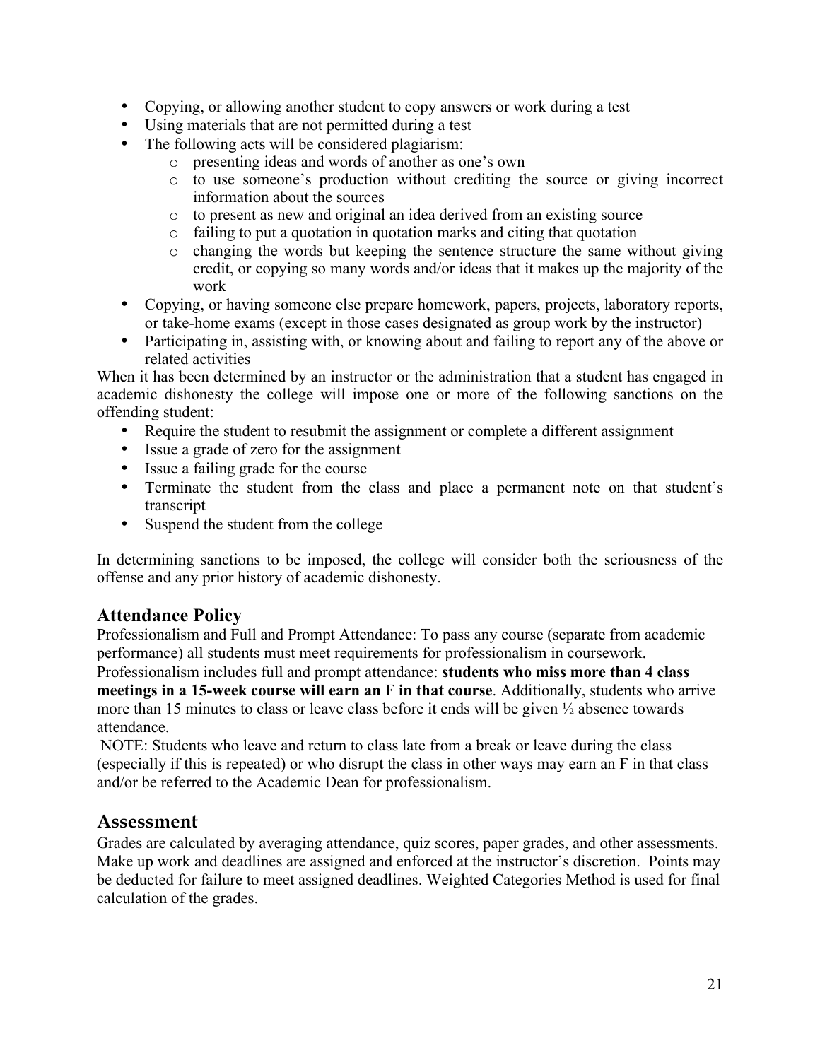- Copying, or allowing another student to copy answers or work during a test
- Using materials that are not permitted during a test
- The following acts will be considered plagiarism:
  - presenting ideas and words of another as one's own
  - to use someone's production without crediting the source or giving incorrect information about the sources
  - to present as new and original an idea derived from an existing source
  - failing to put a quotation in quotation marks and citing that quotation
  - changing the words but keeping the sentence structure the same without giving credit, or copying so many words and/or ideas that it makes up the majority of the work
- Copying, or having someone else prepare homework, papers, projects, laboratory reports, or take-home exams (except in those cases designated as group work by the instructor)
- Participating in, assisting with, or knowing about and failing to report any of the above or related activities

When it has been determined by an instructor or the administration that a student has engaged in academic dishonesty the college will impose one or more of the following sanctions on the offending student:

- Require the student to resubmit the assignment or complete a different assignment
- Issue a grade of zero for the assignment
- Issue a failing grade for the course
- Terminate the student from the class and place a permanent note on that student's transcript
- Suspend the student from the college

In determining sanctions to be imposed, the college will consider both the seriousness of the offense and any prior history of academic dishonesty.

## Attendance Policy

Professionalism and Full and Prompt Attendance: To pass any course (separate from academic performance) all students must meet requirements for professionalism in coursework. Professionalism includes full and prompt attendance: **students who miss more than 4 class meetings in a 15-week course will earn an F in that course**. Additionally, students who arrive more than 15 minutes to class or leave class before it ends will be given ½ absence towards attendance.

NOTE: Students who leave and return to class late from a break or leave during the class (especially if this is repeated) or who disrupt the class in other ways may earn an F in that class and/or be referred to the Academic Dean for professionalism.

## Assessment

Grades are calculated by averaging attendance, quiz scores, paper grades, and other assessments. Make up work and deadlines are assigned and enforced at the instructor's discretion. Points may be deducted for failure to meet assigned deadlines. Weighted Categories Method is used for final calculation of the grades.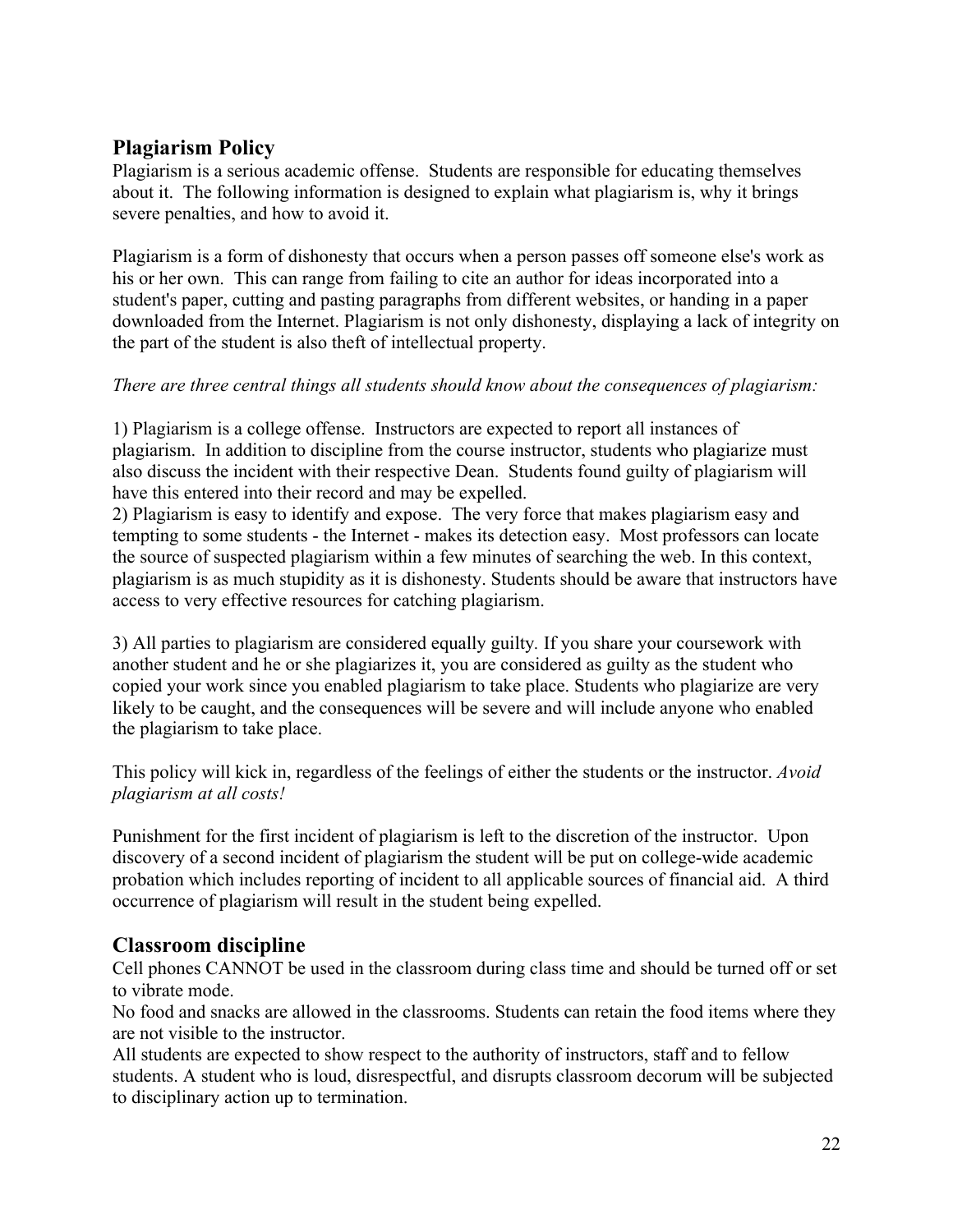## Plagiarism Policy

Plagiarism is a serious academic offense. Students are responsible for educating themselves about it. The following information is designed to explain what plagiarism is, why it brings severe penalties, and how to avoid it.

Plagiarism is a form of dishonesty that occurs when a person passes off someone else's work as his or her own. This can range from failing to cite an author for ideas incorporated into a student's paper, cutting and pasting paragraphs from different websites, or handing in a paper downloaded from the Internet. Plagiarism is not only dishonesty, displaying a lack of integrity on the part of the student is also theft of intellectual property.

*There are three central things all students should know about the consequences of plagiarism:*

1) Plagiarism is a college offense. Instructors are expected to report all instances of plagiarism. In addition to discipline from the course instructor, students who plagiarize must also discuss the incident with their respective Dean. Students found guilty of plagiarism will have this entered into their record and may be expelled.
2) Plagiarism is easy to identify and expose. The very force that makes plagiarism easy and tempting to some students - the Internet - makes its detection easy. Most professors can locate the source of suspected plagiarism within a few minutes of searching the web. In this context, plagiarism is as much stupidity as it is dishonesty. Students should be aware that instructors have access to very effective resources for catching plagiarism.

3) All parties to plagiarism are considered equally guilty. If you share your coursework with another student and he or she plagiarizes it, you are considered as guilty as the student who copied your work since you enabled plagiarism to take place. Students who plagiarize are very likely to be caught, and the consequences will be severe and will include anyone who enabled the plagiarism to take place.

This policy will kick in, regardless of the feelings of either the students or the instructor. *Avoid plagiarism at all costs!*

Punishment for the first incident of plagiarism is left to the discretion of the instructor. Upon discovery of a second incident of plagiarism the student will be put on college-wide academic probation which includes reporting of incident to all applicable sources of financial aid. A third occurrence of plagiarism will result in the student being expelled.

## Classroom discipline

Cell phones CANNOT be used in the classroom during class time and should be turned off or set to vibrate mode.
No food and snacks are allowed in the classrooms. Students can retain the food items where they are not visible to the instructor.
All students are expected to show respect to the authority of instructors, staff and to fellow students. A student who is loud, disrespectful, and disrupts classroom decorum will be subjected to disciplinary action up to termination.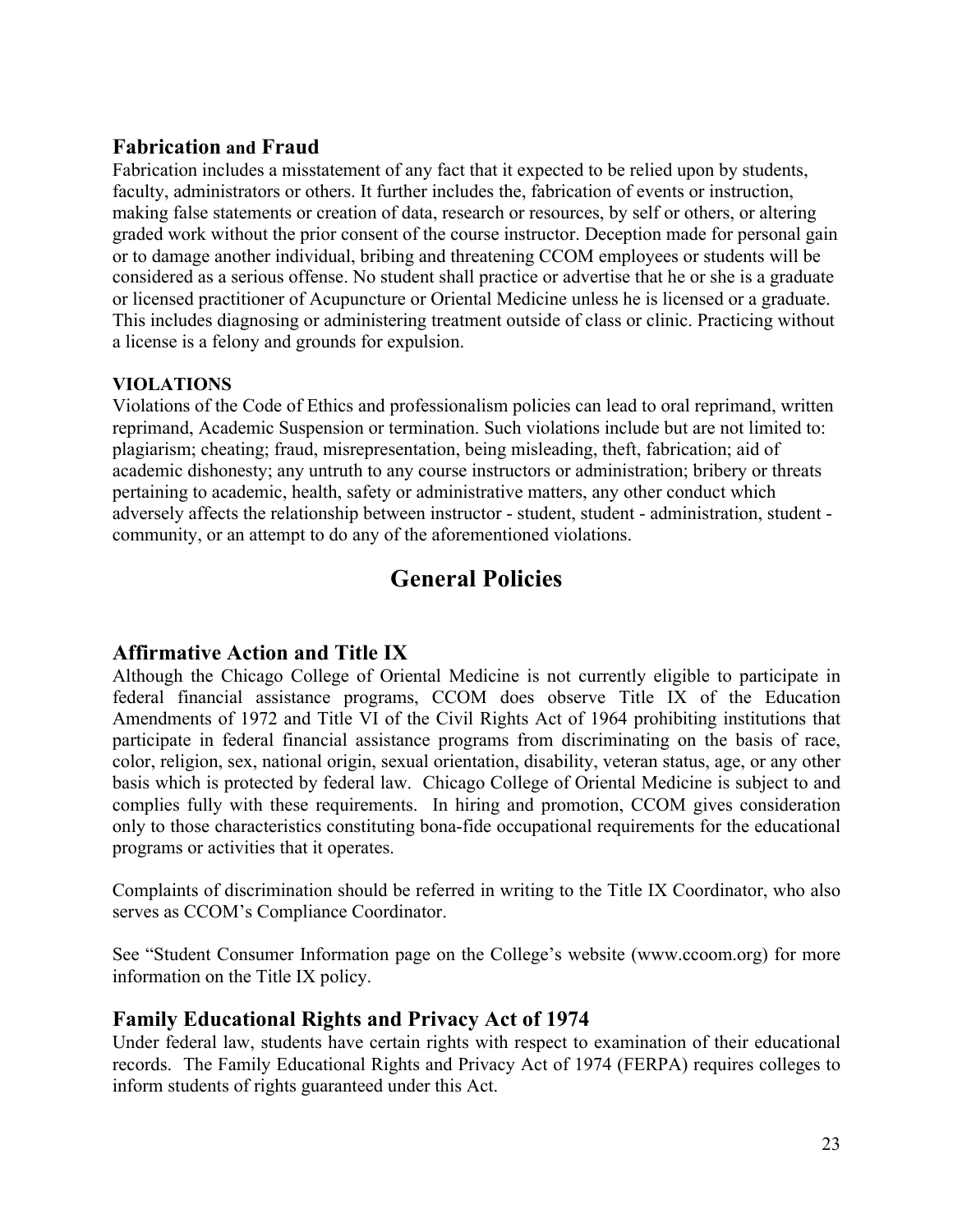## Fabrication and Fraud

Fabrication includes a misstatement of any fact that it expected to be relied upon by students, faculty, administrators or others. It further includes the, fabrication of events or instruction, making false statements or creation of data, research or resources, by self or others, or altering graded work without the prior consent of the course instructor. Deception made for personal gain or to damage another individual, bribing and threatening CCOM employees or students will be considered as a serious offense. No student shall practice or advertise that he or she is a graduate or licensed practitioner of Acupuncture or Oriental Medicine unless he is licensed or a graduate. This includes diagnosing or administering treatment outside of class or clinic. Practicing without a license is a felony and grounds for expulsion.

**VIOLATIONS**

Violations of the Code of Ethics and professionalism policies can lead to oral reprimand, written reprimand, Academic Suspension or termination. Such violations include but are not limited to: plagiarism; cheating; fraud, misrepresentation, being misleading, theft, fabrication; aid of academic dishonesty; any untruth to any course instructors or administration; bribery or threats pertaining to academic, health, safety or administrative matters, any other conduct which adversely affects the relationship between instructor - student, student - administration, student - community, or an attempt to do any of the aforementioned violations.

# General Policies

## Affirmative Action and Title IX

Although the Chicago College of Oriental Medicine is not currently eligible to participate in federal financial assistance programs, CCOM does observe Title IX of the Education Amendments of 1972 and Title VI of the Civil Rights Act of 1964 prohibiting institutions that participate in federal financial assistance programs from discriminating on the basis of race, color, religion, sex, national origin, sexual orientation, disability, veteran status, age, or any other basis which is protected by federal law. Chicago College of Oriental Medicine is subject to and complies fully with these requirements. In hiring and promotion, CCOM gives consideration only to those characteristics constituting bona-fide occupational requirements for the educational programs or activities that it operates.

Complaints of discrimination should be referred in writing to the Title IX Coordinator, who also serves as CCOM's Compliance Coordinator.

See "Student Consumer Information page on the College's website (www.ccoom.org) for more information on the Title IX policy.

## Family Educational Rights and Privacy Act of 1974

Under federal law, students have certain rights with respect to examination of their educational records. The Family Educational Rights and Privacy Act of 1974 (FERPA) requires colleges to inform students of rights guaranteed under this Act.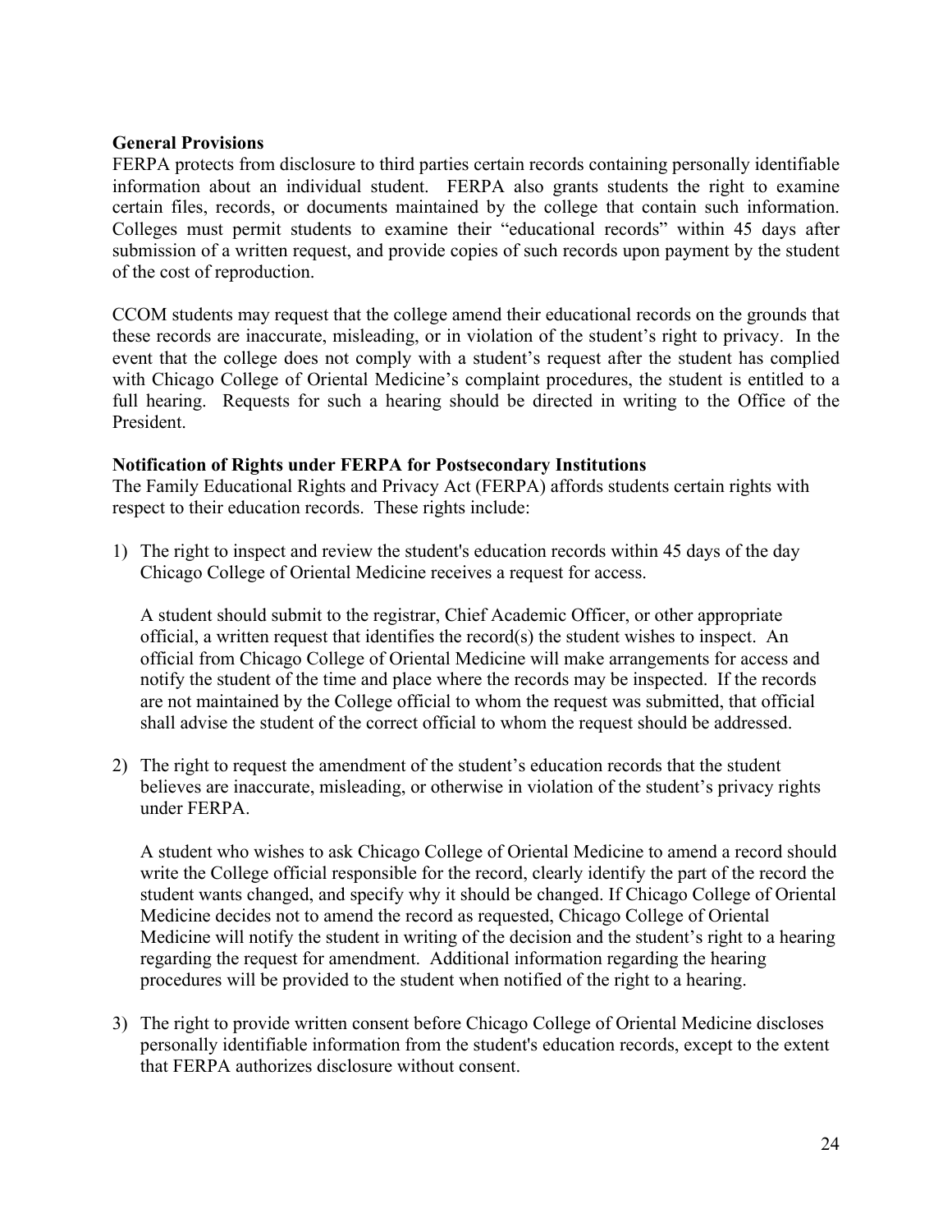**General Provisions**

FERPA protects from disclosure to third parties certain records containing personally identifiable information about an individual student. FERPA also grants students the right to examine certain files, records, or documents maintained by the college that contain such information. Colleges must permit students to examine their "educational records" within 45 days after submission of a written request, and provide copies of such records upon payment by the student of the cost of reproduction.

CCOM students may request that the college amend their educational records on the grounds that these records are inaccurate, misleading, or in violation of the student's right to privacy. In the event that the college does not comply with a student's request after the student has complied with Chicago College of Oriental Medicine's complaint procedures, the student is entitled to a full hearing. Requests for such a hearing should be directed in writing to the Office of the President.

**Notification of Rights under FERPA for Postsecondary Institutions**

The Family Educational Rights and Privacy Act (FERPA) affords students certain rights with respect to their education records. These rights include:

1) The right to inspect and review the student's education records within 45 days of the day Chicago College of Oriental Medicine receives a request for access.

   A student should submit to the registrar, Chief Academic Officer, or other appropriate official, a written request that identifies the record(s) the student wishes to inspect. An official from Chicago College of Oriental Medicine will make arrangements for access and notify the student of the time and place where the records may be inspected. If the records are not maintained by the College official to whom the request was submitted, that official shall advise the student of the correct official to whom the request should be addressed.

2) The right to request the amendment of the student's education records that the student believes are inaccurate, misleading, or otherwise in violation of the student's privacy rights under FERPA.

   A student who wishes to ask Chicago College of Oriental Medicine to amend a record should write the College official responsible for the record, clearly identify the part of the record the student wants changed, and specify why it should be changed. If Chicago College of Oriental Medicine decides not to amend the record as requested, Chicago College of Oriental Medicine will notify the student in writing of the decision and the student's right to a hearing regarding the request for amendment. Additional information regarding the hearing procedures will be provided to the student when notified of the right to a hearing.

3) The right to provide written consent before Chicago College of Oriental Medicine discloses personally identifiable information from the student's education records, except to the extent that FERPA authorizes disclosure without consent.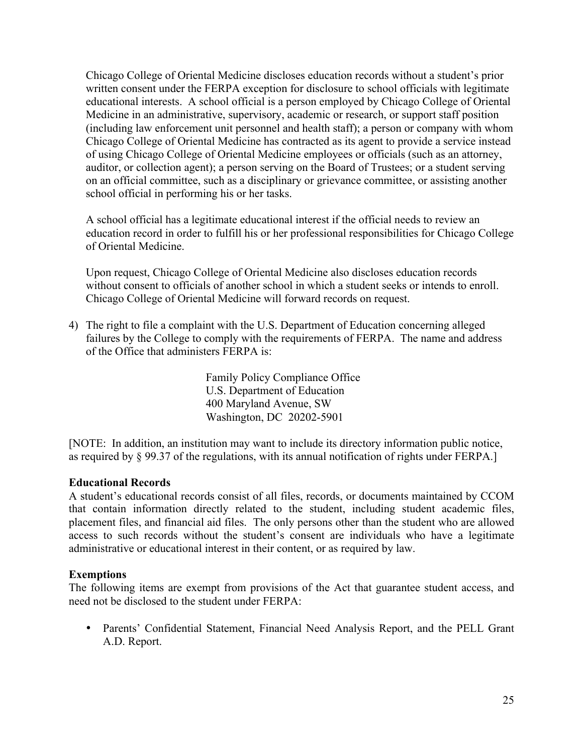Chicago College of Oriental Medicine discloses education records without a student's prior written consent under the FERPA exception for disclosure to school officials with legitimate educational interests. A school official is a person employed by Chicago College of Oriental Medicine in an administrative, supervisory, academic or research, or support staff position (including law enforcement unit personnel and health staff); a person or company with whom Chicago College of Oriental Medicine has contracted as its agent to provide a service instead of using Chicago College of Oriental Medicine employees or officials (such as an attorney, auditor, or collection agent); a person serving on the Board of Trustees; or a student serving on an official committee, such as a disciplinary or grievance committee, or assisting another school official in performing his or her tasks.

A school official has a legitimate educational interest if the official needs to review an education record in order to fulfill his or her professional responsibilities for Chicago College of Oriental Medicine.

Upon request, Chicago College of Oriental Medicine also discloses education records without consent to officials of another school in which a student seeks or intends to enroll. Chicago College of Oriental Medicine will forward records on request.

4) The right to file a complaint with the U.S. Department of Education concerning alleged failures by the College to comply with the requirements of FERPA. The name and address of the Office that administers FERPA is:

   Family Policy Compliance Office
   U.S. Department of Education
   400 Maryland Avenue, SW
   Washington, DC 20202-5901

[NOTE: In addition, an institution may want to include its directory information public notice, as required by § 99.37 of the regulations, with its annual notification of rights under FERPA.]

**Educational Records**

A student's educational records consist of all files, records, or documents maintained by CCOM that contain information directly related to the student, including student academic files, placement files, and financial aid files. The only persons other than the student who are allowed access to such records without the student's consent are individuals who have a legitimate administrative or educational interest in their content, or as required by law.

**Exemptions**

The following items are exempt from provisions of the Act that guarantee student access, and need not be disclosed to the student under FERPA:

- Parents' Confidential Statement, Financial Need Analysis Report, and the PELL Grant A.D. Report.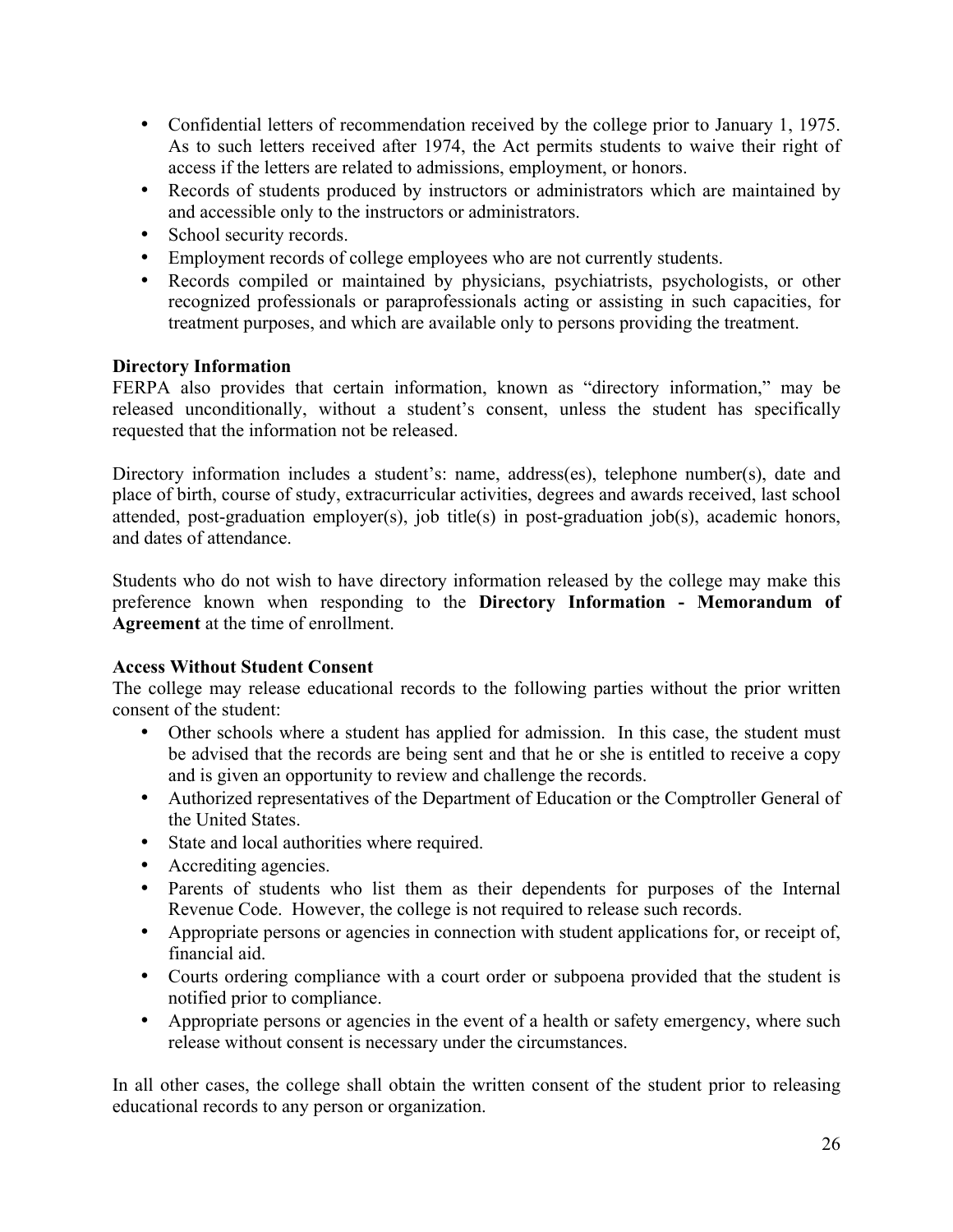- Confidential letters of recommendation received by the college prior to January 1, 1975. As to such letters received after 1974, the Act permits students to waive their right of access if the letters are related to admissions, employment, or honors.
- Records of students produced by instructors or administrators which are maintained by and accessible only to the instructors or administrators.
- School security records.
- Employment records of college employees who are not currently students.
- Records compiled or maintained by physicians, psychiatrists, psychologists, or other recognized professionals or paraprofessionals acting or assisting in such capacities, for treatment purposes, and which are available only to persons providing the treatment.

**Directory Information**
FERPA also provides that certain information, known as "directory information," may be released unconditionally, without a student's consent, unless the student has specifically requested that the information not be released.

Directory information includes a student's: name, address(es), telephone number(s), date and place of birth, course of study, extracurricular activities, degrees and awards received, last school attended, post-graduation employer(s), job title(s) in post-graduation job(s), academic honors, and dates of attendance.

Students who do not wish to have directory information released by the college may make this preference known when responding to the **Directory Information - Memorandum of Agreement** at the time of enrollment.

**Access Without Student Consent**
The college may release educational records to the following parties without the prior written consent of the student:

- Other schools where a student has applied for admission. In this case, the student must be advised that the records are being sent and that he or she is entitled to receive a copy and is given an opportunity to review and challenge the records.
- Authorized representatives of the Department of Education or the Comptroller General of the United States.
- State and local authorities where required.
- Accrediting agencies.
- Parents of students who list them as their dependents for purposes of the Internal Revenue Code. However, the college is not required to release such records.
- Appropriate persons or agencies in connection with student applications for, or receipt of, financial aid.
- Courts ordering compliance with a court order or subpoena provided that the student is notified prior to compliance.
- Appropriate persons or agencies in the event of a health or safety emergency, where such release without consent is necessary under the circumstances.

In all other cases, the college shall obtain the written consent of the student prior to releasing educational records to any person or organization.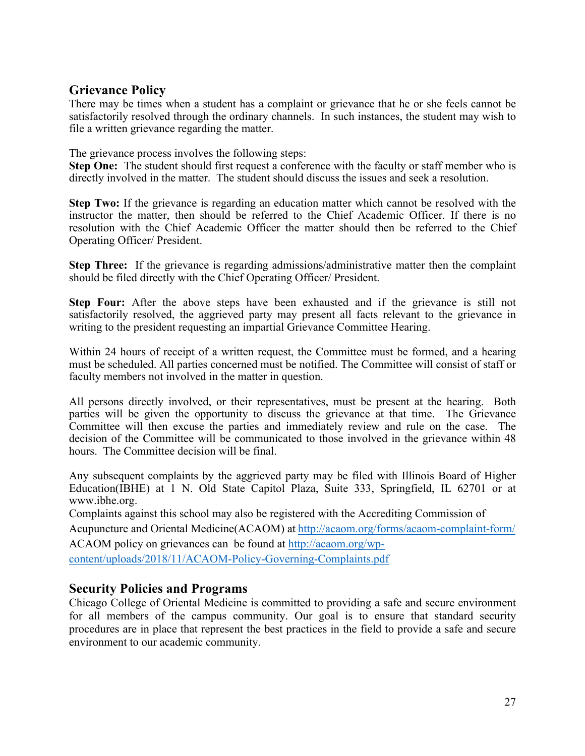## Grievance Policy

There may be times when a student has a complaint or grievance that he or she feels cannot be satisfactorily resolved through the ordinary channels. In such instances, the student may wish to file a written grievance regarding the matter.

The grievance process involves the following steps:

**Step One:** The student should first request a conference with the faculty or staff member who is directly involved in the matter. The student should discuss the issues and seek a resolution.

**Step Two:** If the grievance is regarding an education matter which cannot be resolved with the instructor the matter, then should be referred to the Chief Academic Officer. If there is no resolution with the Chief Academic Officer the matter should then be referred to the Chief Operating Officer/ President.

**Step Three:** If the grievance is regarding admissions/administrative matter then the complaint should be filed directly with the Chief Operating Officer/ President.

**Step Four:** After the above steps have been exhausted and if the grievance is still not satisfactorily resolved, the aggrieved party may present all facts relevant to the grievance in writing to the president requesting an impartial Grievance Committee Hearing.

Within 24 hours of receipt of a written request, the Committee must be formed, and a hearing must be scheduled. All parties concerned must be notified. The Committee will consist of staff or faculty members not involved in the matter in question.

All persons directly involved, or their representatives, must be present at the hearing. Both parties will be given the opportunity to discuss the grievance at that time. The Grievance Committee will then excuse the parties and immediately review and rule on the case. The decision of the Committee will be communicated to those involved in the grievance within 48 hours. The Committee decision will be final.

Any subsequent complaints by the aggrieved party may be filed with Illinois Board of Higher Education(IBHE) at 1 N. Old State Capitol Plaza, Suite 333, Springfield, IL 62701 or at www.ibhe.org.

Complaints against this school may also be registered with the Accrediting Commission of Acupuncture and Oriental Medicine(ACAOM) at http://acaom.org/forms/acaom-complaint-form/

ACAOM policy on grievances can be found at http://acaom.org/wp-content/uploads/2018/11/ACAOM-Policy-Governing-Complaints.pdf

## Security Policies and Programs

Chicago College of Oriental Medicine is committed to providing a safe and secure environment for all members of the campus community. Our goal is to ensure that standard security procedures are in place that represent the best practices in the field to provide a safe and secure environment to our academic community.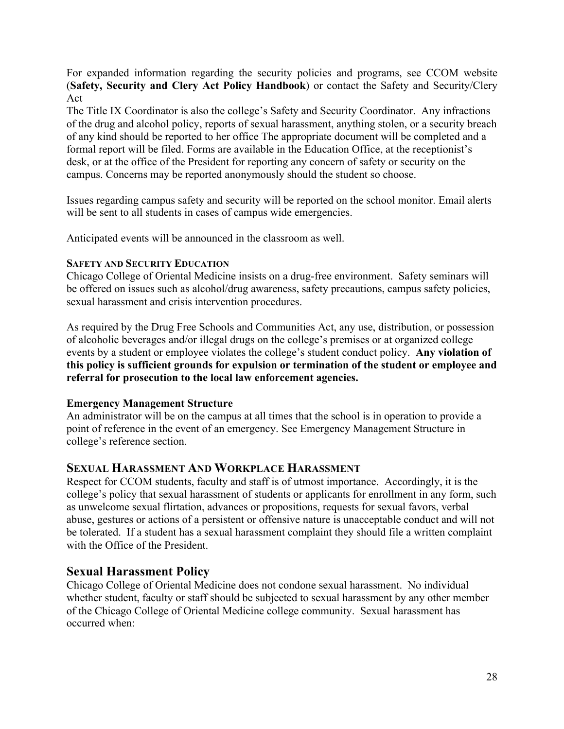For expanded information regarding the security policies and programs, see CCOM website (**Safety, Security and Clery Act Policy Handbook**) or contact the Safety and Security/Clery Act

The Title IX Coordinator is also the college's Safety and Security Coordinator. Any infractions of the drug and alcohol policy, reports of sexual harassment, anything stolen, or a security breach of any kind should be reported to her office The appropriate document will be completed and a formal report will be filed. Forms are available in the Education Office, at the receptionist's desk, or at the office of the President for reporting any concern of safety or security on the campus. Concerns may be reported anonymously should the student so choose.

Issues regarding campus safety and security will be reported on the school monitor. Email alerts will be sent to all students in cases of campus wide emergencies.

Anticipated events will be announced in the classroom as well.

#### SAFETY AND SECURITY EDUCATION

Chicago College of Oriental Medicine insists on a drug-free environment. Safety seminars will be offered on issues such as alcohol/drug awareness, safety precautions, campus safety policies, sexual harassment and crisis intervention procedures.

As required by the Drug Free Schools and Communities Act, any use, distribution, or possession of alcoholic beverages and/or illegal drugs on the college's premises or at organized college events by a student or employee violates the college's student conduct policy. **Any violation of this policy is sufficient grounds for expulsion or termination of the student or employee and referral for prosecution to the local law enforcement agencies.**

#### Emergency Management Structure

An administrator will be on the campus at all times that the school is in operation to provide a point of reference in the event of an emergency. See Emergency Management Structure in college's reference section.

### SEXUAL HARASSMENT AND WORKPLACE HARASSMENT

Respect for CCOM students, faculty and staff is of utmost importance. Accordingly, it is the college's policy that sexual harassment of students or applicants for enrollment in any form, such as unwelcome sexual flirtation, advances or propositions, requests for sexual favors, verbal abuse, gestures or actions of a persistent or offensive nature is unacceptable conduct and will not be tolerated. If a student has a sexual harassment complaint they should file a written complaint with the Office of the President.

## Sexual Harassment Policy

Chicago College of Oriental Medicine does not condone sexual harassment. No individual whether student, faculty or staff should be subjected to sexual harassment by any other member of the Chicago College of Oriental Medicine college community. Sexual harassment has occurred when: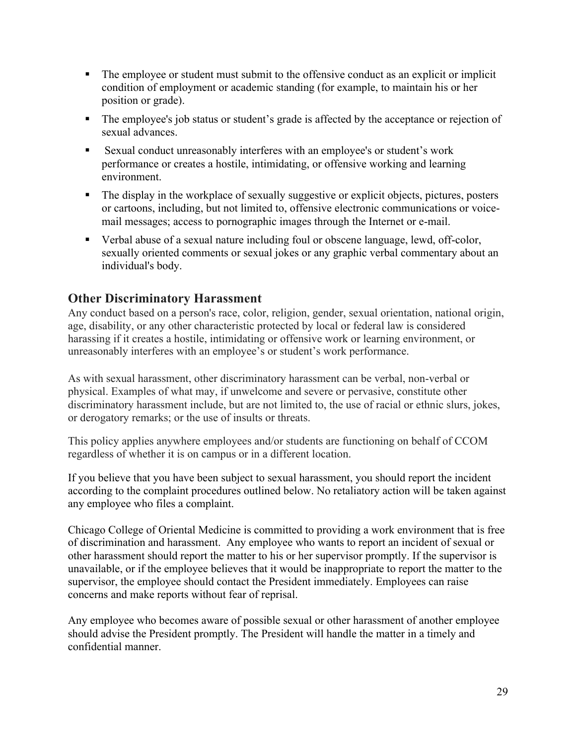- The employee or student must submit to the offensive conduct as an explicit or implicit condition of employment or academic standing (for example, to maintain his or her position or grade).
- The employee's job status or student's grade is affected by the acceptance or rejection of sexual advances.
- Sexual conduct unreasonably interferes with an employee's or student's work performance or creates a hostile, intimidating, or offensive working and learning environment.
- The display in the workplace of sexually suggestive or explicit objects, pictures, posters or cartoons, including, but not limited to, offensive electronic communications or voice-mail messages; access to pornographic images through the Internet or e-mail.
- Verbal abuse of a sexual nature including foul or obscene language, lewd, off-color, sexually oriented comments or sexual jokes or any graphic verbal commentary about an individual's body.

## Other Discriminatory Harassment

Any conduct based on a person's race, color, religion, gender, sexual orientation, national origin, age, disability, or any other characteristic protected by local or federal law is considered harassing if it creates a hostile, intimidating or offensive work or learning environment, or unreasonably interferes with an employee's or student's work performance.

As with sexual harassment, other discriminatory harassment can be verbal, non-verbal or physical. Examples of what may, if unwelcome and severe or pervasive, constitute other discriminatory harassment include, but are not limited to, the use of racial or ethnic slurs, jokes, or derogatory remarks; or the use of insults or threats.

This policy applies anywhere employees and/or students are functioning on behalf of CCOM regardless of whether it is on campus or in a different location.

If you believe that you have been subject to sexual harassment, you should report the incident according to the complaint procedures outlined below. No retaliatory action will be taken against any employee who files a complaint.

Chicago College of Oriental Medicine is committed to providing a work environment that is free of discrimination and harassment. Any employee who wants to report an incident of sexual or other harassment should report the matter to his or her supervisor promptly. If the supervisor is unavailable, or if the employee believes that it would be inappropriate to report the matter to the supervisor, the employee should contact the President immediately. Employees can raise concerns and make reports without fear of reprisal.

Any employee who becomes aware of possible sexual or other harassment of another employee should advise the President promptly. The President will handle the matter in a timely and confidential manner.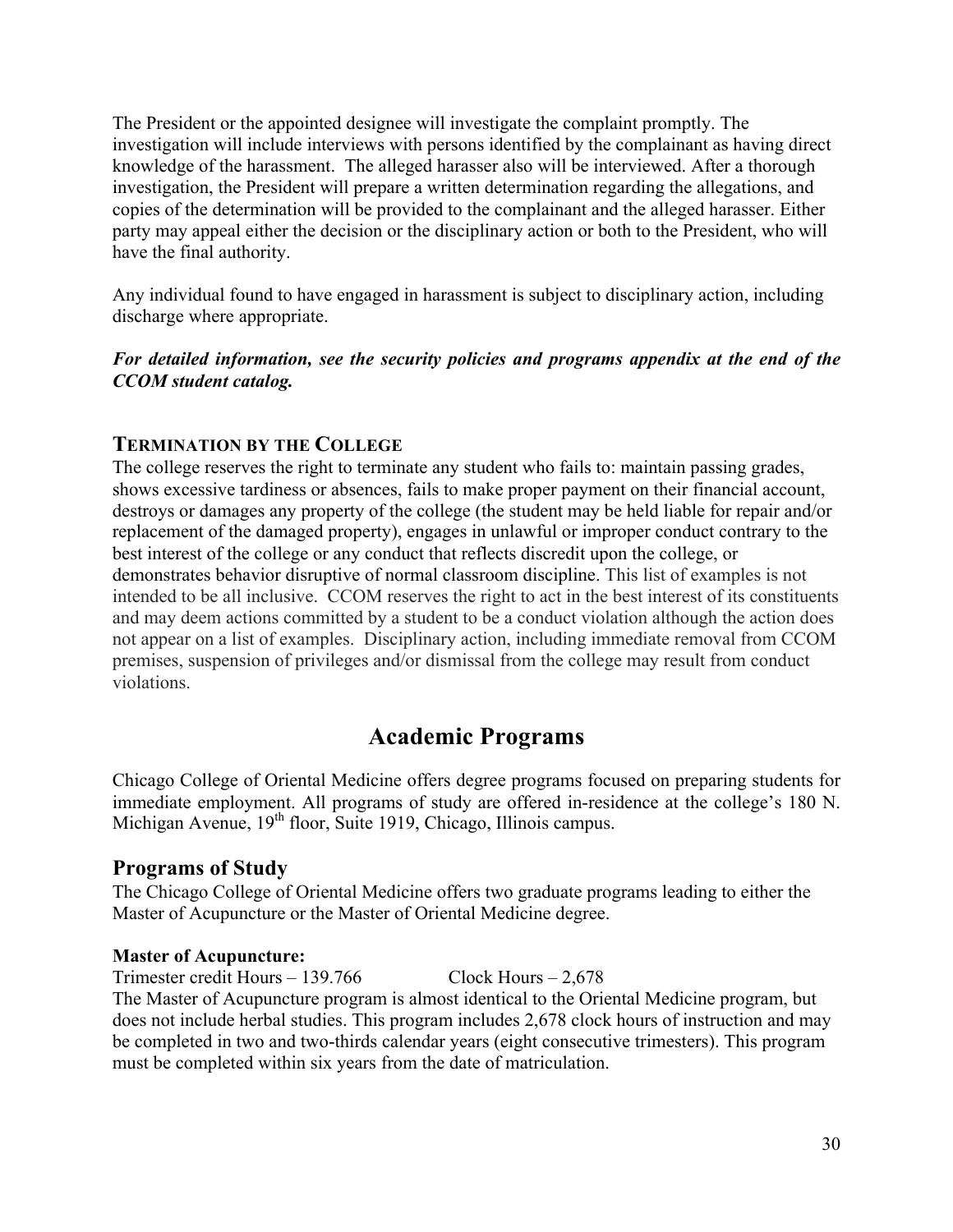The President or the appointed designee will investigate the complaint promptly. The investigation will include interviews with persons identified by the complainant as having direct knowledge of the harassment. The alleged harasser also will be interviewed. After a thorough investigation, the President will prepare a written determination regarding the allegations, and copies of the determination will be provided to the complainant and the alleged harasser. Either party may appeal either the decision or the disciplinary action or both to the President, who will have the final authority.

Any individual found to have engaged in harassment is subject to disciplinary action, including discharge where appropriate.

***For detailed information, see the security policies and programs appendix at the end of the CCOM student catalog.***

### TERMINATION BY THE COLLEGE

The college reserves the right to terminate any student who fails to: maintain passing grades, shows excessive tardiness or absences, fails to make proper payment on their financial account, destroys or damages any property of the college (the student may be held liable for repair and/or replacement of the damaged property), engages in unlawful or improper conduct contrary to the best interest of the college or any conduct that reflects discredit upon the college, or demonstrates behavior disruptive of normal classroom discipline. This list of examples is not intended to be all inclusive. CCOM reserves the right to act in the best interest of its constituents and may deem actions committed by a student to be a conduct violation although the action does not appear on a list of examples. Disciplinary action, including immediate removal from CCOM premises, suspension of privileges and/or dismissal from the college may result from conduct violations.

# Academic Programs

Chicago College of Oriental Medicine offers degree programs focused on preparing students for immediate employment. All programs of study are offered in-residence at the college's 180 N. Michigan Avenue, 19th floor, Suite 1919, Chicago, Illinois campus.

## Programs of Study

The Chicago College of Oriental Medicine offers two graduate programs leading to either the Master of Acupuncture or the Master of Oriental Medicine degree.

**Master of Acupuncture:**

Trimester credit Hours – 139.766 Clock Hours – 2,678

The Master of Acupuncture program is almost identical to the Oriental Medicine program, but does not include herbal studies. This program includes 2,678 clock hours of instruction and may be completed in two and two-thirds calendar years (eight consecutive trimesters). This program must be completed within six years from the date of matriculation.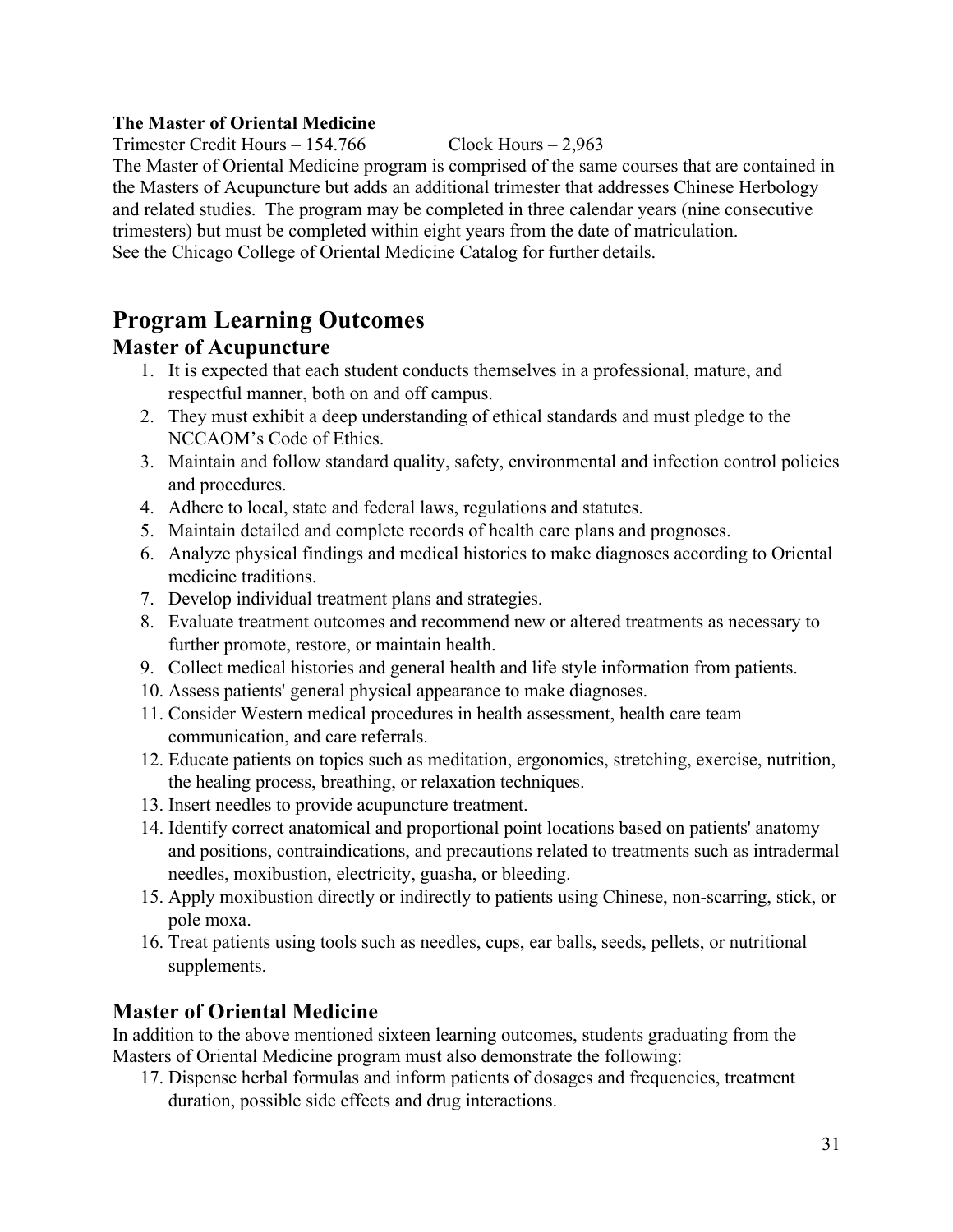**The Master of Oriental Medicine**

Trimester Credit Hours – 154.766 Clock Hours – 2,963

The Master of Oriental Medicine program is comprised of the same courses that are contained in the Masters of Acupuncture but adds an additional trimester that addresses Chinese Herbology and related studies. The program may be completed in three calendar years (nine consecutive trimesters) but must be completed within eight years from the date of matriculation. See the Chicago College of Oriental Medicine Catalog for further details.

# Program Learning Outcomes

## Master of Acupuncture

1. It is expected that each student conducts themselves in a professional, mature, and respectful manner, both on and off campus.
2. They must exhibit a deep understanding of ethical standards and must pledge to the NCCAOM's Code of Ethics.
3. Maintain and follow standard quality, safety, environmental and infection control policies and procedures.
4. Adhere to local, state and federal laws, regulations and statutes.
5. Maintain detailed and complete records of health care plans and prognoses.
6. Analyze physical findings and medical histories to make diagnoses according to Oriental medicine traditions.
7. Develop individual treatment plans and strategies.
8. Evaluate treatment outcomes and recommend new or altered treatments as necessary to further promote, restore, or maintain health.
9. Collect medical histories and general health and life style information from patients.
10. Assess patients' general physical appearance to make diagnoses.
11. Consider Western medical procedures in health assessment, health care team communication, and care referrals.
12. Educate patients on topics such as meditation, ergonomics, stretching, exercise, nutrition, the healing process, breathing, or relaxation techniques.
13. Insert needles to provide acupuncture treatment.
14. Identify correct anatomical and proportional point locations based on patients' anatomy and positions, contraindications, and precautions related to treatments such as intradermal needles, moxibustion, electricity, guasha, or bleeding.
15. Apply moxibustion directly or indirectly to patients using Chinese, non-scarring, stick, or pole moxa.
16. Treat patients using tools such as needles, cups, ear balls, seeds, pellets, or nutritional supplements.

## Master of Oriental Medicine

In addition to the above mentioned sixteen learning outcomes, students graduating from the Masters of Oriental Medicine program must also demonstrate the following:

17. Dispense herbal formulas and inform patients of dosages and frequencies, treatment duration, possible side effects and drug interactions.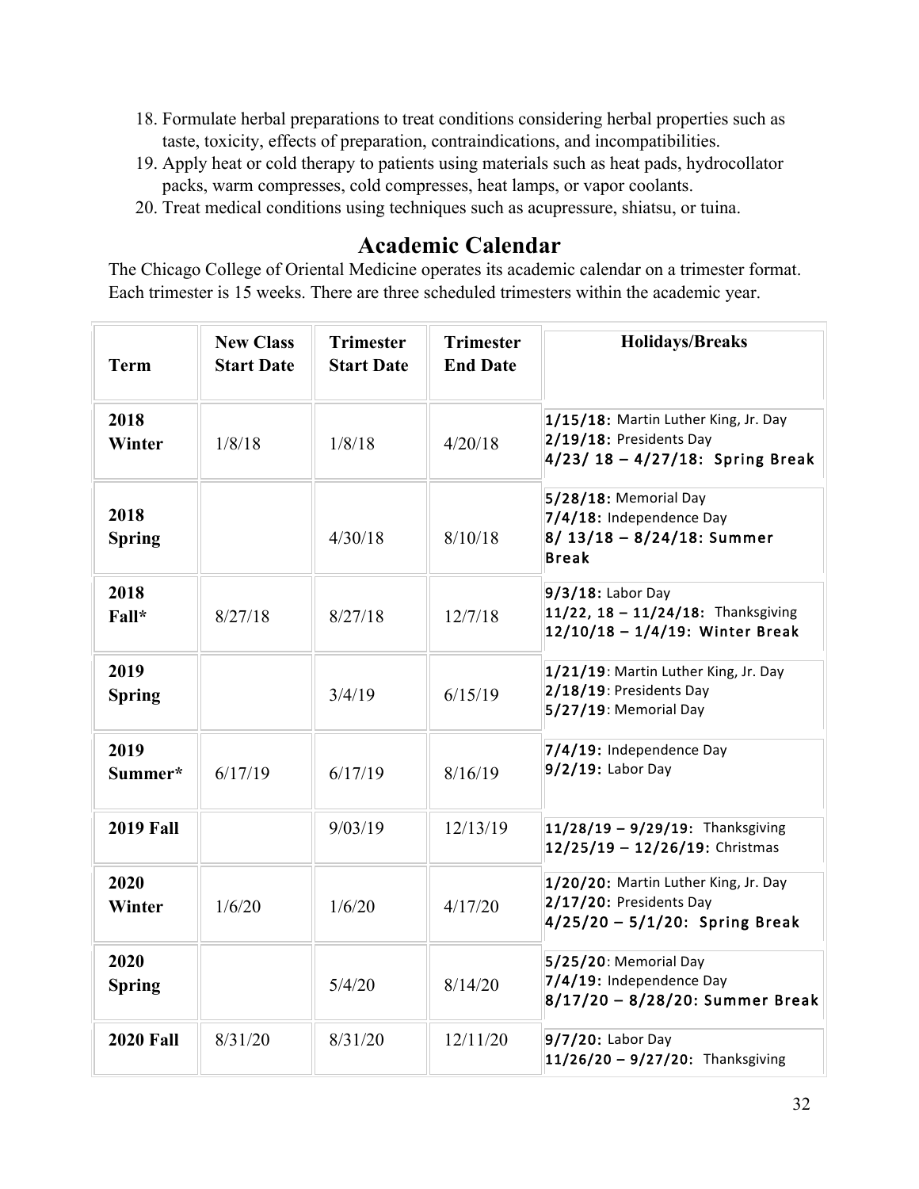18. Formulate herbal preparations to treat conditions considering herbal properties such as taste, toxicity, effects of preparation, contraindications, and incompatibilities.
19. Apply heat or cold therapy to patients using materials such as heat pads, hydrocollator packs, warm compresses, cold compresses, heat lamps, or vapor coolants.
20. Treat medical conditions using techniques such as acupressure, shiatsu, or tuina.

## Academic Calendar

The Chicago College of Oriental Medicine operates its academic calendar on a trimester format. Each trimester is 15 weeks. There are three scheduled trimesters within the academic year.

| Term | New Class Start Date | Trimester Start Date | Trimester End Date | Holidays/Breaks |
|---|---|---|---|---|
| **2018 Winter** | 1/8/18 | 1/8/18 | 4/20/18 | **1/15/18:** Martin Luther King, Jr. Day<br>**2/19/18:** Presidents Day<br>**4/23/ 18 – 4/27/18: Spring Break** |
| **2018 Spring** | | 4/30/18 | 8/10/18 | **5/28/18:** Memorial Day<br>**7/4/18:** Independence Day<br>**8/ 13/18 – 8/24/18: Summer Break** |
| **2018 Fall*** | 8/27/18 | 8/27/18 | 12/7/18 | **9/3/18:** Labor Day<br>**11/22, 18 – 11/24/18:** Thanksgiving<br>**12/10/18 – 1/4/19: Winter Break** |
| **2019 Spring** | | 3/4/19 | 6/15/19 | **1/21/19**: Martin Luther King, Jr. Day<br>**2/18/19**: Presidents Day<br>**5/27/19**: Memorial Day |
| **2019 Summer*** | 6/17/19 | 6/17/19 | 8/16/19 | **7/4/19:** Independence Day<br>**9/2/19:** Labor Day |
| **2019 Fall** | | 9/03/19 | 12/13/19 | **11/28/19 – 9/29/19:** Thanksgiving<br>**12/25/19 – 12/26/19:** Christmas |
| **2020 Winter** | 1/6/20 | 1/6/20 | 4/17/20 | **1/20/20:** Martin Luther King, Jr. Day<br>**2/17/20:** Presidents Day<br>**4/25/20 – 5/1/20: Spring Break** |
| **2020 Spring** | | 5/4/20 | 8/14/20 | **5/25/20**: Memorial Day<br>**7/4/19:** Independence Day<br>**8/17/20 – 8/28/20: Summer Break** |
| **2020 Fall** | 8/31/20 | 8/31/20 | 12/11/20 | **9/7/20:** Labor Day<br>**11/26/20 – 9/27/20:** Thanksgiving |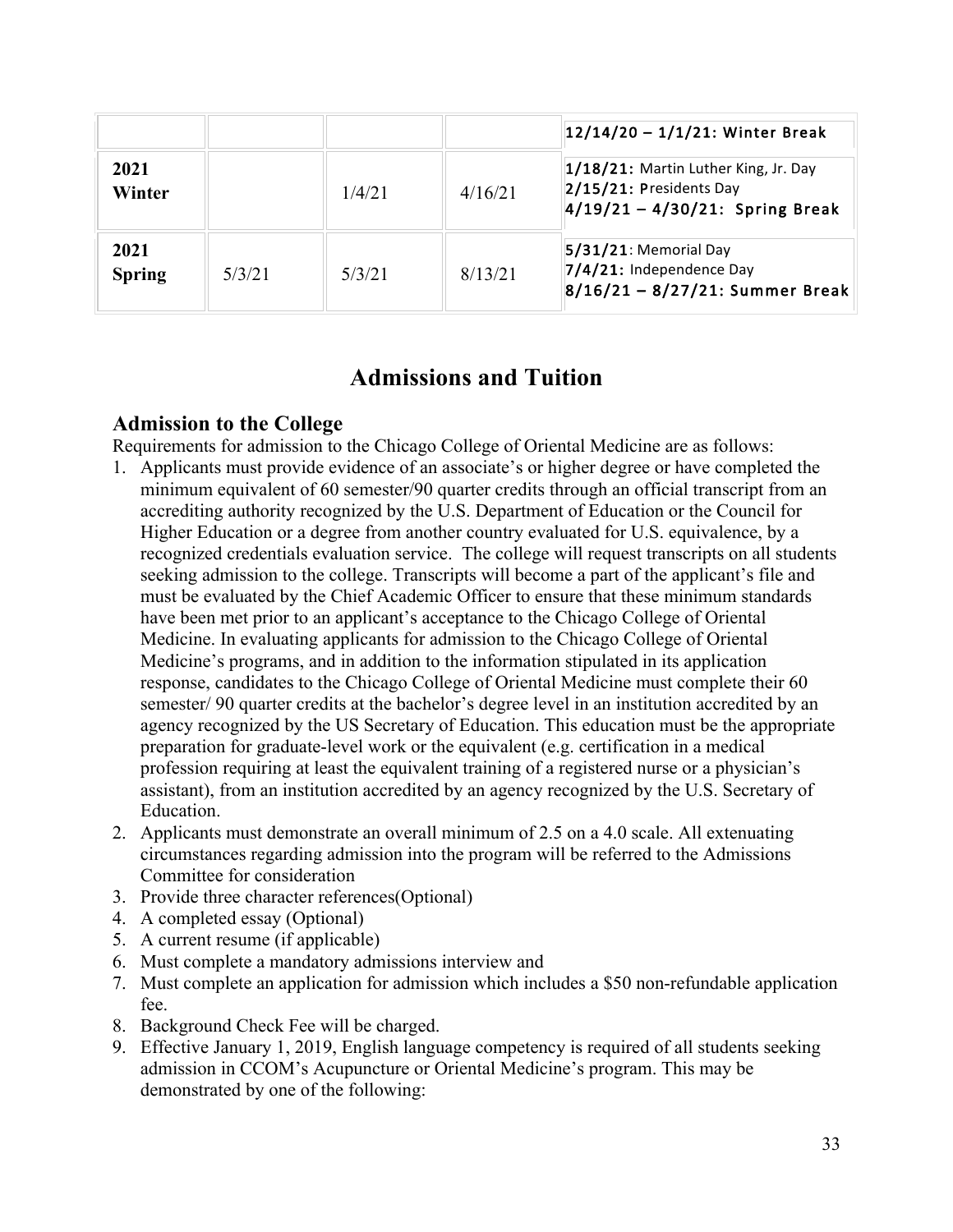| | | | | |
|---|---|---|---|---|
| | | | | **12/14/20 – 1/1/21: Winter Break** |
| **2021 Winter** | | 1/4/21 | 4/16/21 | **1/18/21:** Martin Luther King, Jr. Day<br>**2/15/21: P**residents Day<br>**4/19/21 – 4/30/21: Spring Break** |
| **2021 Spring** | 5/3/21 | 5/3/21 | 8/13/21 | **5/31/21**: Memorial Day<br>**7/4/21:** Independence Day<br>**8/16/21 – 8/27/21: Summer Break** |

# Admissions and Tuition

## Admission to the College

Requirements for admission to the Chicago College of Oriental Medicine are as follows:

1. Applicants must provide evidence of an associate's or higher degree or have completed the minimum equivalent of 60 semester/90 quarter credits through an official transcript from an accrediting authority recognized by the U.S. Department of Education or the Council for Higher Education or a degree from another country evaluated for U.S. equivalence, by a recognized credentials evaluation service. The college will request transcripts on all students seeking admission to the college. Transcripts will become a part of the applicant's file and must be evaluated by the Chief Academic Officer to ensure that these minimum standards have been met prior to an applicant's acceptance to the Chicago College of Oriental Medicine. In evaluating applicants for admission to the Chicago College of Oriental Medicine's programs, and in addition to the information stipulated in its application response, candidates to the Chicago College of Oriental Medicine must complete their 60 semester/ 90 quarter credits at the bachelor's degree level in an institution accredited by an agency recognized by the US Secretary of Education. This education must be the appropriate preparation for graduate-level work or the equivalent (e.g. certification in a medical profession requiring at least the equivalent training of a registered nurse or a physician's assistant), from an institution accredited by an agency recognized by the U.S. Secretary of Education.
2. Applicants must demonstrate an overall minimum of 2.5 on a 4.0 scale. All extenuating circumstances regarding admission into the program will be referred to the Admissions Committee for consideration
3. Provide three character references(Optional)
4. A completed essay (Optional)
5. A current resume (if applicable)
6. Must complete a mandatory admissions interview and
7. Must complete an application for admission which includes a $50 non-refundable application fee.
8. Background Check Fee will be charged.
9. Effective January 1, 2019, English language competency is required of all students seeking admission in CCOM's Acupuncture or Oriental Medicine's program. This may be demonstrated by one of the following: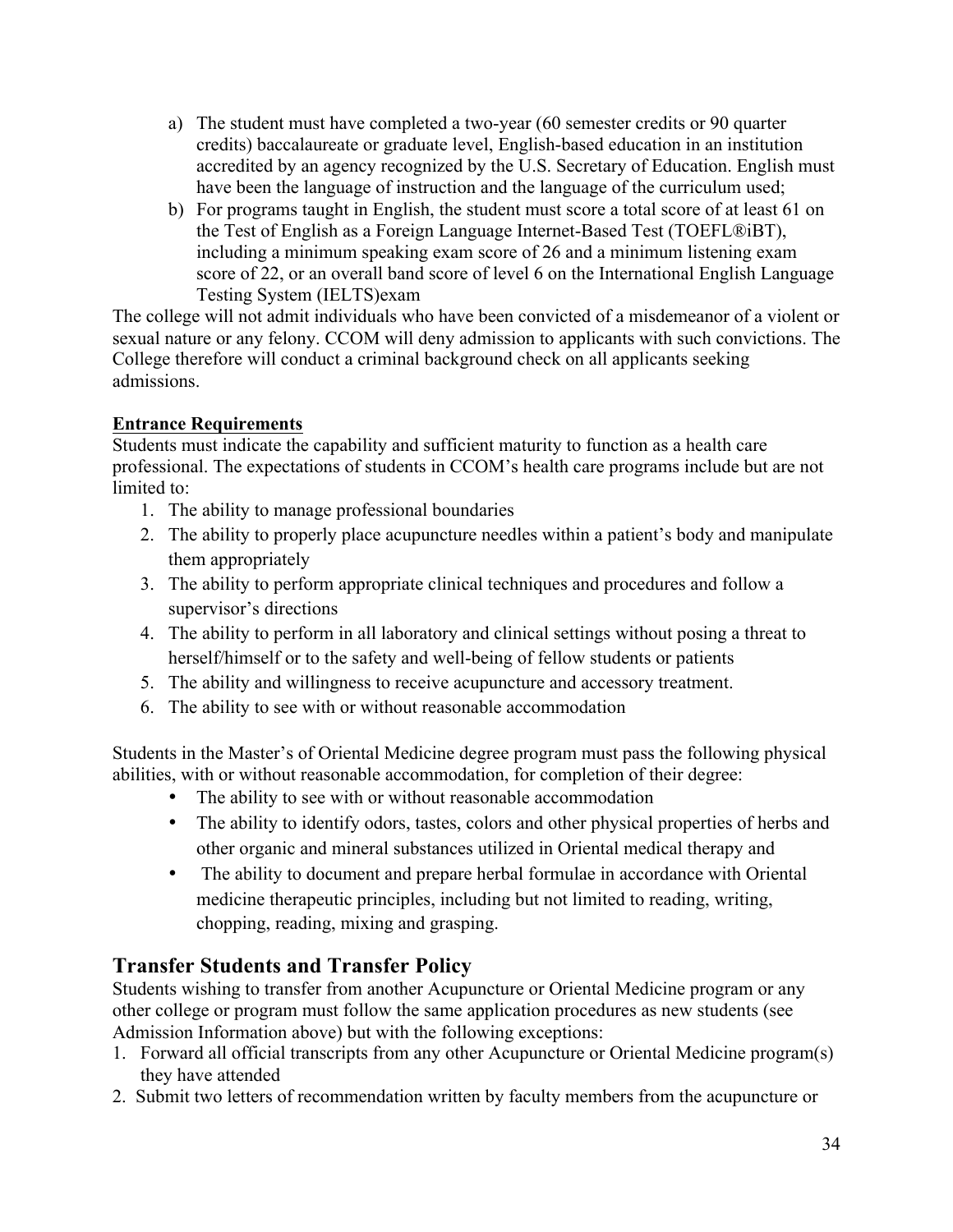a) The student must have completed a two-year (60 semester credits or 90 quarter credits) baccalaureate or graduate level, English-based education in an institution accredited by an agency recognized by the U.S. Secretary of Education. English must have been the language of instruction and the language of the curriculum used;
b) For programs taught in English, the student must score a total score of at least 61 on the Test of English as a Foreign Language Internet-Based Test (TOEFL®iBT), including a minimum speaking exam score of 26 and a minimum listening exam score of 22, or an overall band score of level 6 on the International English Language Testing System (IELTS)exam

The college will not admit individuals who have been convicted of a misdemeanor of a violent or sexual nature or any felony. CCOM will deny admission to applicants with such convictions. The College therefore will conduct a criminal background check on all applicants seeking admissions.

**Entrance Requirements**

Students must indicate the capability and sufficient maturity to function as a health care professional. The expectations of students in CCOM's health care programs include but are not limited to:

1. The ability to manage professional boundaries
2. The ability to properly place acupuncture needles within a patient's body and manipulate them appropriately
3. The ability to perform appropriate clinical techniques and procedures and follow a supervisor's directions
4. The ability to perform in all laboratory and clinical settings without posing a threat to herself/himself or to the safety and well-being of fellow students or patients
5. The ability and willingness to receive acupuncture and accessory treatment.
6. The ability to see with or without reasonable accommodation

Students in the Master's of Oriental Medicine degree program must pass the following physical abilities, with or without reasonable accommodation, for completion of their degree:

- The ability to see with or without reasonable accommodation
- The ability to identify odors, tastes, colors and other physical properties of herbs and other organic and mineral substances utilized in Oriental medical therapy and
- The ability to document and prepare herbal formulae in accordance with Oriental medicine therapeutic principles, including but not limited to reading, writing, chopping, reading, mixing and grasping.

## Transfer Students and Transfer Policy

Students wishing to transfer from another Acupuncture or Oriental Medicine program or any other college or program must follow the same application procedures as new students (see Admission Information above) but with the following exceptions:

1. Forward all official transcripts from any other Acupuncture or Oriental Medicine program(s) they have attended
2. Submit two letters of recommendation written by faculty members from the acupuncture or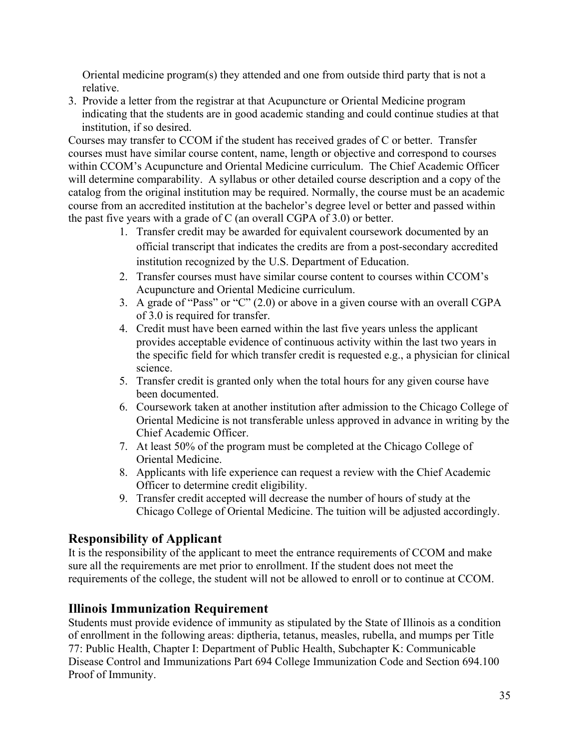Oriental medicine program(s) they attended and one from outside third party that is not a relative.

3. Provide a letter from the registrar at that Acupuncture or Oriental Medicine program indicating that the students are in good academic standing and could continue studies at that institution, if so desired.

Courses may transfer to CCOM if the student has received grades of C or better. Transfer courses must have similar course content, name, length or objective and correspond to courses within CCOM's Acupuncture and Oriental Medicine curriculum. The Chief Academic Officer will determine comparability. A syllabus or other detailed course description and a copy of the catalog from the original institution may be required. Normally, the course must be an academic course from an accredited institution at the bachelor's degree level or better and passed within the past five years with a grade of C (an overall CGPA of 3.0) or better.

1. Transfer credit may be awarded for equivalent coursework documented by an official transcript that indicates the credits are from a post-secondary accredited institution recognized by the U.S. Department of Education.
2. Transfer courses must have similar course content to courses within CCOM's Acupuncture and Oriental Medicine curriculum.
3. A grade of "Pass" or "C" (2.0) or above in a given course with an overall CGPA of 3.0 is required for transfer.
4. Credit must have been earned within the last five years unless the applicant provides acceptable evidence of continuous activity within the last two years in the specific field for which transfer credit is requested e.g., a physician for clinical science.
5. Transfer credit is granted only when the total hours for any given course have been documented.
6. Coursework taken at another institution after admission to the Chicago College of Oriental Medicine is not transferable unless approved in advance in writing by the Chief Academic Officer.
7. At least 50% of the program must be completed at the Chicago College of Oriental Medicine.
8. Applicants with life experience can request a review with the Chief Academic Officer to determine credit eligibility.
9. Transfer credit accepted will decrease the number of hours of study at the Chicago College of Oriental Medicine. The tuition will be adjusted accordingly.

## Responsibility of Applicant

It is the responsibility of the applicant to meet the entrance requirements of CCOM and make sure all the requirements are met prior to enrollment. If the student does not meet the requirements of the college, the student will not be allowed to enroll or to continue at CCOM.

## Illinois Immunization Requirement

Students must provide evidence of immunity as stipulated by the State of Illinois as a condition of enrollment in the following areas: diptheria, tetanus, measles, rubella, and mumps per Title 77: Public Health, Chapter I: Department of Public Health, Subchapter K: Communicable Disease Control and Immunizations Part 694 College Immunization Code and Section 694.100 Proof of Immunity.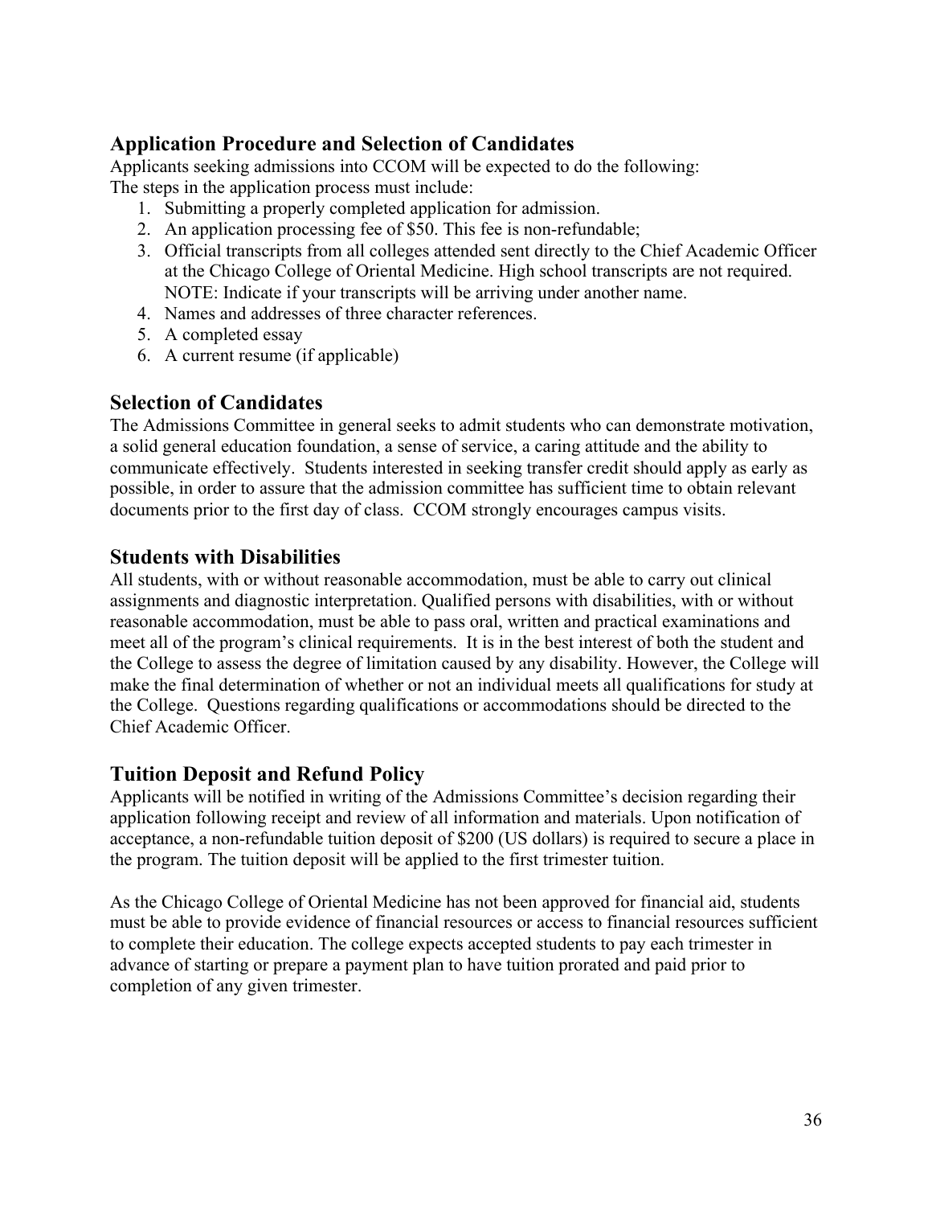## Application Procedure and Selection of Candidates

Applicants seeking admissions into CCOM will be expected to do the following:
The steps in the application process must include:

1. Submitting a properly completed application for admission.
2. An application processing fee of $50. This fee is non-refundable;
3. Official transcripts from all colleges attended sent directly to the Chief Academic Officer at the Chicago College of Oriental Medicine. High school transcripts are not required. NOTE: Indicate if your transcripts will be arriving under another name.
4. Names and addresses of three character references.
5. A completed essay
6. A current resume (if applicable)

## Selection of Candidates

The Admissions Committee in general seeks to admit students who can demonstrate motivation, a solid general education foundation, a sense of service, a caring attitude and the ability to communicate effectively. Students interested in seeking transfer credit should apply as early as possible, in order to assure that the admission committee has sufficient time to obtain relevant documents prior to the first day of class. CCOM strongly encourages campus visits.

## Students with Disabilities

All students, with or without reasonable accommodation, must be able to carry out clinical assignments and diagnostic interpretation. Qualified persons with disabilities, with or without reasonable accommodation, must be able to pass oral, written and practical examinations and meet all of the program's clinical requirements. It is in the best interest of both the student and the College to assess the degree of limitation caused by any disability. However, the College will make the final determination of whether or not an individual meets all qualifications for study at the College. Questions regarding qualifications or accommodations should be directed to the Chief Academic Officer.

## Tuition Deposit and Refund Policy

Applicants will be notified in writing of the Admissions Committee's decision regarding their application following receipt and review of all information and materials. Upon notification of acceptance, a non-refundable tuition deposit of $200 (US dollars) is required to secure a place in the program. The tuition deposit will be applied to the first trimester tuition.

As the Chicago College of Oriental Medicine has not been approved for financial aid, students must be able to provide evidence of financial resources or access to financial resources sufficient to complete their education. The college expects accepted students to pay each trimester in advance of starting or prepare a payment plan to have tuition prorated and paid prior to completion of any given trimester.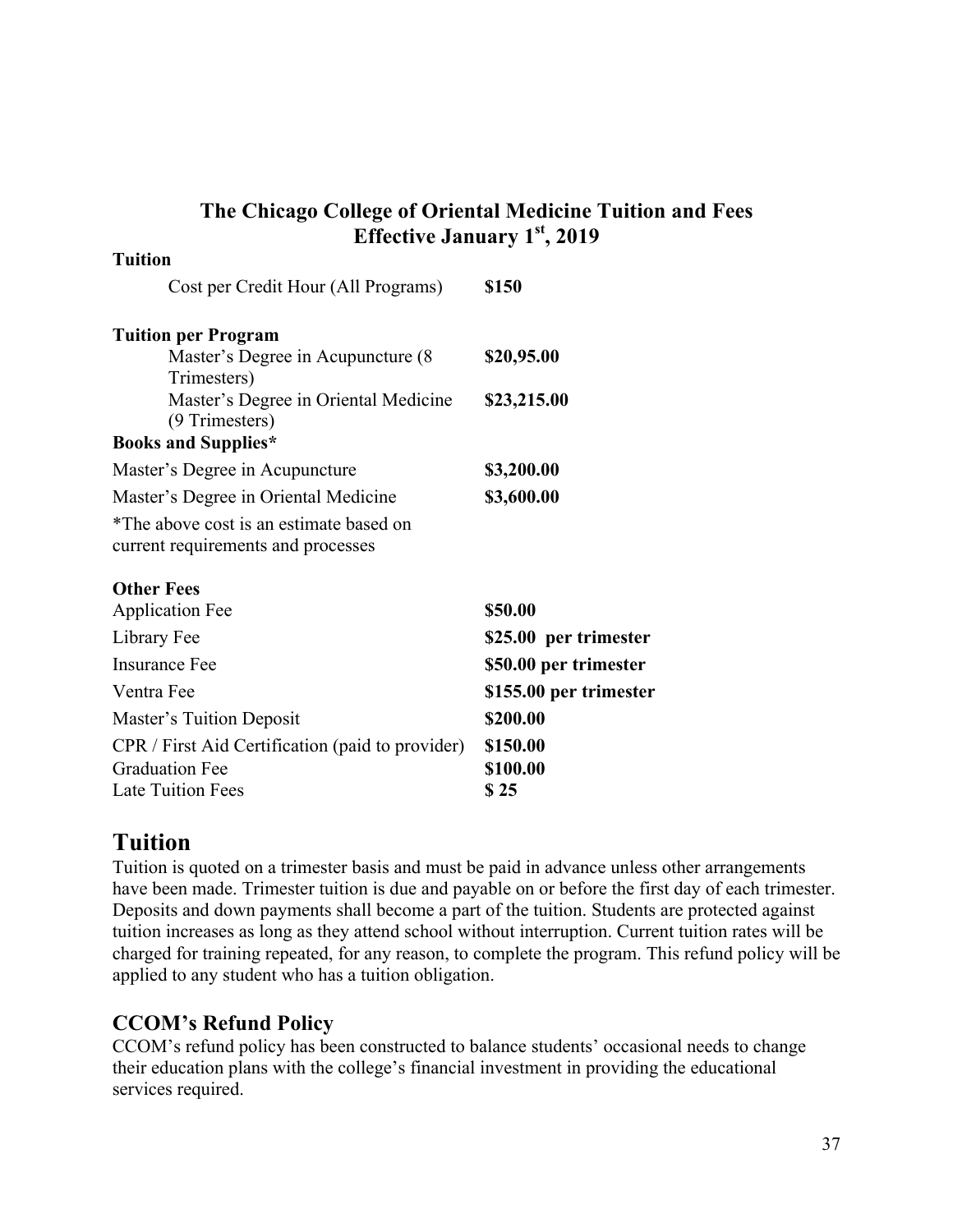## The Chicago College of Oriental Medicine Tuition and Fees
## Effective January 1st, 2019

**Tuition**

| | |
|---|---|
| Cost per Credit Hour (All Programs) | **$150** |

**Tuition per Program**

| | |
|---|---|
| Master's Degree in Acupuncture (8 Trimesters) | **$20,95.00** |
| Master's Degree in Oriental Medicine (9 Trimesters) | **$23,215.00** |

**Books and Supplies***

| | |
|---|---|
| Master's Degree in Acupuncture | **$3,200.00** |
| Master's Degree in Oriental Medicine | **$3,600.00** |

*The above cost is an estimate based on current requirements and processes

**Other Fees**

| | |
|---|---|
| Application Fee | **$50.00** |
| Library Fee | **$25.00 per trimester** |
| Insurance Fee | **$50.00 per trimester** |
| Ventra Fee | **$155.00 per trimester** |
| Master's Tuition Deposit | **$200.00** |
| CPR / First Aid Certification (paid to provider) | **$150.00** |
| Graduation Fee | **$100.00** |
| Late Tuition Fees | **$ 25** |

# Tuition

Tuition is quoted on a trimester basis and must be paid in advance unless other arrangements have been made. Trimester tuition is due and payable on or before the first day of each trimester. Deposits and down payments shall become a part of the tuition. Students are protected against tuition increases as long as they attend school without interruption. Current tuition rates will be charged for training repeated, for any reason, to complete the program. This refund policy will be applied to any student who has a tuition obligation.

## CCOM's Refund Policy

CCOM's refund policy has been constructed to balance students' occasional needs to change their education plans with the college's financial investment in providing the educational services required.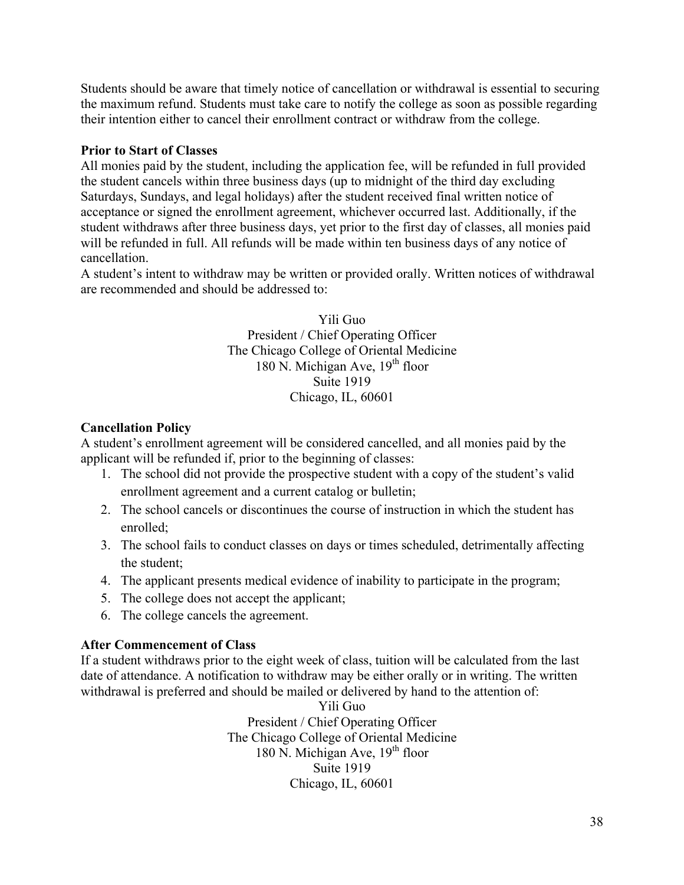Students should be aware that timely notice of cancellation or withdrawal is essential to securing the maximum refund. Students must take care to notify the college as soon as possible regarding their intention either to cancel their enrollment contract or withdraw from the college.

**Prior to Start of Classes**

All monies paid by the student, including the application fee, will be refunded in full provided the student cancels within three business days (up to midnight of the third day excluding Saturdays, Sundays, and legal holidays) after the student received final written notice of acceptance or signed the enrollment agreement, whichever occurred last. Additionally, if the student withdraws after three business days, yet prior to the first day of classes, all monies paid will be refunded in full. All refunds will be made within ten business days of any notice of cancellation.

A student's intent to withdraw may be written or provided orally. Written notices of withdrawal are recommended and should be addressed to:

Yili Guo
President / Chief Operating Officer
The Chicago College of Oriental Medicine
180 N. Michigan Ave, 19th floor
Suite 1919
Chicago, IL, 60601

**Cancellation Policy**

A student's enrollment agreement will be considered cancelled, and all monies paid by the applicant will be refunded if, prior to the beginning of classes:

1. The school did not provide the prospective student with a copy of the student's valid enrollment agreement and a current catalog or bulletin;
2. The school cancels or discontinues the course of instruction in which the student has enrolled;
3. The school fails to conduct classes on days or times scheduled, detrimentally affecting the student;
4. The applicant presents medical evidence of inability to participate in the program;
5. The college does not accept the applicant;
6. The college cancels the agreement.

**After Commencement of Class**

If a student withdraws prior to the eight week of class, tuition will be calculated from the last date of attendance. A notification to withdraw may be either orally or in writing. The written withdrawal is preferred and should be mailed or delivered by hand to the attention of:

Yili Guo
President / Chief Operating Officer
The Chicago College of Oriental Medicine
180 N. Michigan Ave, 19th floor
Suite 1919
Chicago, IL, 60601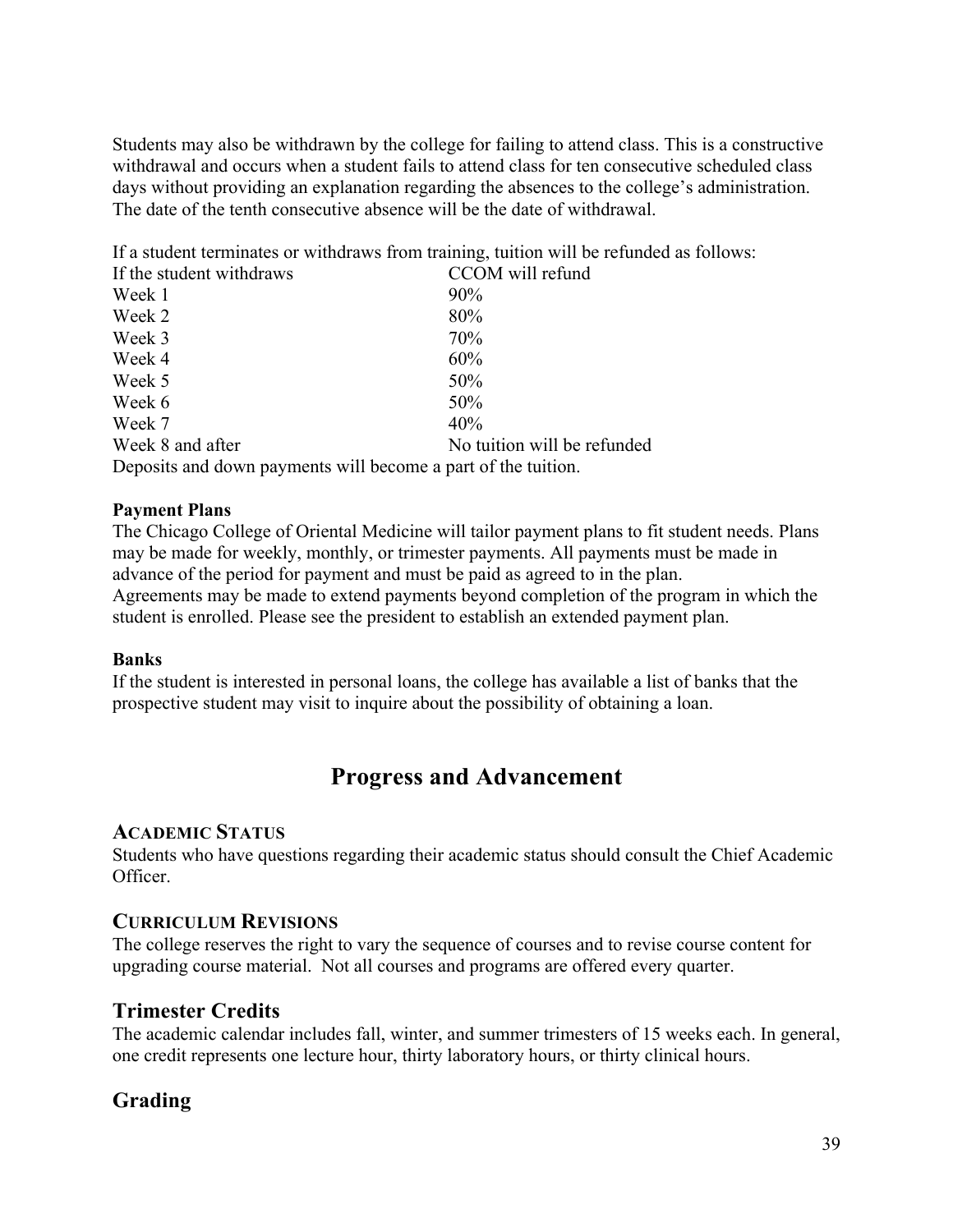Students may also be withdrawn by the college for failing to attend class. This is a constructive withdrawal and occurs when a student fails to attend class for ten consecutive scheduled class days without providing an explanation regarding the absences to the college's administration. The date of the tenth consecutive absence will be the date of withdrawal.

If a student terminates or withdraws from training, tuition will be refunded as follows:

| If the student withdraws | CCOM will refund |
|---|---|
| Week 1 | 90% |
| Week 2 | 80% |
| Week 3 | 70% |
| Week 4 | 60% |
| Week 5 | 50% |
| Week 6 | 50% |
| Week 7 | 40% |
| Week 8 and after | No tuition will be refunded |

Deposits and down payments will become a part of the tuition.

**Payment Plans**

The Chicago College of Oriental Medicine will tailor payment plans to fit student needs. Plans may be made for weekly, monthly, or trimester payments. All payments must be made in advance of the period for payment and must be paid as agreed to in the plan.
Agreements may be made to extend payments beyond completion of the program in which the student is enrolled. Please see the president to establish an extended payment plan.

**Banks**

If the student is interested in personal loans, the college has available a list of banks that the prospective student may visit to inquire about the possibility of obtaining a loan.

# Progress and Advancement

### ACADEMIC STATUS

Students who have questions regarding their academic status should consult the Chief Academic Officer.

### CURRICULUM REVISIONS

The college reserves the right to vary the sequence of courses and to revise course content for upgrading course material. Not all courses and programs are offered every quarter.

## Trimester Credits

The academic calendar includes fall, winter, and summer trimesters of 15 weeks each. In general, one credit represents one lecture hour, thirty laboratory hours, or thirty clinical hours.

## Grading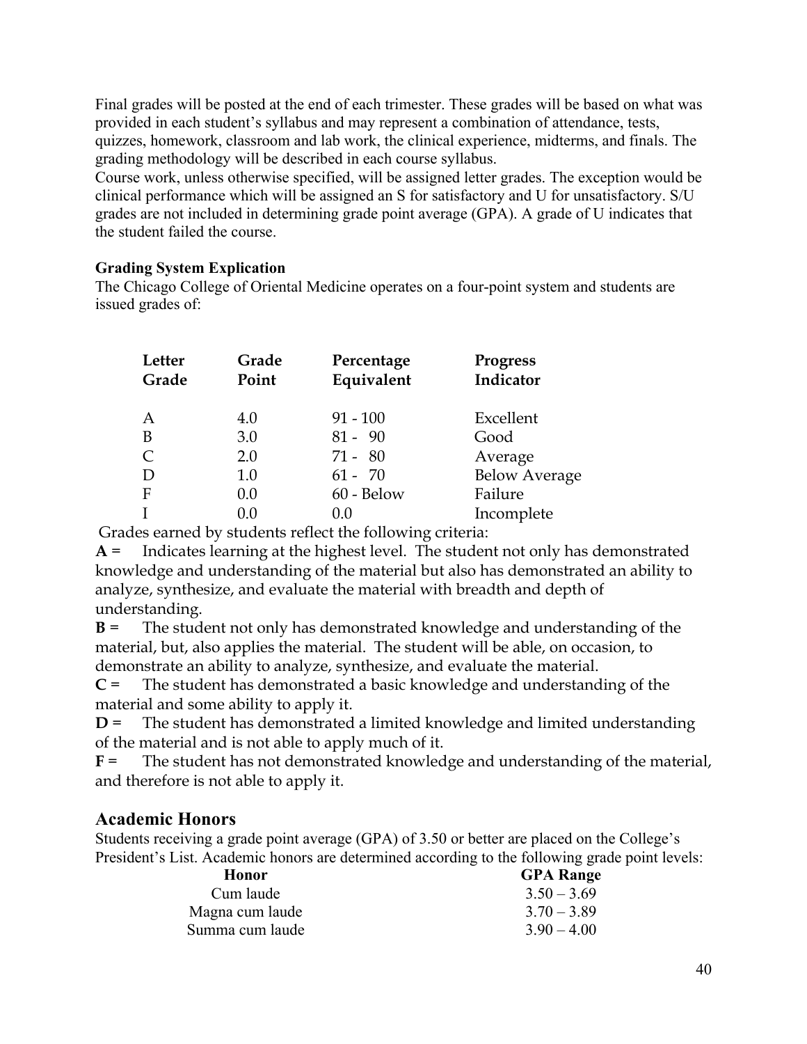Final grades will be posted at the end of each trimester. These grades will be based on what was provided in each student's syllabus and may represent a combination of attendance, tests, quizzes, homework, classroom and lab work, the clinical experience, midterms, and finals. The grading methodology will be described in each course syllabus.

Course work, unless otherwise specified, will be assigned letter grades. The exception would be clinical performance which will be assigned an S for satisfactory and U for unsatisfactory. S/U grades are not included in determining grade point average (GPA). A grade of U indicates that the student failed the course.

**Grading System Explication**

The Chicago College of Oriental Medicine operates on a four-point system and students are issued grades of:

| Letter Grade | Grade Point | Percentage Equivalent | Progress Indicator |
|---|---|---|---|
| A | 4.0 | 91 - 100 | Excellent |
| B | 3.0 | 81 - 90 | Good |
| C | 2.0 | 71 - 80 | Average |
| D | 1.0 | 61 - 70 | Below Average |
| F | 0.0 | 60 - Below | Failure |
| I | 0.0 | 0.0 | Incomplete |

Grades earned by students reflect the following criteria:

**A =** Indicates learning at the highest level. The student not only has demonstrated knowledge and understanding of the material but also has demonstrated an ability to analyze, synthesize, and evaluate the material with breadth and depth of understanding.

**B =** The student not only has demonstrated knowledge and understanding of the material, but, also applies the material. The student will be able, on occasion, to demonstrate an ability to analyze, synthesize, and evaluate the material.

**C =** The student has demonstrated a basic knowledge and understanding of the material and some ability to apply it.

**D =** The student has demonstrated a limited knowledge and limited understanding of the material and is not able to apply much of it.

**F =** The student has not demonstrated knowledge and understanding of the material, and therefore is not able to apply it.

## Academic Honors

Students receiving a grade point average (GPA) of 3.50 or better are placed on the College's President's List. Academic honors are determined according to the following grade point levels:

| Honor | GPA Range |
|---|---|
| Cum laude | 3.50 – 3.69 |
| Magna cum laude | 3.70 – 3.89 |
| Summa cum laude | 3.90 – 4.00 |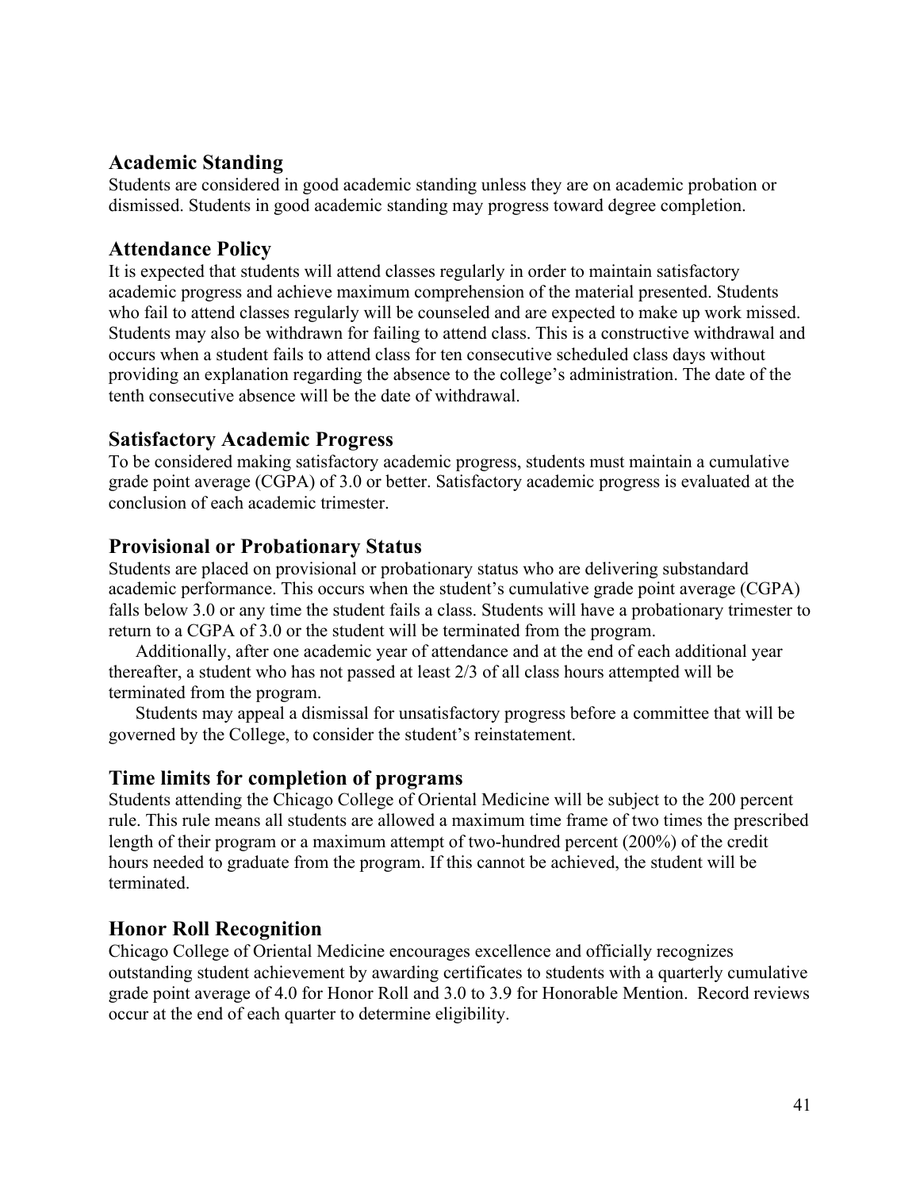## Academic Standing

Students are considered in good academic standing unless they are on academic probation or dismissed. Students in good academic standing may progress toward degree completion.

## Attendance Policy

It is expected that students will attend classes regularly in order to maintain satisfactory academic progress and achieve maximum comprehension of the material presented. Students who fail to attend classes regularly will be counseled and are expected to make up work missed. Students may also be withdrawn for failing to attend class. This is a constructive withdrawal and occurs when a student fails to attend class for ten consecutive scheduled class days without providing an explanation regarding the absence to the college's administration. The date of the tenth consecutive absence will be the date of withdrawal.

## Satisfactory Academic Progress

To be considered making satisfactory academic progress, students must maintain a cumulative grade point average (CGPA) of 3.0 or better. Satisfactory academic progress is evaluated at the conclusion of each academic trimester.

## Provisional or Probationary Status

Students are placed on provisional or probationary status who are delivering substandard academic performance. This occurs when the student's cumulative grade point average (CGPA) falls below 3.0 or any time the student fails a class. Students will have a probationary trimester to return to a CGPA of 3.0 or the student will be terminated from the program.

Additionally, after one academic year of attendance and at the end of each additional year thereafter, a student who has not passed at least 2/3 of all class hours attempted will be terminated from the program.

Students may appeal a dismissal for unsatisfactory progress before a committee that will be governed by the College, to consider the student's reinstatement.

## Time limits for completion of programs

Students attending the Chicago College of Oriental Medicine will be subject to the 200 percent rule. This rule means all students are allowed a maximum time frame of two times the prescribed length of their program or a maximum attempt of two-hundred percent (200%) of the credit hours needed to graduate from the program. If this cannot be achieved, the student will be terminated.

## Honor Roll Recognition

Chicago College of Oriental Medicine encourages excellence and officially recognizes outstanding student achievement by awarding certificates to students with a quarterly cumulative grade point average of 4.0 for Honor Roll and 3.0 to 3.9 for Honorable Mention. Record reviews occur at the end of each quarter to determine eligibility.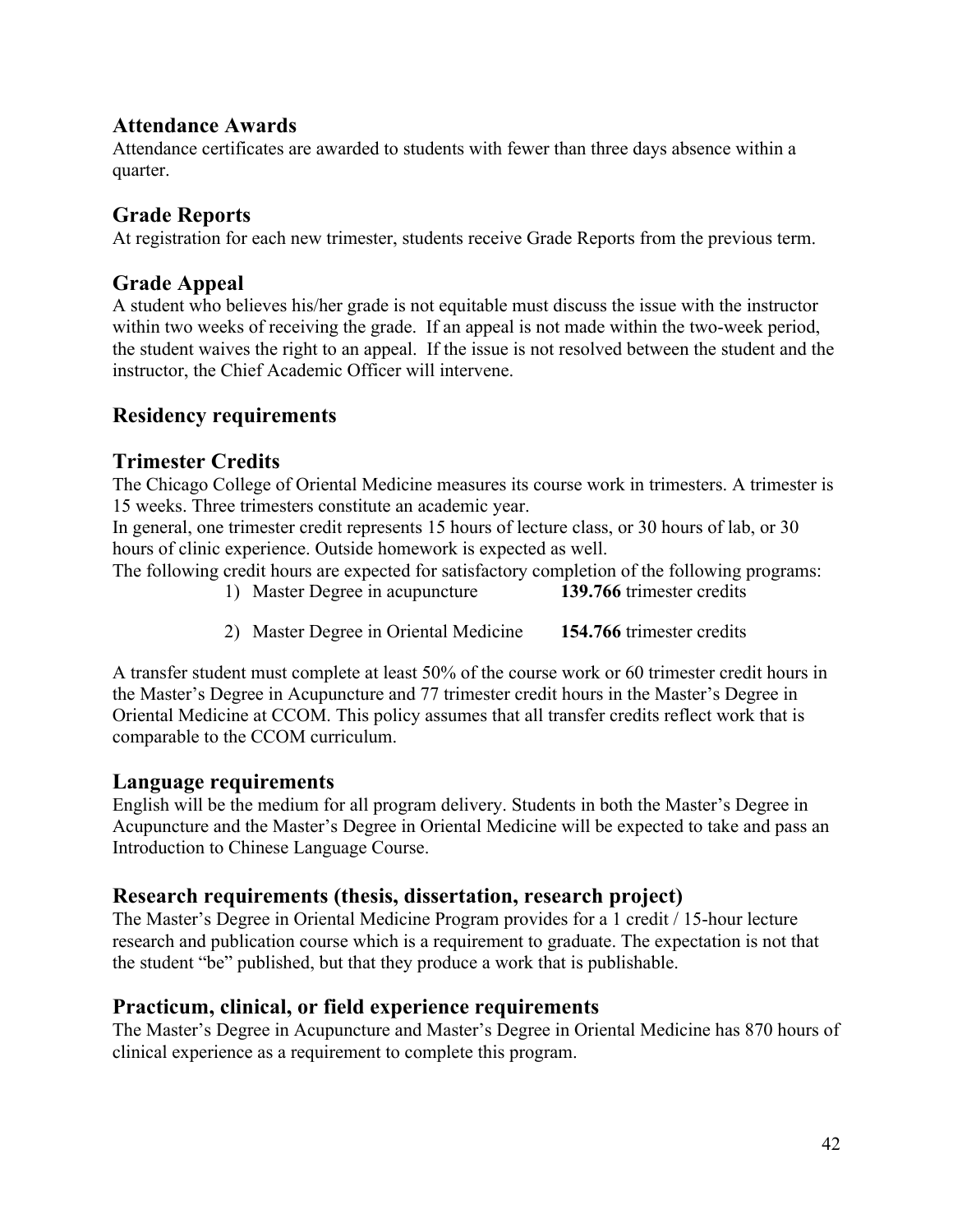## Attendance Awards

Attendance certificates are awarded to students with fewer than three days absence within a quarter.

## Grade Reports

At registration for each new trimester, students receive Grade Reports from the previous term.

## Grade Appeal

A student who believes his/her grade is not equitable must discuss the issue with the instructor within two weeks of receiving the grade. If an appeal is not made within the two-week period, the student waives the right to an appeal. If the issue is not resolved between the student and the instructor, the Chief Academic Officer will intervene.

## Residency requirements

## Trimester Credits

The Chicago College of Oriental Medicine measures its course work in trimesters. A trimester is 15 weeks. Three trimesters constitute an academic year.

In general, one trimester credit represents 15 hours of lecture class, or 30 hours of lab, or 30 hours of clinic experience. Outside homework is expected as well.

The following credit hours are expected for satisfactory completion of the following programs:

1) Master Degree in acupuncture **139.766** trimester credits
2) Master Degree in Oriental Medicine **154.766** trimester credits

A transfer student must complete at least 50% of the course work or 60 trimester credit hours in the Master's Degree in Acupuncture and 77 trimester credit hours in the Master's Degree in Oriental Medicine at CCOM. This policy assumes that all transfer credits reflect work that is comparable to the CCOM curriculum.

## Language requirements

English will be the medium for all program delivery. Students in both the Master's Degree in Acupuncture and the Master's Degree in Oriental Medicine will be expected to take and pass an Introduction to Chinese Language Course.

## Research requirements (thesis, dissertation, research project)

The Master's Degree in Oriental Medicine Program provides for a 1 credit / 15-hour lecture research and publication course which is a requirement to graduate. The expectation is not that the student "be" published, but that they produce a work that is publishable.

## Practicum, clinical, or field experience requirements

The Master's Degree in Acupuncture and Master's Degree in Oriental Medicine has 870 hours of clinical experience as a requirement to complete this program.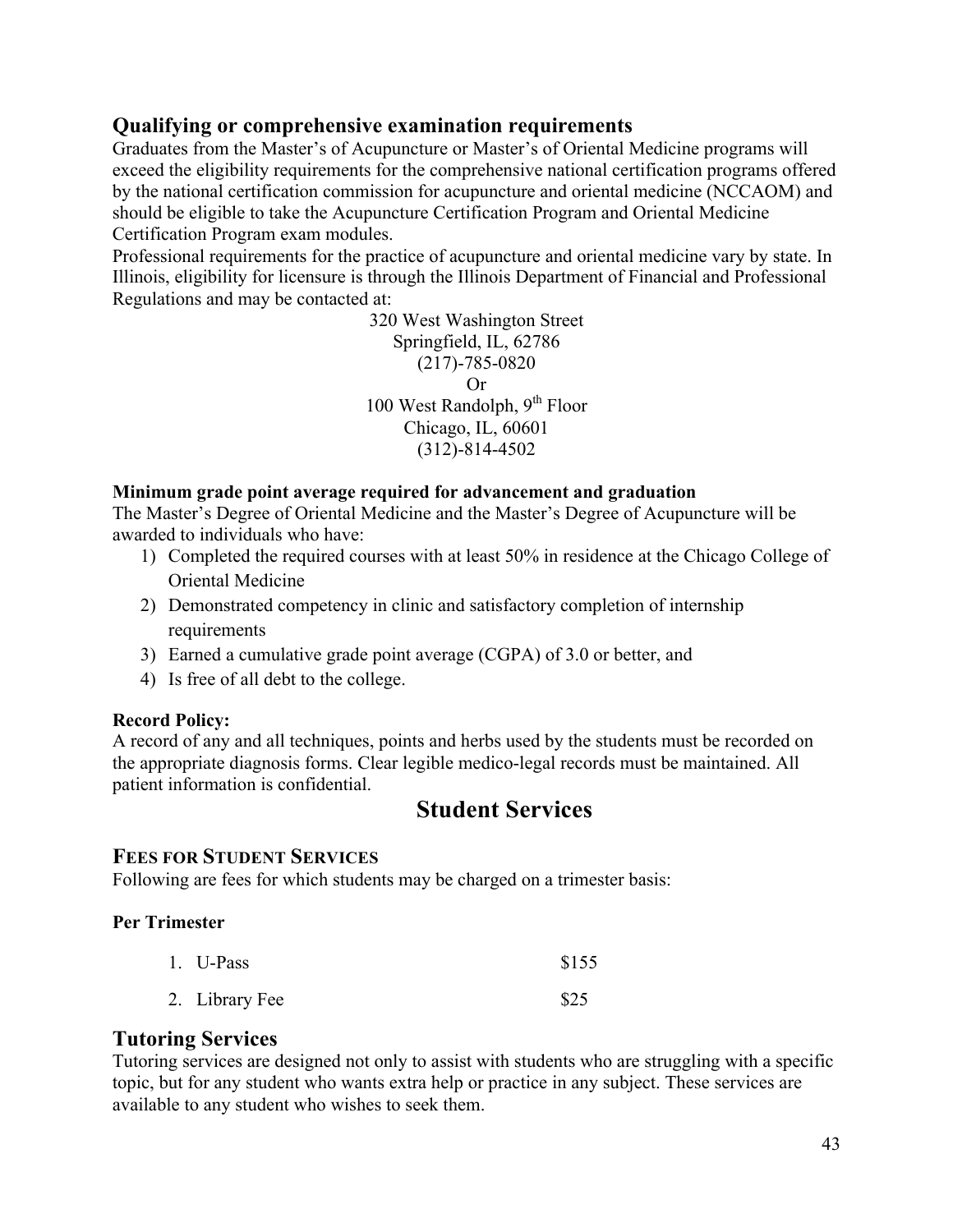## Qualifying or comprehensive examination requirements

Graduates from the Master's of Acupuncture or Master's of Oriental Medicine programs will exceed the eligibility requirements for the comprehensive national certification programs offered by the national certification commission for acupuncture and oriental medicine (NCCAOM) and should be eligible to take the Acupuncture Certification Program and Oriental Medicine Certification Program exam modules.

Professional requirements for the practice of acupuncture and oriental medicine vary by state. In Illinois, eligibility for licensure is through the Illinois Department of Financial and Professional Regulations and may be contacted at:

320 West Washington Street
Springfield, IL, 62786
(217)-785-0820
Or
100 West Randolph, 9th Floor
Chicago, IL, 60601
(312)-814-4502

**Minimum grade point average required for advancement and graduation**

The Master's Degree of Oriental Medicine and the Master's Degree of Acupuncture will be awarded to individuals who have:

1) Completed the required courses with at least 50% in residence at the Chicago College of Oriental Medicine
2) Demonstrated competency in clinic and satisfactory completion of internship requirements
3) Earned a cumulative grade point average (CGPA) of 3.0 or better, and
4) Is free of all debt to the college.

**Record Policy:**

A record of any and all techniques, points and herbs used by the students must be recorded on the appropriate diagnosis forms. Clear legible medico-legal records must be maintained. All patient information is confidential.

# Student Services

### FEES FOR STUDENT SERVICES

Following are fees for which students may be charged on a trimester basis:

**Per Trimester**

| | |
|---|---|
| 1. U-Pass | $155 |
| 2. Library Fee | $25 |

## Tutoring Services

Tutoring services are designed not only to assist with students who are struggling with a specific topic, but for any student who wants extra help or practice in any subject. These services are available to any student who wishes to seek them.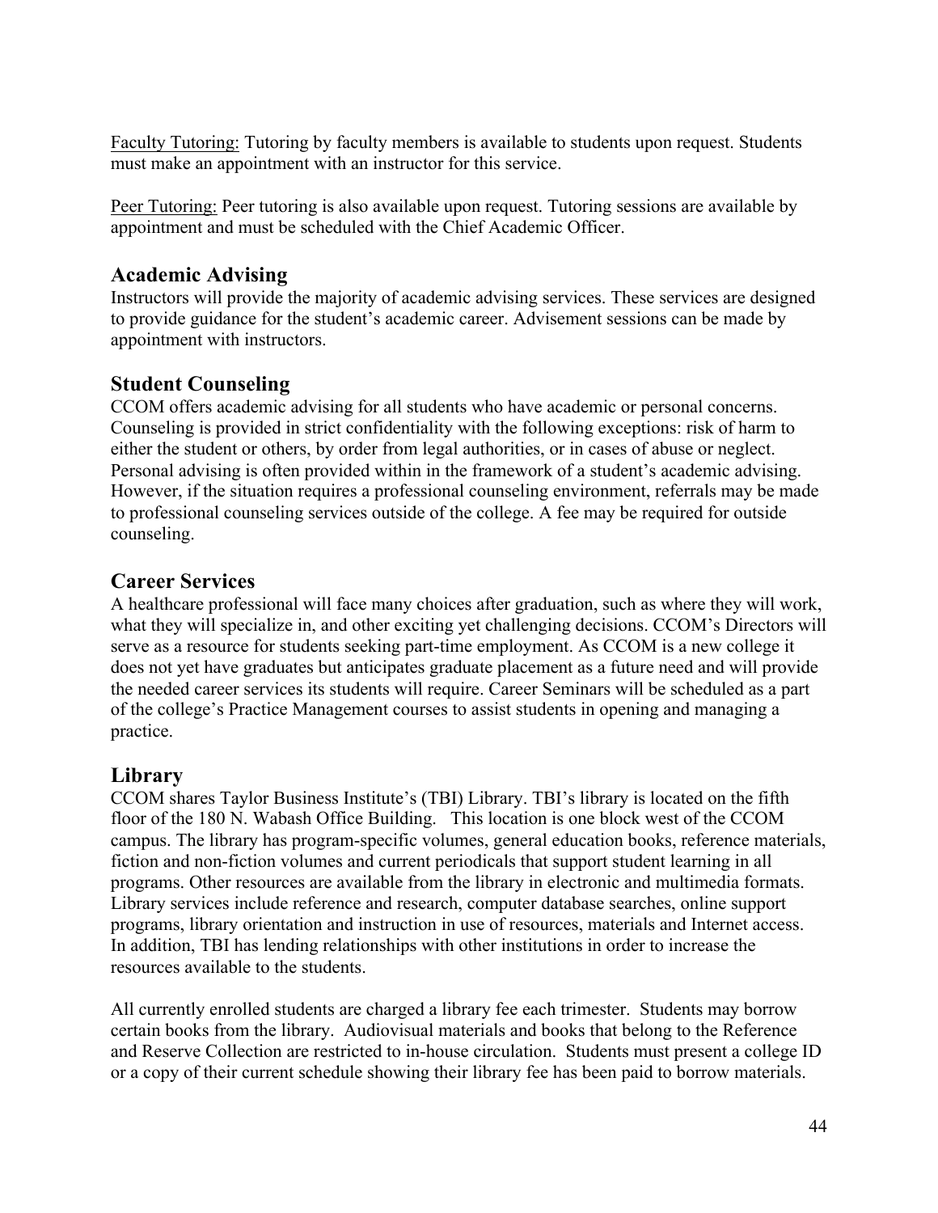Faculty Tutoring: Tutoring by faculty members is available to students upon request. Students must make an appointment with an instructor for this service.

Peer Tutoring: Peer tutoring is also available upon request. Tutoring sessions are available by appointment and must be scheduled with the Chief Academic Officer.

## Academic Advising

Instructors will provide the majority of academic advising services. These services are designed to provide guidance for the student's academic career. Advisement sessions can be made by appointment with instructors.

## Student Counseling

CCOM offers academic advising for all students who have academic or personal concerns. Counseling is provided in strict confidentiality with the following exceptions: risk of harm to either the student or others, by order from legal authorities, or in cases of abuse or neglect. Personal advising is often provided within in the framework of a student's academic advising. However, if the situation requires a professional counseling environment, referrals may be made to professional counseling services outside of the college. A fee may be required for outside counseling.

## Career Services

A healthcare professional will face many choices after graduation, such as where they will work, what they will specialize in, and other exciting yet challenging decisions. CCOM's Directors will serve as a resource for students seeking part-time employment. As CCOM is a new college it does not yet have graduates but anticipates graduate placement as a future need and will provide the needed career services its students will require. Career Seminars will be scheduled as a part of the college's Practice Management courses to assist students in opening and managing a practice.

## Library

CCOM shares Taylor Business Institute's (TBI) Library. TBI's library is located on the fifth floor of the 180 N. Wabash Office Building. This location is one block west of the CCOM campus. The library has program-specific volumes, general education books, reference materials, fiction and non-fiction volumes and current periodicals that support student learning in all programs. Other resources are available from the library in electronic and multimedia formats. Library services include reference and research, computer database searches, online support programs, library orientation and instruction in use of resources, materials and Internet access. In addition, TBI has lending relationships with other institutions in order to increase the resources available to the students.

All currently enrolled students are charged a library fee each trimester. Students may borrow certain books from the library. Audiovisual materials and books that belong to the Reference and Reserve Collection are restricted to in-house circulation. Students must present a college ID or a copy of their current schedule showing their library fee has been paid to borrow materials.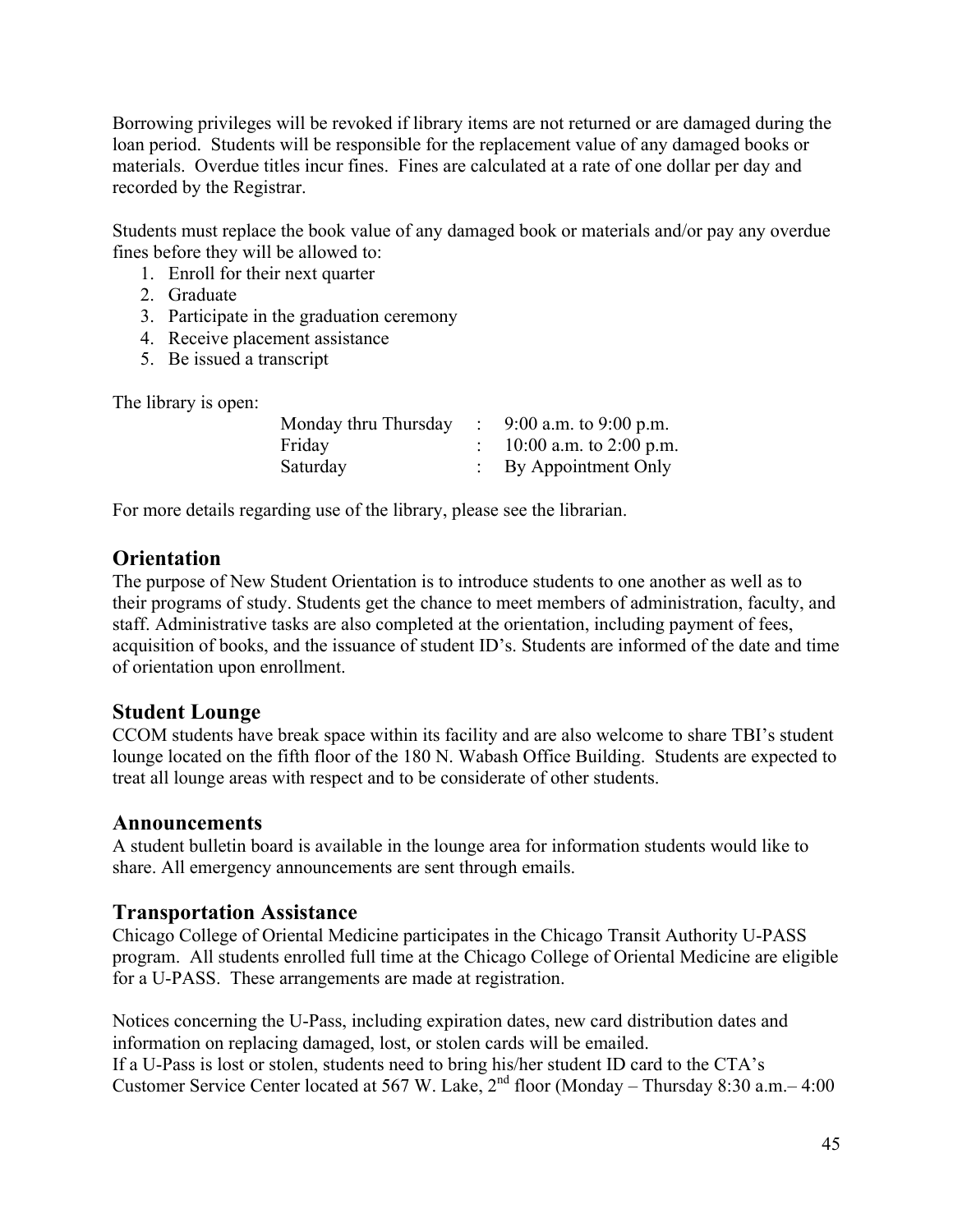Borrowing privileges will be revoked if library items are not returned or are damaged during the loan period. Students will be responsible for the replacement value of any damaged books or materials. Overdue titles incur fines. Fines are calculated at a rate of one dollar per day and recorded by the Registrar.

Students must replace the book value of any damaged book or materials and/or pay any overdue fines before they will be allowed to:

1. Enroll for their next quarter
2. Graduate
3. Participate in the graduation ceremony
4. Receive placement assistance
5. Be issued a transcript

The library is open:

| | | |
|---|---|---|
| Monday thru Thursday | : | 9:00 a.m. to 9:00 p.m. |
| Friday | : | 10:00 a.m. to 2:00 p.m. |
| Saturday | : | By Appointment Only |

For more details regarding use of the library, please see the librarian.

## Orientation

The purpose of New Student Orientation is to introduce students to one another as well as to their programs of study. Students get the chance to meet members of administration, faculty, and staff. Administrative tasks are also completed at the orientation, including payment of fees, acquisition of books, and the issuance of student ID's. Students are informed of the date and time of orientation upon enrollment.

## Student Lounge

CCOM students have break space within its facility and are also welcome to share TBI's student lounge located on the fifth floor of the 180 N. Wabash Office Building. Students are expected to treat all lounge areas with respect and to be considerate of other students.

## Announcements

A student bulletin board is available in the lounge area for information students would like to share. All emergency announcements are sent through emails.

## Transportation Assistance

Chicago College of Oriental Medicine participates in the Chicago Transit Authority U-PASS program. All students enrolled full time at the Chicago College of Oriental Medicine are eligible for a U-PASS. These arrangements are made at registration.

Notices concerning the U-Pass, including expiration dates, new card distribution dates and information on replacing damaged, lost, or stolen cards will be emailed.
If a U-Pass is lost or stolen, students need to bring his/her student ID card to the CTA's Customer Service Center located at 567 W. Lake, 2nd floor (Monday – Thursday 8:30 a.m.– 4:00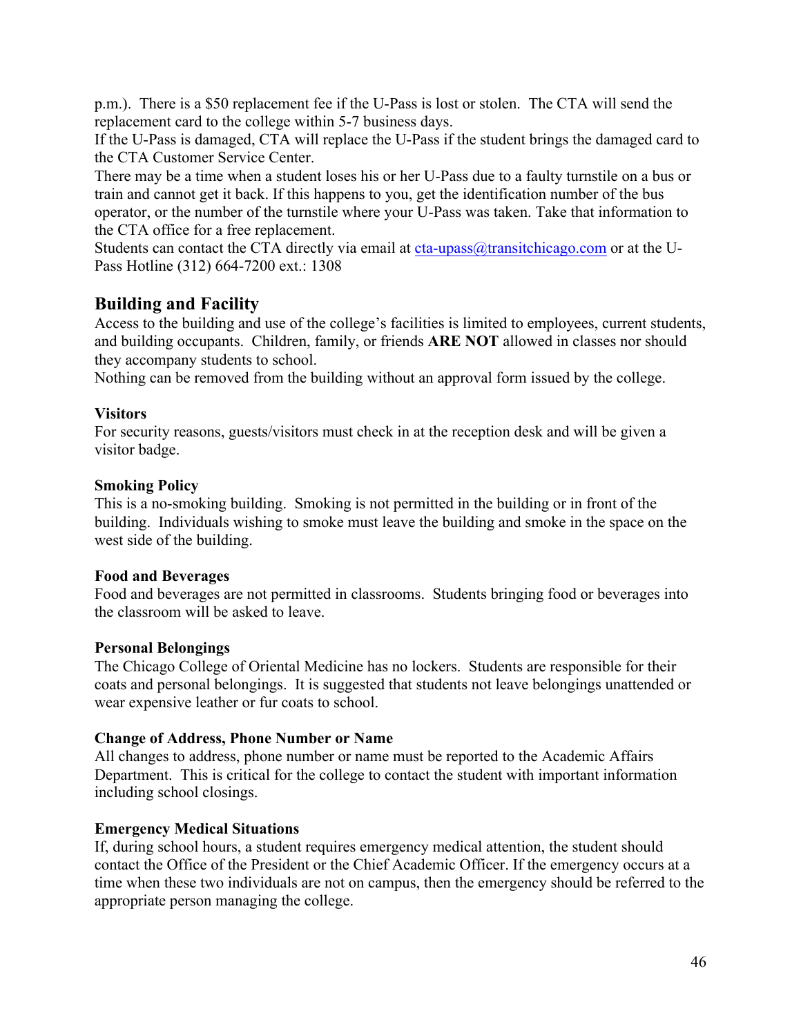p.m.). There is a $50 replacement fee if the U-Pass is lost or stolen. The CTA will send the replacement card to the college within 5-7 business days.

If the U-Pass is damaged, CTA will replace the U-Pass if the student brings the damaged card to the CTA Customer Service Center.

There may be a time when a student loses his or her U-Pass due to a faulty turnstile on a bus or train and cannot get it back. If this happens to you, get the identification number of the bus operator, or the number of the turnstile where your U-Pass was taken. Take that information to the CTA office for a free replacement.

Students can contact the CTA directly via email at cta-upass@transitchicago.com or at the U-Pass Hotline (312) 664-7200 ext.: 1308

## Building and Facility

Access to the building and use of the college's facilities is limited to employees, current students, and building occupants. Children, family, or friends **ARE NOT** allowed in classes nor should they accompany students to school.

Nothing can be removed from the building without an approval form issued by the college.

### Visitors

For security reasons, guests/visitors must check in at the reception desk and will be given a visitor badge.

### Smoking Policy

This is a no-smoking building. Smoking is not permitted in the building or in front of the building. Individuals wishing to smoke must leave the building and smoke in the space on the west side of the building.

### Food and Beverages

Food and beverages are not permitted in classrooms. Students bringing food or beverages into the classroom will be asked to leave.

### Personal Belongings

The Chicago College of Oriental Medicine has no lockers. Students are responsible for their coats and personal belongings. It is suggested that students not leave belongings unattended or wear expensive leather or fur coats to school.

### Change of Address, Phone Number or Name

All changes to address, phone number or name must be reported to the Academic Affairs Department. This is critical for the college to contact the student with important information including school closings.

### Emergency Medical Situations

If, during school hours, a student requires emergency medical attention, the student should contact the Office of the President or the Chief Academic Officer. If the emergency occurs at a time when these two individuals are not on campus, then the emergency should be referred to the appropriate person managing the college.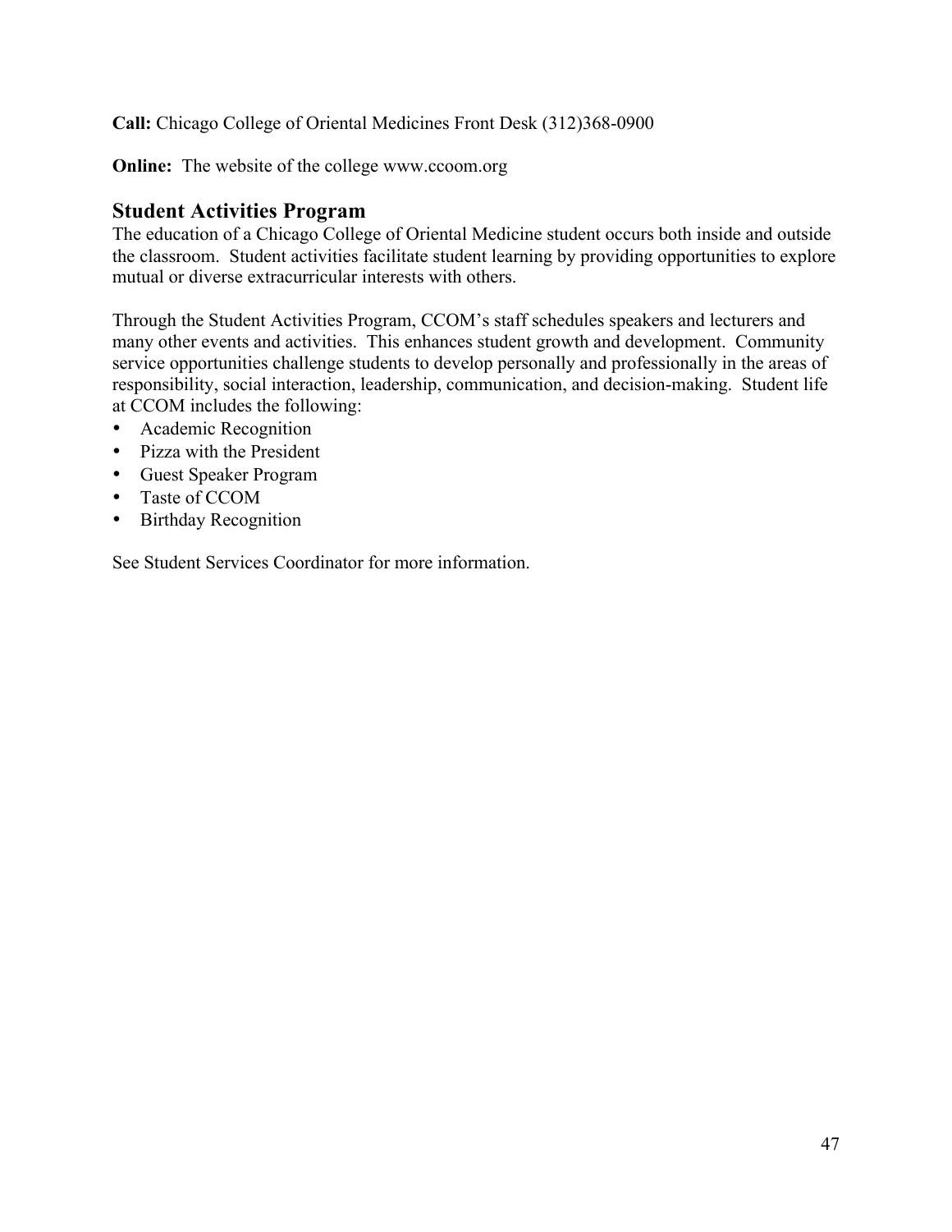**Call:** Chicago College of Oriental Medicines Front Desk (312)368-0900

**Online:** The website of the college www.ccoom.org

## Student Activities Program

The education of a Chicago College of Oriental Medicine student occurs both inside and outside the classroom. Student activities facilitate student learning by providing opportunities to explore mutual or diverse extracurricular interests with others.

Through the Student Activities Program, CCOM's staff schedules speakers and lecturers and many other events and activities. This enhances student growth and development. Community service opportunities challenge students to develop personally and professionally in the areas of responsibility, social interaction, leadership, communication, and decision-making. Student life at CCOM includes the following:

- Academic Recognition
- Pizza with the President
- Guest Speaker Program
- Taste of CCOM
- Birthday Recognition

See Student Services Coordinator for more information.